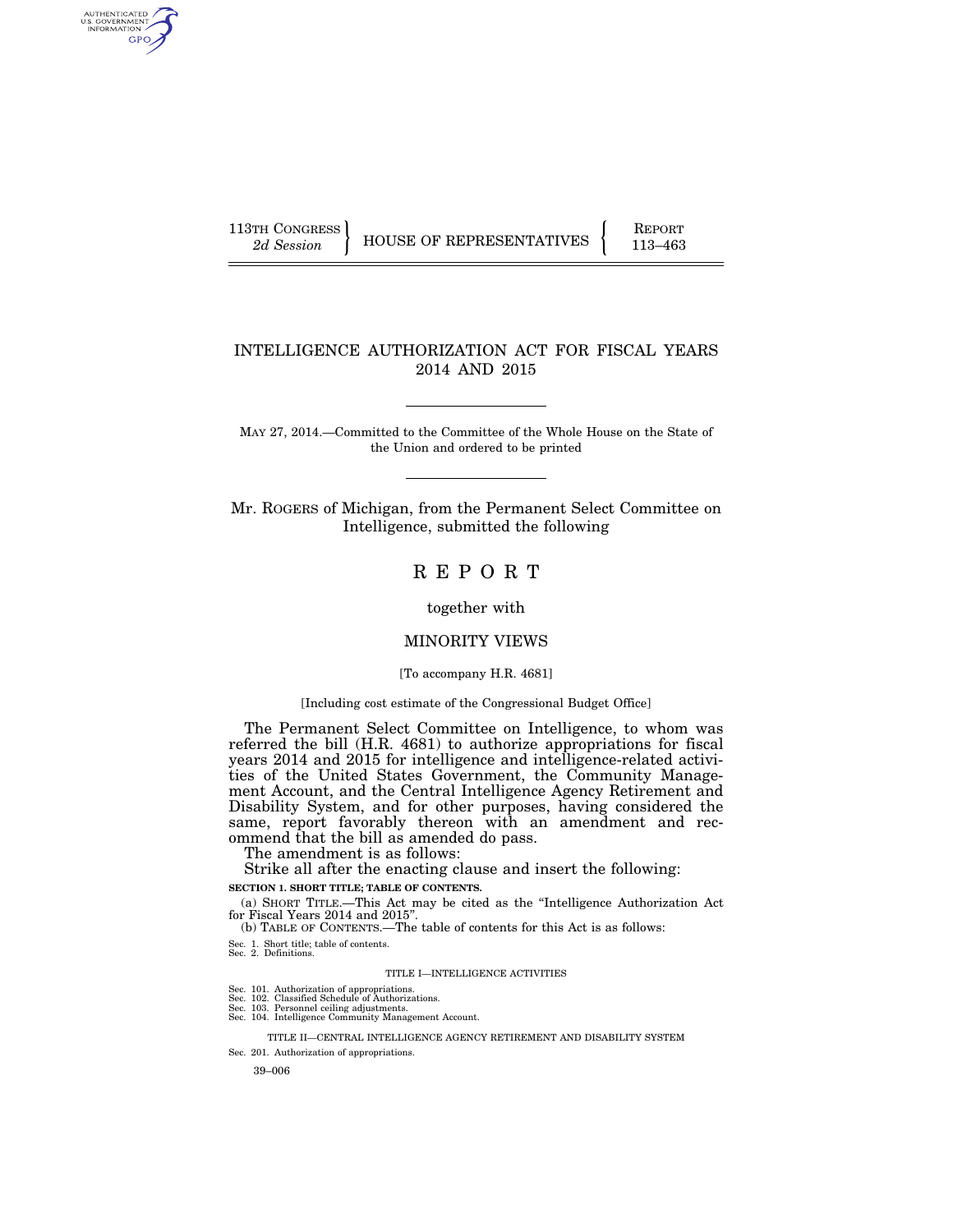113TH CONGRESS
*2d Session*

HOUSE OF REPRESENTATIVES

REPORT
113–463

# INTELLIGENCE AUTHORIZATION ACT FOR FISCAL YEARS 2014 AND 2015

MAY 27, 2014.—Committed to the Committee of the Whole House on the State of the Union and ordered to be printed

Mr. ROGERS of Michigan, from the Permanent Select Committee on Intelligence, submitted the following

# R E P O R T

together with

## MINORITY VIEWS

[To accompany H.R. 4681]

[Including cost estimate of the Congressional Budget Office]

The Permanent Select Committee on Intelligence, to whom was referred the bill (H.R. 4681) to authorize appropriations for fiscal years 2014 and 2015 for intelligence and intelligence-related activities of the United States Government, the Community Management Account, and the Central Intelligence Agency Retirement and Disability System, and for other purposes, having considered the same, report favorably thereon with an amendment and recommend that the bill as amended do pass.

The amendment is as follows:

Strike all after the enacting clause and insert the following:

**SECTION 1. SHORT TITLE; TABLE OF CONTENTS.**

(a) SHORT TITLE.—This Act may be cited as the "Intelligence Authorization Act for Fiscal Years 2014 and 2015".

(b) TABLE OF CONTENTS.—The table of contents for this Act is as follows:

Sec. 1. Short title; table of contents.
Sec. 2. Definitions.

TITLE I—INTELLIGENCE ACTIVITIES

Sec. 101. Authorization of appropriations.
Sec. 102. Classified Schedule of Authorizations.
Sec. 103. Personnel ceiling adjustments.
Sec. 104. Intelligence Community Management Account.

TITLE II—CENTRAL INTELLIGENCE AGENCY RETIREMENT AND DISABILITY SYSTEM

Sec. 201. Authorization of appropriations.

39–006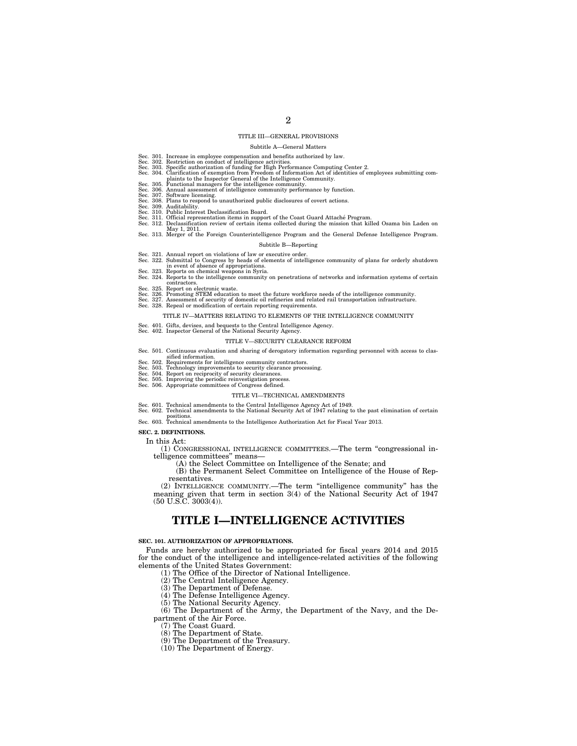TITLE III—GENERAL PROVISIONS

Subtitle A—General Matters

Sec. 301. Increase in employee compensation and benefits authorized by law.
Sec. 302. Restriction on conduct of intelligence activities.
Sec. 303. Specific authorization of funding for High Performance Computing Center 2.
Sec. 304. Clarification of exemption from Freedom of Information Act of identities of employees submitting complaints to the Inspector General of the Intelligence Community.
Sec. 305. Functional managers for the intelligence community.
Sec. 306. Annual assessment of intelligence community performance by function.
Sec. 307. Software licensing.
Sec. 308. Plans to respond to unauthorized public disclosures of covert actions.
Sec. 309. Auditability.
Sec. 310. Public Interest Declassification Board.
Sec. 311. Official representation items in support of the Coast Guard Attaché Program.
Sec. 312. Declassification review of certain items collected during the mission that killed Osama bin Laden on May 1, 2011.
Sec. 313. Merger of the Foreign Counterintelligence Program and the General Defense Intelligence Program.

Subtitle B—Reporting

Sec. 321. Annual report on violations of law or executive order.
Sec. 322. Submittal to Congress by heads of elements of intelligence community of plans for orderly shutdown in event of absence of appropriations.
Sec. 323. Reports on chemical weapons in Syria.
Sec. 324. Reports to the intelligence community on penetrations of networks and information systems of certain contractors.
Sec. 325. Report on electronic waste.
Sec. 326. Promoting STEM education to meet the future workforce needs of the intelligence community.
Sec. 327. Assessment of security of domestic oil refineries and related rail transportation infrastructure.
Sec. 328. Repeal or modification of certain reporting requirements.

TITLE IV—MATTERS RELATING TO ELEMENTS OF THE INTELLIGENCE COMMUNITY

Sec. 401. Gifts, devises, and bequests to the Central Intelligence Agency.
Sec. 402. Inspector General of the National Security Agency.

TITLE V—SECURITY CLEARANCE REFORM

Sec. 501. Continuous evaluation and sharing of derogatory information regarding personnel with access to classified information.
Sec. 502. Requirements for intelligence community contractors.
Sec. 503. Technology improvements to security clearance processing.
Sec. 504. Report on reciprocity of security clearances.
Sec. 505. Improving the periodic reinvestigation process.
Sec. 506. Appropriate committees of Congress defined.

TITLE VI—TECHNICAL AMENDMENTS

Sec. 601. Technical amendments to the Central Intelligence Agency Act of 1949.
Sec. 602. Technical amendments to the National Security Act of 1947 relating to the past elimination of certain positions.
Sec. 603. Technical amendments to the Intelligence Authorization Act for Fiscal Year 2013.

**SEC. 2. DEFINITIONS.**

In this Act:

(1) CONGRESSIONAL INTELLIGENCE COMMITTEES.—The term “congressional intelligence committees” means—

(A) the Select Committee on Intelligence of the Senate; and

(B) the Permanent Select Committee on Intelligence of the House of Representatives.

(2) INTELLIGENCE COMMUNITY.—The term “intelligence community” has the meaning given that term in section 3(4) of the National Security Act of 1947 (50 U.S.C. 3003(4)).

# TITLE I—INTELLIGENCE ACTIVITIES

**SEC. 101. AUTHORIZATION OF APPROPRIATIONS.**

Funds are hereby authorized to be appropriated for fiscal years 2014 and 2015 for the conduct of the intelligence and intelligence-related activities of the following elements of the United States Government:

(1) The Office of the Director of National Intelligence.

(2) The Central Intelligence Agency.

(3) The Department of Defense.

(4) The Defense Intelligence Agency.

(5) The National Security Agency.

(6) The Department of the Army, the Department of the Navy, and the Department of the Air Force.

(7) The Coast Guard.

(8) The Department of State.

(9) The Department of the Treasury.

(10) The Department of Energy.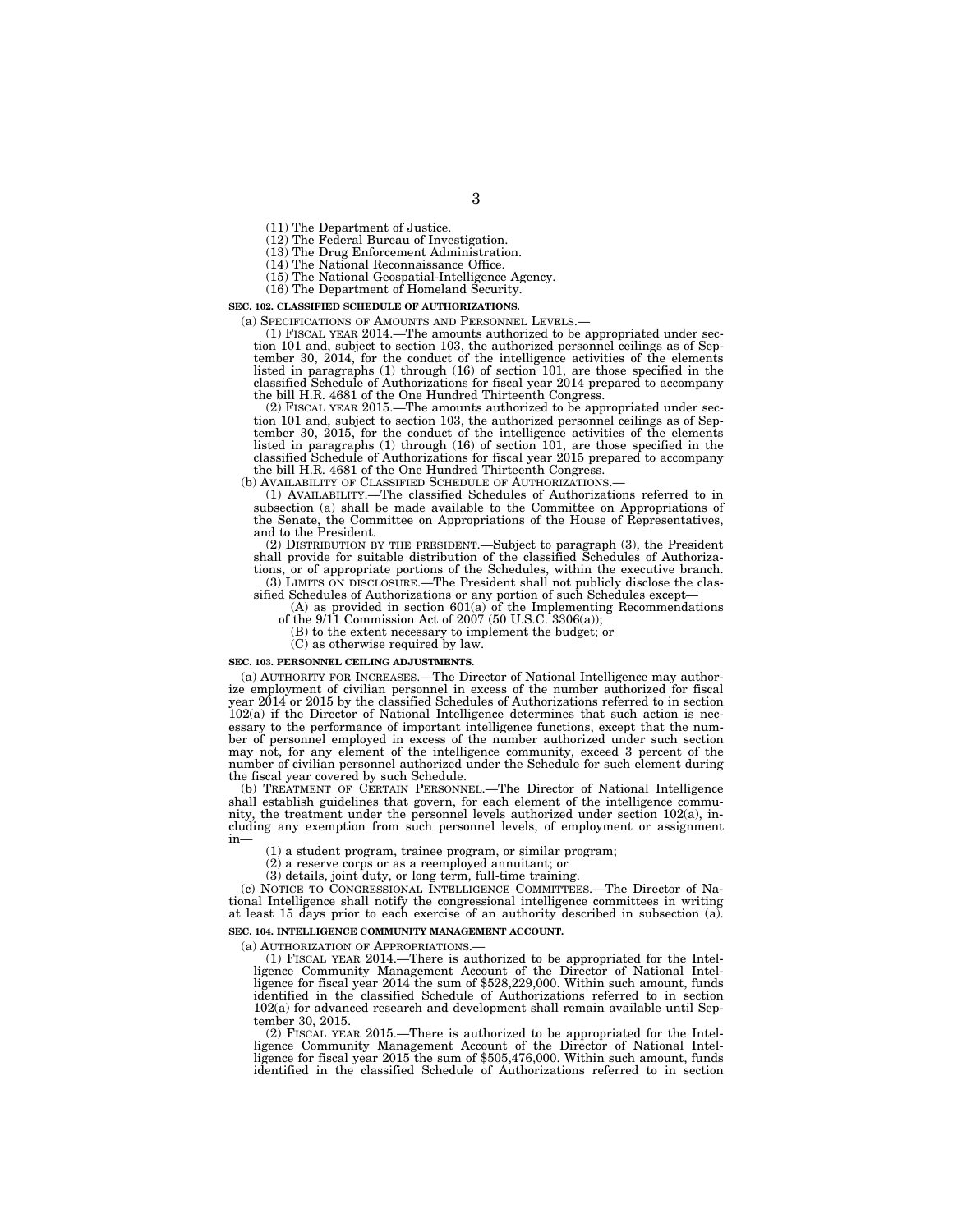(11) The Department of Justice.

(12) The Federal Bureau of Investigation.

(13) The Drug Enforcement Administration.

(14) The National Reconnaissance Office.

(15) The National Geospatial-Intelligence Agency.

(16) The Department of Homeland Security.

**SEC. 102. CLASSIFIED SCHEDULE OF AUTHORIZATIONS.**

(a) SPECIFICATIONS OF AMOUNTS AND PERSONNEL LEVELS.—

(1) FISCAL YEAR 2014.—The amounts authorized to be appropriated under section 101 and, subject to section 103, the authorized personnel ceilings as of September 30, 2014, for the conduct of the intelligence activities of the elements listed in paragraphs (1) through (16) of section 101, are those specified in the classified Schedule of Authorizations for fiscal year 2014 prepared to accompany the bill H.R. 4681 of the One Hundred Thirteenth Congress.

(2) FISCAL YEAR 2015.—The amounts authorized to be appropriated under section 101 and, subject to section 103, the authorized personnel ceilings as of September 30, 2015, for the conduct of the intelligence activities of the elements listed in paragraphs (1) through (16) of section 101, are those specified in the classified Schedule of Authorizations for fiscal year 2015 prepared to accompany the bill H.R. 4681 of the One Hundred Thirteenth Congress.

(b) AVAILABILITY OF CLASSIFIED SCHEDULE OF AUTHORIZATIONS.—

(1) AVAILABILITY.—The classified Schedules of Authorizations referred to in subsection (a) shall be made available to the Committee on Appropriations of the Senate, the Committee on Appropriations of the House of Representatives, and to the President.

(2) DISTRIBUTION BY THE PRESIDENT.—Subject to paragraph (3), the President shall provide for suitable distribution of the classified Schedules of Authorizations, or of appropriate portions of the Schedules, within the executive branch.

(3) LIMITS ON DISCLOSURE.—The President shall not publicly disclose the classified Schedules of Authorizations or any portion of such Schedules except—

(A) as provided in section 601(a) of the Implementing Recommendations of the 9/11 Commission Act of 2007 (50 U.S.C. 3306(a));

(B) to the extent necessary to implement the budget; or

(C) as otherwise required by law.

**SEC. 103. PERSONNEL CEILING ADJUSTMENTS.**

(a) AUTHORITY FOR INCREASES.—The Director of National Intelligence may authorize employment of civilian personnel in excess of the number authorized for fiscal year 2014 or 2015 by the classified Schedules of Authorizations referred to in section 102(a) if the Director of National Intelligence determines that such action is necessary to the performance of important intelligence functions, except that the number of personnel employed in excess of the number authorized under such section may not, for any element of the intelligence community, exceed 3 percent of the number of civilian personnel authorized under the Schedule for such element during the fiscal year covered by such Schedule.

(b) TREATMENT OF CERTAIN PERSONNEL.—The Director of National Intelligence shall establish guidelines that govern, for each element of the intelligence community, the treatment under the personnel levels authorized under section 102(a), including any exemption from such personnel levels, of employment or assignment in—

(1) a student program, trainee program, or similar program;

(2) a reserve corps or as a reemployed annuitant; or

(3) details, joint duty, or long term, full-time training.

(c) NOTICE TO CONGRESSIONAL INTELLIGENCE COMMITTEES.—The Director of National Intelligence shall notify the congressional intelligence committees in writing at least 15 days prior to each exercise of an authority described in subsection (a).

**SEC. 104. INTELLIGENCE COMMUNITY MANAGEMENT ACCOUNT.**

(a) AUTHORIZATION OF APPROPRIATIONS.—

(1) FISCAL YEAR 2014.—There is authorized to be appropriated for the Intelligence Community Management Account of the Director of National Intelligence for fiscal year 2014 the sum of $528,229,000. Within such amount, funds identified in the classified Schedule of Authorizations referred to in section 102(a) for advanced research and development shall remain available until September 30, 2015.

(2) FISCAL YEAR 2015.—There is authorized to be appropriated for the Intelligence Community Management Account of the Director of National Intelligence for fiscal year 2015 the sum of $505,476,000. Within such amount, funds identified in the classified Schedule of Authorizations referred to in section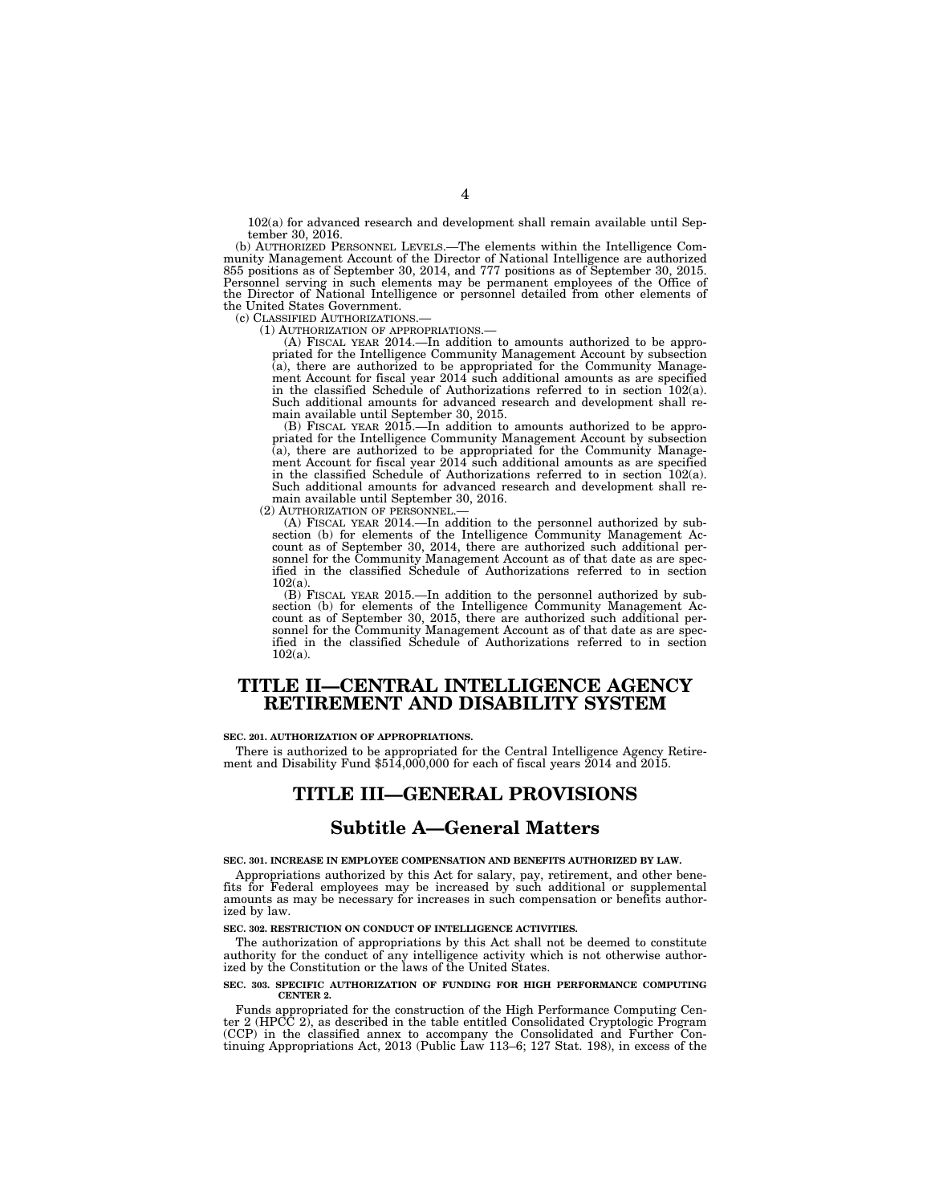102(a) for advanced research and development shall remain available until September 30, 2016.

(b) AUTHORIZED PERSONNEL LEVELS.—The elements within the Intelligence Community Management Account of the Director of National Intelligence are authorized 855 positions as of September 30, 2014, and 777 positions as of September 30, 2015. Personnel serving in such elements may be permanent employees of the Office of the Director of National Intelligence or personnel detailed from other elements of the United States Government.

(c) CLASSIFIED AUTHORIZATIONS.—

(1) AUTHORIZATION OF APPROPRIATIONS.—

(A) FISCAL YEAR 2014.—In addition to amounts authorized to be appropriated for the Intelligence Community Management Account by subsection (a), there are authorized to be appropriated for the Community Management Account for fiscal year 2014 such additional amounts as are specified in the classified Schedule of Authorizations referred to in section 102(a). Such additional amounts for advanced research and development shall remain available until September 30, 2015.

(B) FISCAL YEAR 2015.—In addition to amounts authorized to be appropriated for the Intelligence Community Management Account by subsection (a), there are authorized to be appropriated for the Community Management Account for fiscal year 2014 such additional amounts as are specified in the classified Schedule of Authorizations referred to in section 102(a). Such additional amounts for advanced research and development shall remain available until September 30, 2016.

(2) AUTHORIZATION OF PERSONNEL.—

(A) FISCAL YEAR 2014.—In addition to the personnel authorized by subsection (b) for elements of the Intelligence Community Management Account as of September 30, 2014, there are authorized such additional personnel for the Community Management Account as of that date as are specified in the classified Schedule of Authorizations referred to in section 102(a).

(B) FISCAL YEAR 2015.—In addition to the personnel authorized by subsection (b) for elements of the Intelligence Community Management Account as of September 30, 2015, there are authorized such additional personnel for the Community Management Account as of that date as are specified in the classified Schedule of Authorizations referred to in section 102(a).

# TITLE II—CENTRAL INTELLIGENCE AGENCY RETIREMENT AND DISABILITY SYSTEM

**SEC. 201. AUTHORIZATION OF APPROPRIATIONS.**

There is authorized to be appropriated for the Central Intelligence Agency Retirement and Disability Fund $514,000,000 for each of fiscal years 2014 and 2015.

# TITLE III—GENERAL PROVISIONS

## Subtitle A—General Matters

**SEC. 301. INCREASE IN EMPLOYEE COMPENSATION AND BENEFITS AUTHORIZED BY LAW.**

Appropriations authorized by this Act for salary, pay, retirement, and other benefits for Federal employees may be increased by such additional or supplemental amounts as may be necessary for increases in such compensation or benefits authorized by law.

**SEC. 302. RESTRICTION ON CONDUCT OF INTELLIGENCE ACTIVITIES.**

The authorization of appropriations by this Act shall not be deemed to constitute authority for the conduct of any intelligence activity which is not otherwise authorized by the Constitution or the laws of the United States.

**SEC. 303. SPECIFIC AUTHORIZATION OF FUNDING FOR HIGH PERFORMANCE COMPUTING CENTER 2.**

Funds appropriated for the construction of the High Performance Computing Center 2 (HPCC 2), as described in the table entitled Consolidated Cryptologic Program (CCP) in the classified annex to accompany the Consolidated and Further Continuing Appropriations Act, 2013 (Public Law 113–6; 127 Stat. 198), in excess of the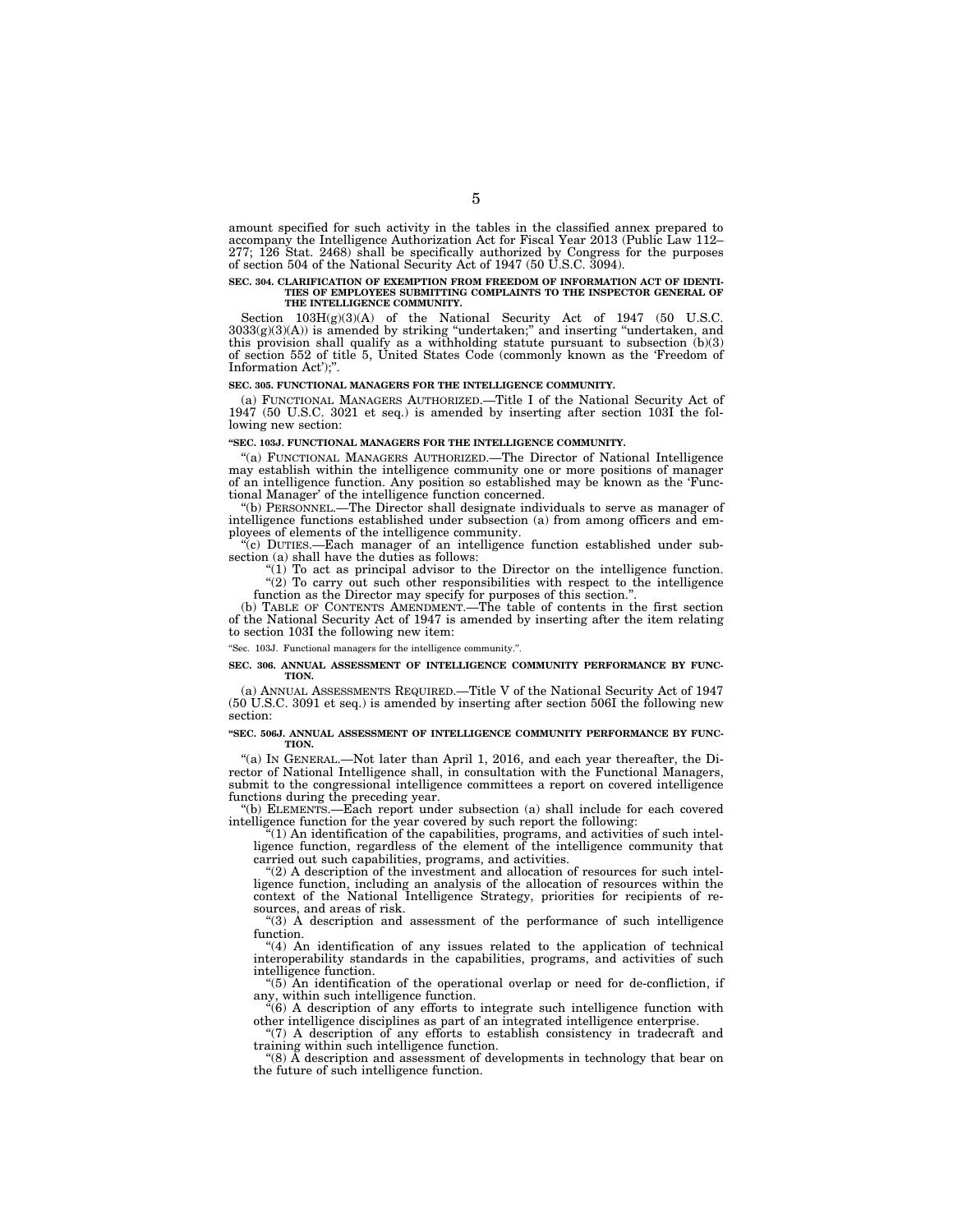amount specified for such activity in the tables in the classified annex prepared to accompany the Intelligence Authorization Act for Fiscal Year 2013 (Public Law 112–277; 126 Stat. 2468) shall be specifically authorized by Congress for the purposes of section 504 of the National Security Act of 1947 (50 U.S.C. 3094).

**SEC. 304. CLARIFICATION OF EXEMPTION FROM FREEDOM OF INFORMATION ACT OF IDENTITIES OF EMPLOYEES SUBMITTING COMPLAINTS TO THE INSPECTOR GENERAL OF THE INTELLIGENCE COMMUNITY.**

Section 103H(g)(3)(A) of the National Security Act of 1947 (50 U.S.C. 3033(g)(3)(A)) is amended by striking "undertaken;" and inserting "undertaken, and this provision shall qualify as a withholding statute pursuant to subsection (b)(3) of section 552 of title 5, United States Code (commonly known as the 'Freedom of Information Act');".

**SEC. 305. FUNCTIONAL MANAGERS FOR THE INTELLIGENCE COMMUNITY.**

(a) FUNCTIONAL MANAGERS AUTHORIZED.—Title I of the National Security Act of 1947 (50 U.S.C. 3021 et seq.) is amended by inserting after section 103I the following new section:

**"SEC. 103J. FUNCTIONAL MANAGERS FOR THE INTELLIGENCE COMMUNITY.**

"(a) FUNCTIONAL MANAGERS AUTHORIZED.—The Director of National Intelligence may establish within the intelligence community one or more positions of manager of an intelligence function. Any position so established may be known as the 'Functional Manager' of the intelligence function concerned.

"(b) PERSONNEL.—The Director shall designate individuals to serve as manager of intelligence functions established under subsection (a) from among officers and employees of elements of the intelligence community.

"(c) DUTIES.—Each manager of an intelligence function established under subsection (a) shall have the duties as follows:

"(1) To act as principal advisor to the Director on the intelligence function.

"(2) To carry out such other responsibilities with respect to the intelligence function as the Director may specify for purposes of this section.".

(b) TABLE OF CONTENTS AMENDMENT.—The table of contents in the first section of the National Security Act of 1947 is amended by inserting after the item relating to section 103I the following new item:

"Sec. 103J. Functional managers for the intelligence community.".

**SEC. 306. ANNUAL ASSESSMENT OF INTELLIGENCE COMMUNITY PERFORMANCE BY FUNCTION.**

(a) ANNUAL ASSESSMENTS REQUIRED.—Title V of the National Security Act of 1947 (50 U.S.C. 3091 et seq.) is amended by inserting after section 506I the following new section:

**"SEC. 506J. ANNUAL ASSESSMENT OF INTELLIGENCE COMMUNITY PERFORMANCE BY FUNCTION.**

"(a) IN GENERAL.—Not later than April 1, 2016, and each year thereafter, the Director of National Intelligence shall, in consultation with the Functional Managers, submit to the congressional intelligence committees a report on covered intelligence functions during the preceding year.

"(b) ELEMENTS.—Each report under subsection (a) shall include for each covered intelligence function for the year covered by such report the following:

"(1) An identification of the capabilities, programs, and activities of such intelligence function, regardless of the element of the intelligence community that carried out such capabilities, programs, and activities.

"(2) A description of the investment and allocation of resources for such intelligence function, including an analysis of the allocation of resources within the context of the National Intelligence Strategy, priorities for recipients of resources, and areas of risk.

"(3) A description and assessment of the performance of such intelligence function.

"(4) An identification of any issues related to the application of technical interoperability standards in the capabilities, programs, and activities of such intelligence function.

"(5) An identification of the operational overlap or need for de-confliction, if any, within such intelligence function.

"(6) A description of any efforts to integrate such intelligence function with other intelligence disciplines as part of an integrated intelligence enterprise.

"(7) A description of any efforts to establish consistency in tradecraft and training within such intelligence function.

"(8) A description and assessment of developments in technology that bear on the future of such intelligence function.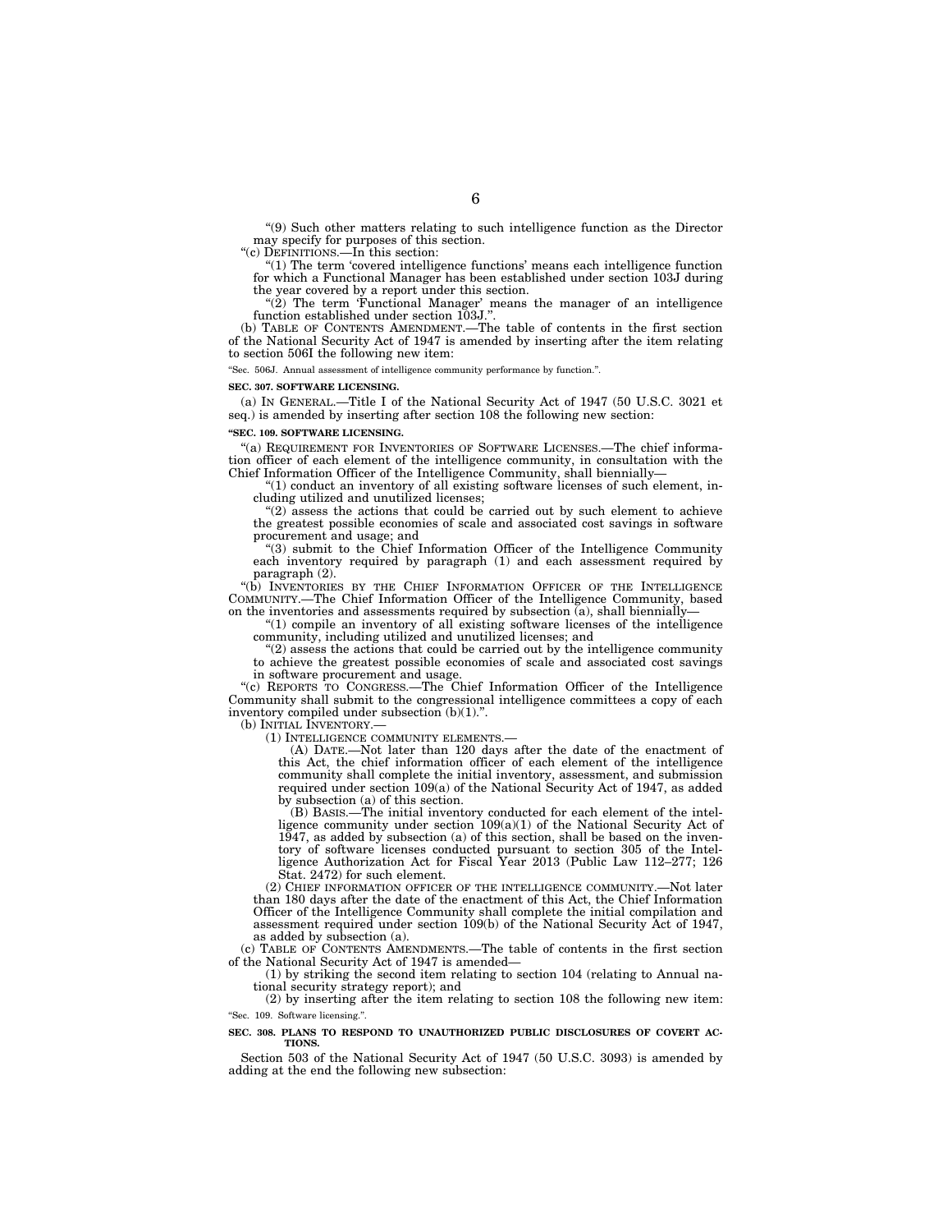"(9) Such other matters relating to such intelligence function as the Director may specify for purposes of this section.

"(c) DEFINITIONS.—In this section:

"(1) The term 'covered intelligence functions' means each intelligence function for which a Functional Manager has been established under section 103J during the year covered by a report under this section.

"(2) The term 'Functional Manager' means the manager of an intelligence function established under section 103J.".

(b) TABLE OF CONTENTS AMENDMENT.—The table of contents in the first section of the National Security Act of 1947 is amended by inserting after the item relating to section 506I the following new item:

"Sec. 506J. Annual assessment of intelligence community performance by function.".

**SEC. 307. SOFTWARE LICENSING.**

(a) IN GENERAL.—Title I of the National Security Act of 1947 (50 U.S.C. 3021 et seq.) is amended by inserting after section 108 the following new section:

**"SEC. 109. SOFTWARE LICENSING.**

"(a) REQUIREMENT FOR INVENTORIES OF SOFTWARE LICENSES.—The chief information officer of each element of the intelligence community, in consultation with the Chief Information Officer of the Intelligence Community, shall biennially—

"(1) conduct an inventory of all existing software licenses of such element, including utilized and unutilized licenses;

"(2) assess the actions that could be carried out by such element to achieve the greatest possible economies of scale and associated cost savings in software procurement and usage; and

"(3) submit to the Chief Information Officer of the Intelligence Community each inventory required by paragraph (1) and each assessment required by paragraph (2).

"(b) INVENTORIES BY THE CHIEF INFORMATION OFFICER OF THE INTELLIGENCE COMMUNITY.—The Chief Information Officer of the Intelligence Community, based on the inventories and assessments required by subsection (a), shall biennially—

"(1) compile an inventory of all existing software licenses of the intelligence community, including utilized and unutilized licenses; and

"(2) assess the actions that could be carried out by the intelligence community to achieve the greatest possible economies of scale and associated cost savings in software procurement and usage.

"(c) REPORTS TO CONGRESS.—The Chief Information Officer of the Intelligence Community shall submit to the congressional intelligence committees a copy of each inventory compiled under subsection (b)(1).".

(b) INITIAL INVENTORY.—

(1) INTELLIGENCE COMMUNITY ELEMENTS.—

(A) DATE.—Not later than 120 days after the date of the enactment of this Act, the chief information officer of each element of the intelligence community shall complete the initial inventory, assessment, and submission required under section 109(a) of the National Security Act of 1947, as added by subsection (a) of this section.

(B) BASIS.—The initial inventory conducted for each element of the intelligence community under section 109(a)(1) of the National Security Act of 1947, as added by subsection (a) of this section, shall be based on the inventory of software licenses conducted pursuant to section 305 of the Intelligence Authorization Act for Fiscal Year 2013 (Public Law 112–277; 126 Stat. 2472) for such element.

(2) CHIEF INFORMATION OFFICER OF THE INTELLIGENCE COMMUNITY.—Not later than 180 days after the date of the enactment of this Act, the Chief Information Officer of the Intelligence Community shall complete the initial compilation and assessment required under section 109(b) of the National Security Act of 1947, as added by subsection (a).

(c) TABLE OF CONTENTS AMENDMENTS.—The table of contents in the first section of the National Security Act of 1947 is amended—

(1) by striking the second item relating to section 104 (relating to Annual national security strategy report); and

(2) by inserting after the item relating to section 108 the following new item:

"Sec. 109. Software licensing.".

**SEC. 308. PLANS TO RESPOND TO UNAUTHORIZED PUBLIC DISCLOSURES OF COVERT ACTIONS.**

Section 503 of the National Security Act of 1947 (50 U.S.C. 3093) is amended by adding at the end the following new subsection: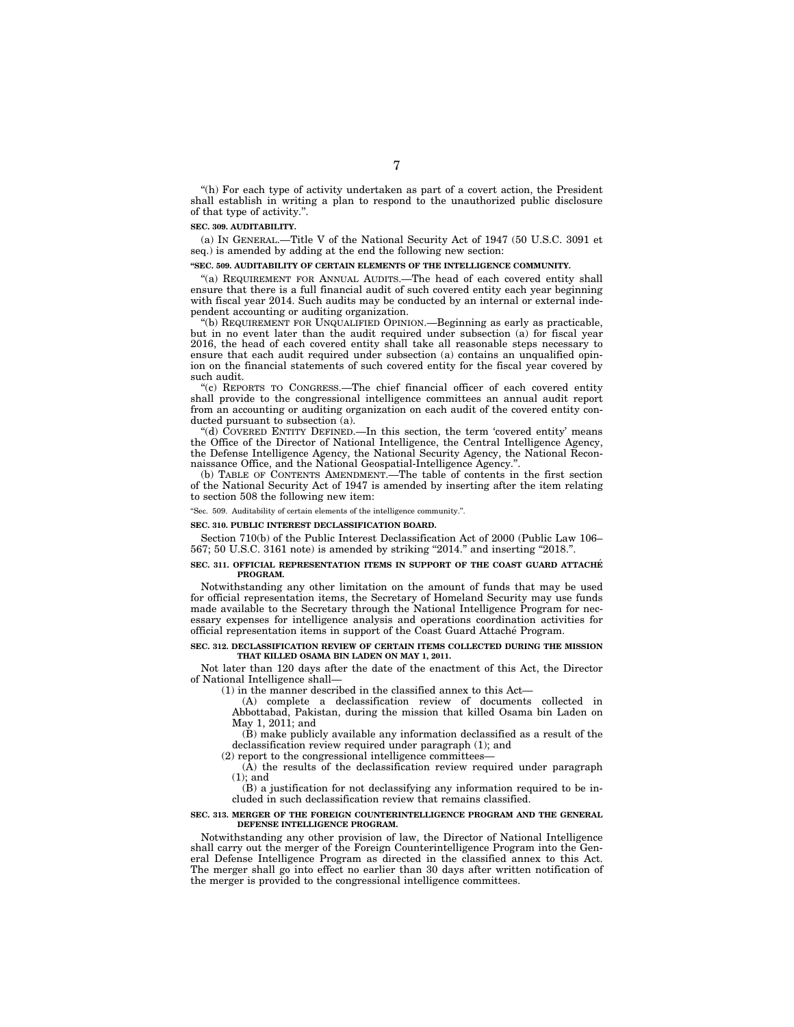"(h) For each type of activity undertaken as part of a covert action, the President shall establish in writing a plan to respond to the unauthorized public disclosure of that type of activity.".

**SEC. 309. AUDITABILITY.**

(a) IN GENERAL.—Title V of the National Security Act of 1947 (50 U.S.C. 3091 et seq.) is amended by adding at the end the following new section:

**"SEC. 509. AUDITABILITY OF CERTAIN ELEMENTS OF THE INTELLIGENCE COMMUNITY.**

"(a) REQUIREMENT FOR ANNUAL AUDITS.—The head of each covered entity shall ensure that there is a full financial audit of such covered entity each year beginning with fiscal year 2014. Such audits may be conducted by an internal or external independent accounting or auditing organization.

"(b) REQUIREMENT FOR UNQUALIFIED OPINION.—Beginning as early as practicable, but in no event later than the audit required under subsection (a) for fiscal year 2016, the head of each covered entity shall take all reasonable steps necessary to ensure that each audit required under subsection (a) contains an unqualified opinion on the financial statements of such covered entity for the fiscal year covered by such audit.

"(c) REPORTS TO CONGRESS.—The chief financial officer of each covered entity shall provide to the congressional intelligence committees an annual audit report from an accounting or auditing organization on each audit of the covered entity conducted pursuant to subsection (a).

"(d) COVERED ENTITY DEFINED.—In this section, the term 'covered entity' means the Office of the Director of National Intelligence, the Central Intelligence Agency, the Defense Intelligence Agency, the National Security Agency, the National Reconnaissance Office, and the National Geospatial-Intelligence Agency.".

(b) TABLE OF CONTENTS AMENDMENT.—The table of contents in the first section of the National Security Act of 1947 is amended by inserting after the item relating to section 508 the following new item:

"Sec. 509. Auditability of certain elements of the intelligence community.".

**SEC. 310. PUBLIC INTEREST DECLASSIFICATION BOARD.**

Section 710(b) of the Public Interest Declassification Act of 2000 (Public Law 106–567; 50 U.S.C. 3161 note) is amended by striking "2014." and inserting "2018.".

**SEC. 311. OFFICIAL REPRESENTATION ITEMS IN SUPPORT OF THE COAST GUARD ATTACHÉ PROGRAM.**

Notwithstanding any other limitation on the amount of funds that may be used for official representation items, the Secretary of Homeland Security may use funds made available to the Secretary through the National Intelligence Program for necessary expenses for intelligence analysis and operations coordination activities for official representation items in support of the Coast Guard Attaché Program.

**SEC. 312. DECLASSIFICATION REVIEW OF CERTAIN ITEMS COLLECTED DURING THE MISSION THAT KILLED OSAMA BIN LADEN ON MAY 1, 2011.**

Not later than 120 days after the date of the enactment of this Act, the Director of National Intelligence shall—

(1) in the manner described in the classified annex to this Act—

(A) complete a declassification review of documents collected in Abbottabad, Pakistan, during the mission that killed Osama bin Laden on May 1, 2011; and

(B) make publicly available any information declassified as a result of the declassification review required under paragraph (1); and

(2) report to the congressional intelligence committees—

(A) the results of the declassification review required under paragraph (1); and

(B) a justification for not declassifying any information required to be included in such declassification review that remains classified.

**SEC. 313. MERGER OF THE FOREIGN COUNTERINTELLIGENCE PROGRAM AND THE GENERAL DEFENSE INTELLIGENCE PROGRAM.**

Notwithstanding any other provision of law, the Director of National Intelligence shall carry out the merger of the Foreign Counterintelligence Program into the General Defense Intelligence Program as directed in the classified annex to this Act. The merger shall go into effect no earlier than 30 days after written notification of the merger is provided to the congressional intelligence committees.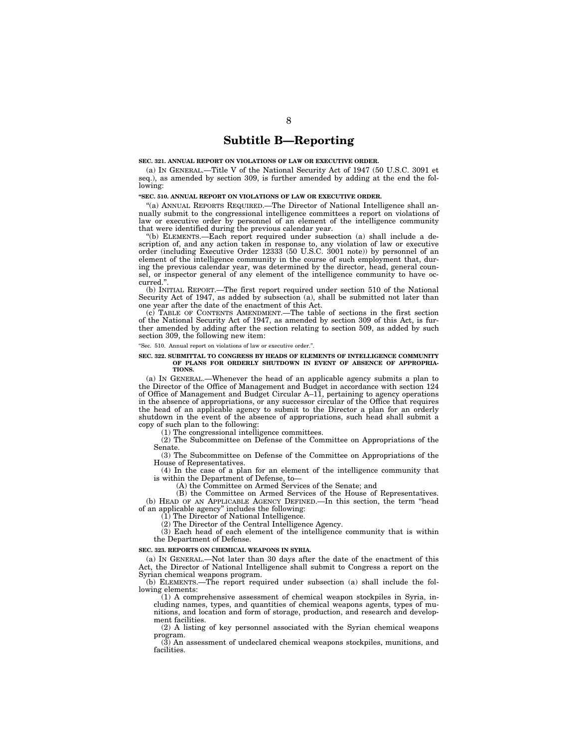## Subtitle B—Reporting

**SEC. 321. ANNUAL REPORT ON VIOLATIONS OF LAW OR EXECUTIVE ORDER.**

(a) IN GENERAL.—Title V of the National Security Act of 1947 (50 U.S.C. 3091 et seq.), as amended by section 309, is further amended by adding at the end the following:

**"SEC. 510. ANNUAL REPORT ON VIOLATIONS OF LAW OR EXECUTIVE ORDER.**

"(a) ANNUAL REPORTS REQUIRED.—The Director of National Intelligence shall annually submit to the congressional intelligence committees a report on violations of law or executive order by personnel of an element of the intelligence community that were identified during the previous calendar year.

"(b) ELEMENTS.—Each report required under subsection (a) shall include a description of, and any action taken in response to, any violation of law or executive order (including Executive Order 12333 (50 U.S.C. 3001 note)) by personnel of an element of the intelligence community in the course of such employment that, during the previous calendar year, was determined by the director, head, general counsel, or inspector general of any element of the intelligence community to have occurred.".

(b) INITIAL REPORT.—The first report required under section 510 of the National Security Act of 1947, as added by subsection (a), shall be submitted not later than one year after the date of the enactment of this Act.

(c) TABLE OF CONTENTS AMENDMENT.—The table of sections in the first section of the National Security Act of 1947, as amended by section 309 of this Act, is further amended by adding after the section relating to section 509, as added by such section 309, the following new item:

"Sec. 510. Annual report on violations of law or executive order.".

**SEC. 322. SUBMITTAL TO CONGRESS BY HEADS OF ELEMENTS OF INTELLIGENCE COMMUNITY OF PLANS FOR ORDERLY SHUTDOWN IN EVENT OF ABSENCE OF APPROPRIATIONS.**

(a) IN GENERAL.—Whenever the head of an applicable agency submits a plan to the Director of the Office of Management and Budget in accordance with section 124 of Office of Management and Budget Circular A–11, pertaining to agency operations in the absence of appropriations, or any successor circular of the Office that requires the head of an applicable agency to submit to the Director a plan for an orderly shutdown in the event of the absence of appropriations, such head shall submit a copy of such plan to the following:

(1) The congressional intelligence committees.

(2) The Subcommittee on Defense of the Committee on Appropriations of the Senate.

(3) The Subcommittee on Defense of the Committee on Appropriations of the House of Representatives.

(4) In the case of a plan for an element of the intelligence community that is within the Department of Defense, to—

(A) the Committee on Armed Services of the Senate; and

(B) the Committee on Armed Services of the House of Representatives.

(b) HEAD OF AN APPLICABLE AGENCY DEFINED.—In this section, the term "head of an applicable agency" includes the following:

(1) The Director of National Intelligence.

(2) The Director of the Central Intelligence Agency.

(3) Each head of each element of the intelligence community that is within the Department of Defense.

**SEC. 323. REPORTS ON CHEMICAL WEAPONS IN SYRIA.**

(a) IN GENERAL.—Not later than 30 days after the date of the enactment of this Act, the Director of National Intelligence shall submit to Congress a report on the Syrian chemical weapons program.

(b) ELEMENTS.—The report required under subsection (a) shall include the following elements:

(1) A comprehensive assessment of chemical weapon stockpiles in Syria, including names, types, and quantities of chemical weapons agents, types of munitions, and location and form of storage, production, and research and development facilities.

(2) A listing of key personnel associated with the Syrian chemical weapons program.

(3) An assessment of undeclared chemical weapons stockpiles, munitions, and facilities.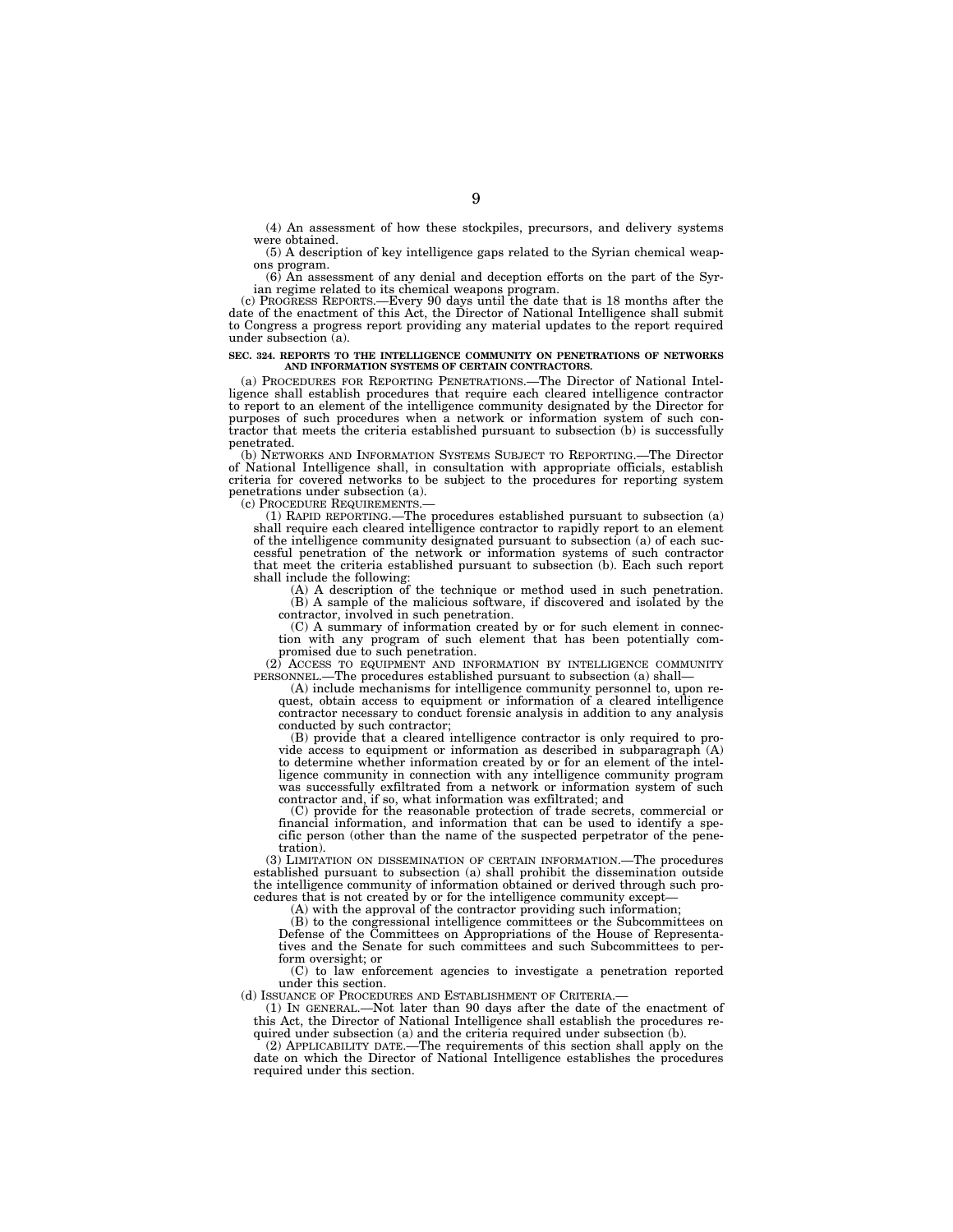(4) An assessment of how these stockpiles, precursors, and delivery systems were obtained.

(5) A description of key intelligence gaps related to the Syrian chemical weapons program.

(6) An assessment of any denial and deception efforts on the part of the Syrian regime related to its chemical weapons program.

(c) PROGRESS REPORTS.—Every 90 days until the date that is 18 months after the date of the enactment of this Act, the Director of National Intelligence shall submit to Congress a progress report providing any material updates to the report required under subsection (a).

**SEC. 324. REPORTS TO THE INTELLIGENCE COMMUNITY ON PENETRATIONS OF NETWORKS AND INFORMATION SYSTEMS OF CERTAIN CONTRACTORS.**

(a) PROCEDURES FOR REPORTING PENETRATIONS.—The Director of National Intelligence shall establish procedures that require each cleared intelligence contractor to report to an element of the intelligence community designated by the Director for purposes of such procedures when a network or information system of such contractor that meets the criteria established pursuant to subsection (b) is successfully penetrated.

(b) NETWORKS AND INFORMATION SYSTEMS SUBJECT TO REPORTING.—The Director of National Intelligence shall, in consultation with appropriate officials, establish criteria for covered networks to be subject to the procedures for reporting system penetrations under subsection (a).

(c) PROCEDURE REQUIREMENTS.—

(1) RAPID REPORTING.—The procedures established pursuant to subsection (a) shall require each cleared intelligence contractor to rapidly report to an element of the intelligence community designated pursuant to subsection (a) of each successful penetration of the network or information systems of such contractor that meet the criteria established pursuant to subsection (b). Each such report shall include the following:

(A) A description of the technique or method used in such penetration.

(B) A sample of the malicious software, if discovered and isolated by the contractor, involved in such penetration.

(C) A summary of information created by or for such element in connection with any program of such element that has been potentially compromised due to such penetration.

(2) ACCESS TO EQUIPMENT AND INFORMATION BY INTELLIGENCE COMMUNITY PERSONNEL.—The procedures established pursuant to subsection (a) shall—

(A) include mechanisms for intelligence community personnel to, upon request, obtain access to equipment or information of a cleared intelligence contractor necessary to conduct forensic analysis in addition to any analysis conducted by such contractor;

(B) provide that a cleared intelligence contractor is only required to provide access to equipment or information as described in subparagraph (A) to determine whether information created by or for an element of the intelligence community in connection with any intelligence community program was successfully exfiltrated from a network or information system of such contractor and, if so, what information was exfiltrated; and

(C) provide for the reasonable protection of trade secrets, commercial or financial information, and information that can be used to identify a specific person (other than the name of the suspected perpetrator of the penetration).

(3) LIMITATION ON DISSEMINATION OF CERTAIN INFORMATION.—The procedures established pursuant to subsection (a) shall prohibit the dissemination outside the intelligence community of information obtained or derived through such procedures that is not created by or for the intelligence community except—

(A) with the approval of the contractor providing such information;

(B) to the congressional intelligence committees or the Subcommittees on Defense of the Committees on Appropriations of the House of Representatives and the Senate for such committees and such Subcommittees to perform oversight; or

(C) to law enforcement agencies to investigate a penetration reported under this section.

(d) ISSUANCE OF PROCEDURES AND ESTABLISHMENT OF CRITERIA.—

(1) IN GENERAL.—Not later than 90 days after the date of the enactment of this Act, the Director of National Intelligence shall establish the procedures required under subsection (a) and the criteria required under subsection (b).

(2) APPLICABILITY DATE.—The requirements of this section shall apply on the date on which the Director of National Intelligence establishes the procedures required under this section.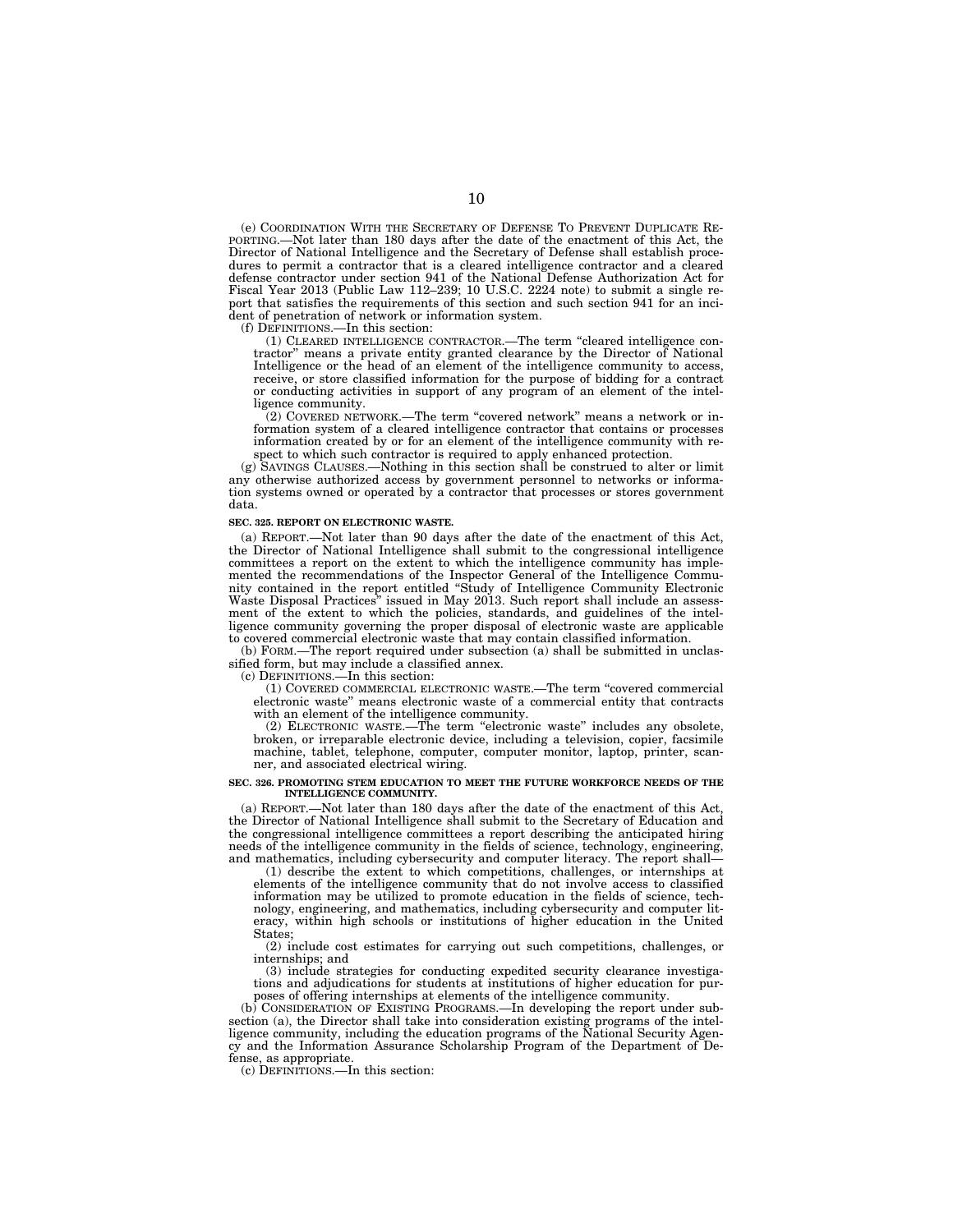(e) COORDINATION WITH THE SECRETARY OF DEFENSE TO PREVENT DUPLICATE REPORTING.—Not later than 180 days after the date of the enactment of this Act, the Director of National Intelligence and the Secretary of Defense shall establish procedures to permit a contractor that is a cleared intelligence contractor and a cleared defense contractor under section 941 of the National Defense Authorization Act for Fiscal Year 2013 (Public Law 112–239; 10 U.S.C. 2224 note) to submit a single report that satisfies the requirements of this section and such section 941 for an incident of penetration of network or information system.

(f) DEFINITIONS.—In this section:

(1) CLEARED INTELLIGENCE CONTRACTOR.—The term "cleared intelligence contractor" means a private entity granted clearance by the Director of National Intelligence or the head of an element of the intelligence community to access, receive, or store classified information for the purpose of bidding for a contract or conducting activities in support of any program of an element of the intelligence community.

(2) COVERED NETWORK.—The term "covered network" means a network or information system of a cleared intelligence contractor that contains or processes information created by or for an element of the intelligence community with respect to which such contractor is required to apply enhanced protection.

(g) SAVINGS CLAUSES.—Nothing in this section shall be construed to alter or limit any otherwise authorized access by government personnel to networks or information systems owned or operated by a contractor that processes or stores government data.

**SEC. 325. REPORT ON ELECTRONIC WASTE.**

(a) REPORT.—Not later than 90 days after the date of the enactment of this Act, the Director of National Intelligence shall submit to the congressional intelligence committees a report on the extent to which the intelligence community has implemented the recommendations of the Inspector General of the Intelligence Community contained in the report entitled "Study of Intelligence Community Electronic Waste Disposal Practices" issued in May 2013. Such report shall include an assessment of the extent to which the policies, standards, and guidelines of the intelligence community governing the proper disposal of electronic waste are applicable to covered commercial electronic waste that may contain classified information.

(b) FORM.—The report required under subsection (a) shall be submitted in unclassified form, but may include a classified annex.

(c) DEFINITIONS.—In this section:

(1) COVERED COMMERCIAL ELECTRONIC WASTE.—The term "covered commercial electronic waste" means electronic waste of a commercial entity that contracts with an element of the intelligence community.

(2) ELECTRONIC WASTE.—The term "electronic waste" includes any obsolete, broken, or irreparable electronic device, including a television, copier, facsimile machine, tablet, telephone, computer, computer monitor, laptop, printer, scanner, and associated electrical wiring.

**SEC. 326. PROMOTING STEM EDUCATION TO MEET THE FUTURE WORKFORCE NEEDS OF THE INTELLIGENCE COMMUNITY.**

(a) REPORT.—Not later than 180 days after the date of the enactment of this Act, the Director of National Intelligence shall submit to the Secretary of Education and the congressional intelligence committees a report describing the anticipated hiring needs of the intelligence community in the fields of science, technology, engineering, and mathematics, including cybersecurity and computer literacy. The report shall—

(1) describe the extent to which competitions, challenges, or internships at elements of the intelligence community that do not involve access to classified information may be utilized to promote education in the fields of science, technology, engineering, and mathematics, including cybersecurity and computer literacy, within high schools or institutions of higher education in the United States;

(2) include cost estimates for carrying out such competitions, challenges, or internships; and

(3) include strategies for conducting expedited security clearance investigations and adjudications for students at institutions of higher education for purposes of offering internships at elements of the intelligence community.

(b) CONSIDERATION OF EXISTING PROGRAMS.—In developing the report under subsection (a), the Director shall take into consideration existing programs of the intelligence community, including the education programs of the National Security Agency and the Information Assurance Scholarship Program of the Department of Defense, as appropriate.

(c) DEFINITIONS.—In this section: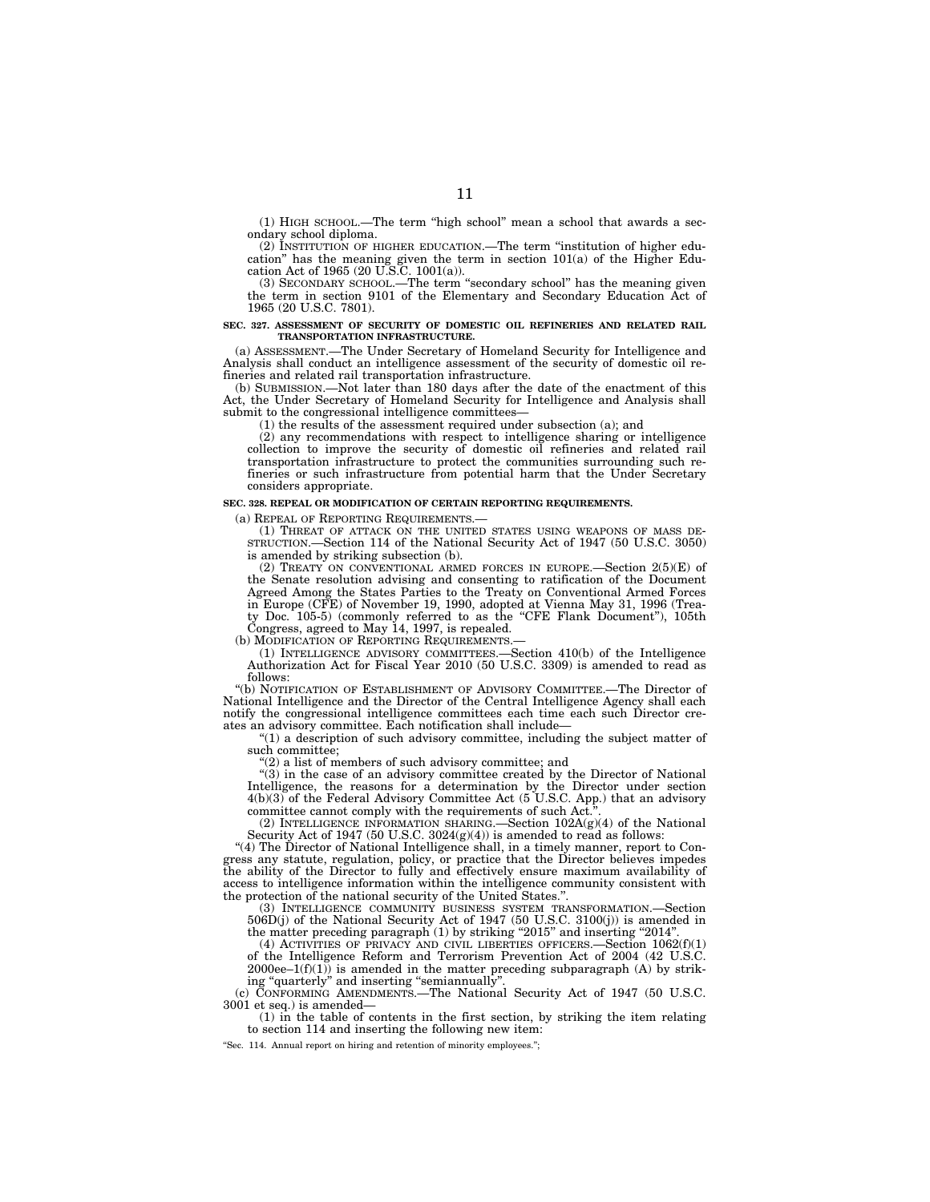(1) HIGH SCHOOL.—The term "high school" mean a school that awards a secondary school diploma.

(2) INSTITUTION OF HIGHER EDUCATION.—The term "institution of higher education" has the meaning given the term in section 101(a) of the Higher Education Act of 1965 (20 U.S.C. 1001(a)).

(3) SECONDARY SCHOOL.—The term "secondary school" has the meaning given the term in section 9101 of the Elementary and Secondary Education Act of 1965 (20 U.S.C. 7801).

**SEC. 327. ASSESSMENT OF SECURITY OF DOMESTIC OIL REFINERIES AND RELATED RAIL TRANSPORTATION INFRASTRUCTURE.**

(a) ASSESSMENT.—The Under Secretary of Homeland Security for Intelligence and Analysis shall conduct an intelligence assessment of the security of domestic oil refineries and related rail transportation infrastructure.

(b) SUBMISSION.—Not later than 180 days after the date of the enactment of this Act, the Under Secretary of Homeland Security for Intelligence and Analysis shall submit to the congressional intelligence committees—

(1) the results of the assessment required under subsection (a); and

(2) any recommendations with respect to intelligence sharing or intelligence collection to improve the security of domestic oil refineries and related rail transportation infrastructure to protect the communities surrounding such refineries or such infrastructure from potential harm that the Under Secretary considers appropriate.

**SEC. 328. REPEAL OR MODIFICATION OF CERTAIN REPORTING REQUIREMENTS.**

(a) REPEAL OF REPORTING REQUIREMENTS.—

(1) THREAT OF ATTACK ON THE UNITED STATES USING WEAPONS OF MASS DESTRUCTION.—Section 114 of the National Security Act of 1947 (50 U.S.C. 3050) is amended by striking subsection (b).

(2) TREATY ON CONVENTIONAL ARMED FORCES IN EUROPE.—Section 2(5)(E) of the Senate resolution advising and consenting to ratification of the Document Agreed Among the States Parties to the Treaty on Conventional Armed Forces in Europe (CFE) of November 19, 1990, adopted at Vienna May 31, 1996 (Treaty Doc. 105-5) (commonly referred to as the "CFE Flank Document"), 105th Congress, agreed to May 14, 1997, is repealed.

(b) MODIFICATION OF REPORTING REQUIREMENTS.—

(1) INTELLIGENCE ADVISORY COMMITTEES.—Section 410(b) of the Intelligence Authorization Act for Fiscal Year 2010 (50 U.S.C. 3309) is amended to read as follows:

"(b) NOTIFICATION OF ESTABLISHMENT OF ADVISORY COMMITTEE.—The Director of National Intelligence and the Director of the Central Intelligence Agency shall each notify the congressional intelligence committees each time each such Director creates an advisory committee. Each notification shall include—

"(1) a description of such advisory committee, including the subject matter of such committee;

"(2) a list of members of such advisory committee; and

"(3) in the case of an advisory committee created by the Director of National Intelligence, the reasons for a determination by the Director under section 4(b)(3) of the Federal Advisory Committee Act (5 U.S.C. App.) that an advisory committee cannot comply with the requirements of such Act.".

(2) INTELLIGENCE INFORMATION SHARING.—Section 102A(g)(4) of the National Security Act of 1947 (50 U.S.C. 3024(g)(4)) is amended to read as follows:

"(4) The Director of National Intelligence shall, in a timely manner, report to Congress any statute, regulation, policy, or practice that the Director believes impedes the ability of the Director to fully and effectively ensure maximum availability of access to intelligence information within the intelligence community consistent with the protection of the national security of the United States.".

(3) INTELLIGENCE COMMUNITY BUSINESS SYSTEM TRANSFORMATION.—Section 506D(j) of the National Security Act of 1947 (50 U.S.C. 3100(j)) is amended in the matter preceding paragraph (1) by striking "2015" and inserting "2014".

(4) ACTIVITIES OF PRIVACY AND CIVIL LIBERTIES OFFICERS.—Section 1062(f)(1) of the Intelligence Reform and Terrorism Prevention Act of 2004 (42 U.S.C. 2000ee–1(f)(1)) is amended in the matter preceding subparagraph (A) by striking "quarterly" and inserting "semiannually".

(c) CONFORMING AMENDMENTS.—The National Security Act of 1947 (50 U.S.C. 3001 et seq.) is amended—

(1) in the table of contents in the first section, by striking the item relating to section 114 and inserting the following new item:

"Sec. 114. Annual report on hiring and retention of minority employees.";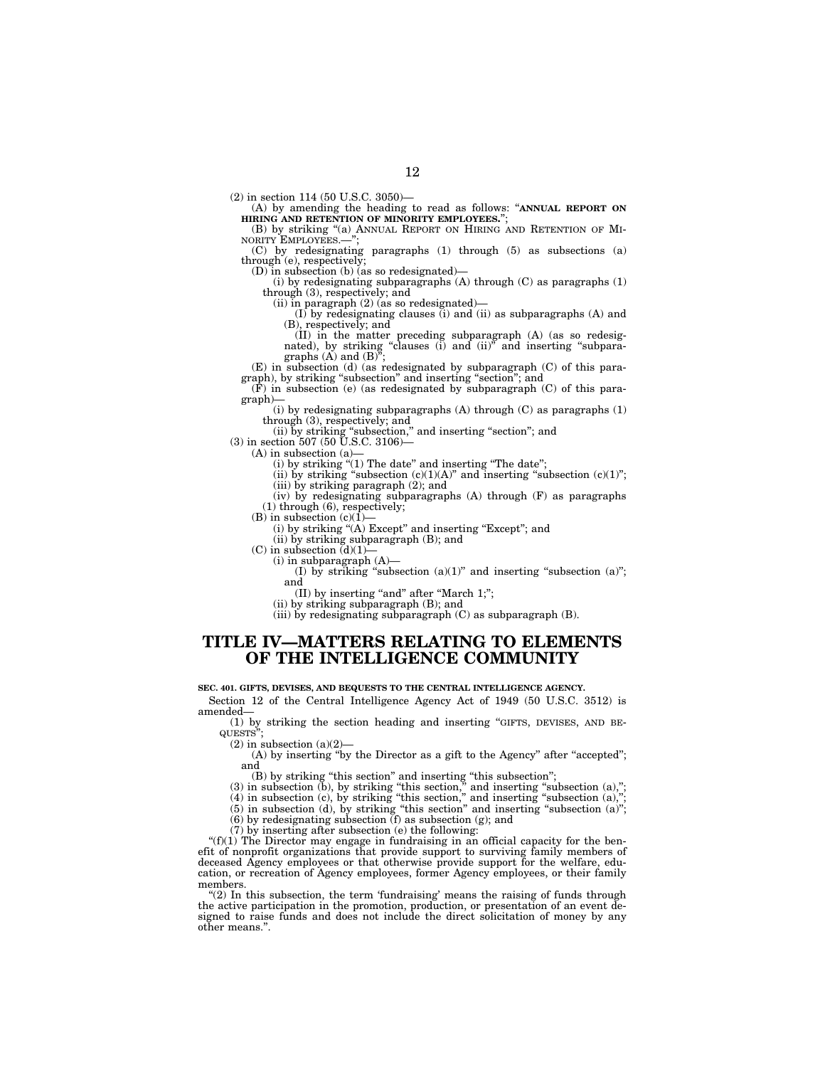(2) in section 114 (50 U.S.C. 3050)—

(A) by amending the heading to read as follows: "**ANNUAL REPORT ON HIRING AND RETENTION OF MINORITY EMPLOYEES.**";

(B) by striking "(a) ANNUAL REPORT ON HIRING AND RETENTION OF MINORITY EMPLOYEES.—";

(C) by redesignating paragraphs (1) through (5) as subsections (a) through (e), respectively;

(D) in subsection (b) (as so redesignated)—

(i) by redesignating subparagraphs (A) through (C) as paragraphs (1) through (3), respectively; and

(ii) in paragraph (2) (as so redesignated)—

(I) by redesignating clauses (i) and (ii) as subparagraphs (A) and (B), respectively; and

(II) in the matter preceding subparagraph (A) (as so redesignated), by striking "clauses (i) and (ii)" and inserting "subparagraphs (A) and (B)";

(E) in subsection (d) (as redesignated by subparagraph (C) of this paragraph), by striking "subsection" and inserting "section"; and

(F) in subsection (e) (as redesignated by subparagraph (C) of this paragraph)—

(i) by redesignating subparagraphs (A) through (C) as paragraphs (1) through (3), respectively; and

(ii) by striking "subsection," and inserting "section"; and

(3) in section 507 (50 U.S.C. 3106)—

(A) in subsection (a)—

(i) by striking "(1) The date" and inserting "The date";

(ii) by striking "subsection (c)(1)(A)" and inserting "subsection (c)(1)";

(iii) by striking paragraph (2); and

(iv) by redesignating subparagraphs (A) through (F) as paragraphs (1) through (6), respectively;

(B) in subsection (c)(1)—

(i) by striking "(A) Except" and inserting "Except"; and

(ii) by striking subparagraph (B); and

(C) in subsection (d)(1)—

(i) in subparagraph (A)—

(I) by striking "subsection (a)(1)" and inserting "subsection (a)"; and

(II) by inserting "and" after "March 1;";

(ii) by striking subparagraph (B); and

(iii) by redesignating subparagraph (C) as subparagraph (B).

# TITLE IV—MATTERS RELATING TO ELEMENTS OF THE INTELLIGENCE COMMUNITY

**SEC. 401. GIFTS, DEVISES, AND BEQUESTS TO THE CENTRAL INTELLIGENCE AGENCY.**

Section 12 of the Central Intelligence Agency Act of 1949 (50 U.S.C. 3512) is amended—

(1) by striking the section heading and inserting "GIFTS, DEVISES, AND BEQUESTS";

(2) in subsection (a)(2)—

(A) by inserting "by the Director as a gift to the Agency" after "accepted"; and

(B) by striking "this section" and inserting "this subsection";

(3) in subsection (b), by striking "this section," and inserting "subsection (a),";

(4) in subsection (c), by striking "this section," and inserting "subsection (a),";

(5) in subsection (d), by striking "this section" and inserting "subsection (a)";

(6) by redesignating subsection (f) as subsection (g); and

(7) by inserting after subsection (e) the following:

"(f)(1) The Director may engage in fundraising in an official capacity for the benefit of nonprofit organizations that provide support to surviving family members of deceased Agency employees or that otherwise provide support for the welfare, education, or recreation of Agency employees, former Agency employees, or their family members.

"(2) In this subsection, the term 'fundraising' means the raising of funds through the active participation in the promotion, production, or presentation of an event designed to raise funds and does not include the direct solicitation of money by any other means.".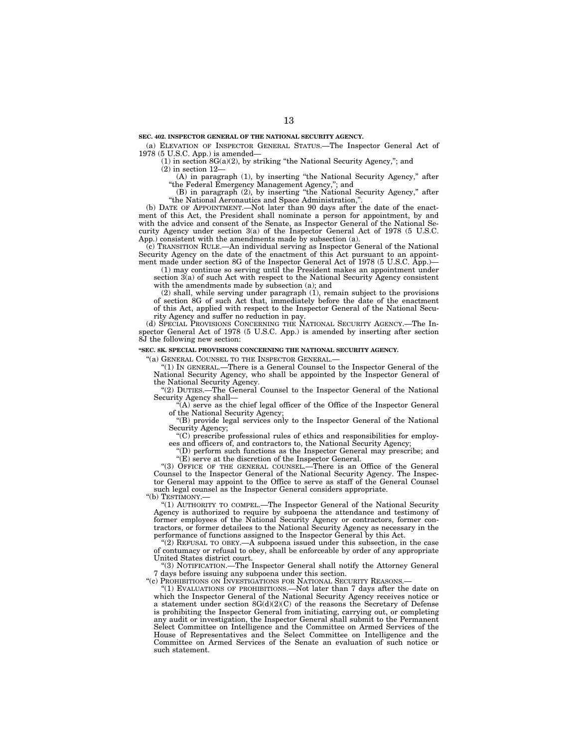**SEC. 402. INSPECTOR GENERAL OF THE NATIONAL SECURITY AGENCY.**

(a) ELEVATION OF INSPECTOR GENERAL STATUS.—The Inspector General Act of 1978 (5 U.S.C. App.) is amended—

(1) in section 8G(a)(2), by striking "the National Security Agency,"; and

(2) in section 12—

(A) in paragraph (1), by inserting "the National Security Agency," after "the Federal Emergency Management Agency,"; and

(B) in paragraph (2), by inserting "the National Security Agency," after "the National Aeronautics and Space Administration,".

(b) DATE OF APPOINTMENT.—Not later than 90 days after the date of the enactment of this Act, the President shall nominate a person for appointment, by and with the advice and consent of the Senate, as Inspector General of the National Security Agency under section 3(a) of the Inspector General Act of 1978 (5 U.S.C. App.) consistent with the amendments made by subsection (a).

(c) TRANSITION RULE.—An individual serving as Inspector General of the National Security Agency on the date of the enactment of this Act pursuant to an appointment made under section 8G of the Inspector General Act of 1978 (5 U.S.C. App.)—

(1) may continue so serving until the President makes an appointment under section 3(a) of such Act with respect to the National Security Agency consistent with the amendments made by subsection (a); and

(2) shall, while serving under paragraph (1), remain subject to the provisions of section 8G of such Act that, immediately before the date of the enactment of this Act, applied with respect to the Inspector General of the National Security Agency and suffer no reduction in pay.

(d) SPECIAL PROVISIONS CONCERNING THE NATIONAL SECURITY AGENCY.—The Inspector General Act of 1978 (5 U.S.C. App.) is amended by inserting after section 8J the following new section:

**"SEC. 8K. SPECIAL PROVISIONS CONCERNING THE NATIONAL SECURITY AGENCY.**

"(a) GENERAL COUNSEL TO THE INSPECTOR GENERAL.—

"(1) IN GENERAL.—There is a General Counsel to the Inspector General of the National Security Agency, who shall be appointed by the Inspector General of the National Security Agency.

"(2) DUTIES.—The General Counsel to the Inspector General of the National Security Agency shall—

"(A) serve as the chief legal officer of the Office of the Inspector General of the National Security Agency;

"(B) provide legal services only to the Inspector General of the National Security Agency;

"(C) prescribe professional rules of ethics and responsibilities for employees and officers of, and contractors to, the National Security Agency;

"(D) perform such functions as the Inspector General may prescribe; and

"(E) serve at the discretion of the Inspector General.

"(3) OFFICE OF THE GENERAL COUNSEL.—There is an Office of the General Counsel to the Inspector General of the National Security Agency. The Inspector General may appoint to the Office to serve as staff of the General Counsel such legal counsel as the Inspector General considers appropriate.

"(b) TESTIMONY.—

"(1) AUTHORITY TO COMPEL.—The Inspector General of the National Security Agency is authorized to require by subpoena the attendance and testimony of former employees of the National Security Agency or contractors, former contractors, or former detailees to the National Security Agency as necessary in the performance of functions assigned to the Inspector General by this Act.

"(2) REFUSAL TO OBEY.—A subpoena issued under this subsection, in the case of contumacy or refusal to obey, shall be enforceable by order of any appropriate United States district court.

"(3) NOTIFICATION.—The Inspector General shall notify the Attorney General 7 days before issuing any subpoena under this section.

"(c) PROHIBITIONS ON INVESTIGATIONS FOR NATIONAL SECURITY REASONS.—

"(1) EVALUATIONS OF PROHIBITIONS.—Not later than 7 days after the date on which the Inspector General of the National Security Agency receives notice or a statement under section 8G(d)(2)(C) of the reasons the Secretary of Defense is prohibiting the Inspector General from initiating, carrying out, or completing any audit or investigation, the Inspector General shall submit to the Permanent Select Committee on Intelligence and the Committee on Armed Services of the House of Representatives and the Select Committee on Intelligence and the Committee on Armed Services of the Senate an evaluation of such notice or such statement.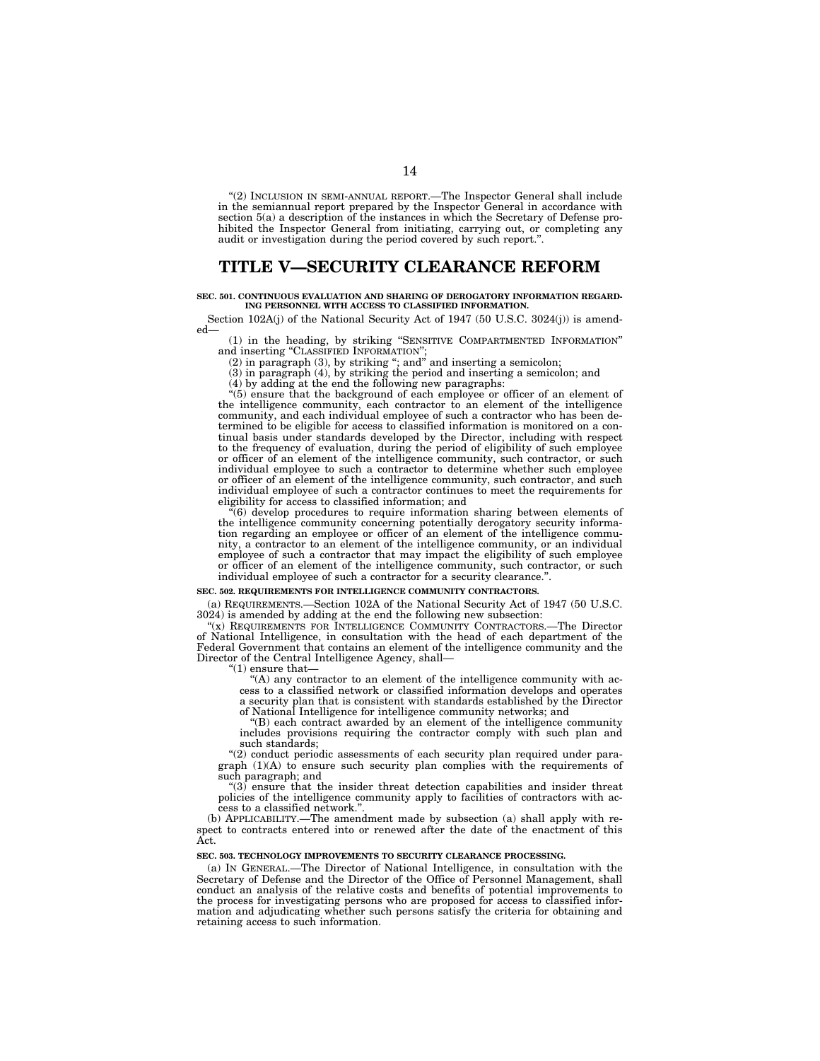"(2) INCLUSION IN SEMI-ANNUAL REPORT.—The Inspector General shall include in the semiannual report prepared by the Inspector General in accordance with section 5(a) a description of the instances in which the Secretary of Defense prohibited the Inspector General from initiating, carrying out, or completing any audit or investigation during the period covered by such report.".

# TITLE V—SECURITY CLEARANCE REFORM

**SEC. 501. CONTINUOUS EVALUATION AND SHARING OF DEROGATORY INFORMATION REGARDING PERSONNEL WITH ACCESS TO CLASSIFIED INFORMATION.**

Section 102A(j) of the National Security Act of 1947 (50 U.S.C. 3024(j)) is amended—

(1) in the heading, by striking "SENSITIVE COMPARTMENTED INFORMATION" and inserting "CLASSIFIED INFORMATION";

(2) in paragraph (3), by striking "; and" and inserting a semicolon;

(3) in paragraph (4), by striking the period and inserting a semicolon; and

(4) by adding at the end the following new paragraphs:

"(5) ensure that the background of each employee or officer of an element of the intelligence community, each contractor to an element of the intelligence community, and each individual employee of such a contractor who has been determined to be eligible for access to classified information is monitored on a continual basis under standards developed by the Director, including with respect to the frequency of evaluation, during the period of eligibility of such employee or officer of an element of the intelligence community, such contractor, or such individual employee to such a contractor to determine whether such employee or officer of an element of the intelligence community, such contractor, and such individual employee of such a contractor continues to meet the requirements for eligibility for access to classified information; and

"(6) develop procedures to require information sharing between elements of the intelligence community concerning potentially derogatory security information regarding an employee or officer of an element of the intelligence community, a contractor to an element of the intelligence community, or an individual employee of such a contractor that may impact the eligibility of such employee or officer of an element of the intelligence community, such contractor, or such individual employee of such a contractor for a security clearance.".

**SEC. 502. REQUIREMENTS FOR INTELLIGENCE COMMUNITY CONTRACTORS.**

(a) REQUIREMENTS.—Section 102A of the National Security Act of 1947 (50 U.S.C. 3024) is amended by adding at the end the following new subsection:

"(x) REQUIREMENTS FOR INTELLIGENCE COMMUNITY CONTRACTORS.—The Director of National Intelligence, in consultation with the head of each department of the Federal Government that contains an element of the intelligence community and the Director of the Central Intelligence Agency, shall—

"(1) ensure that—

"(A) any contractor to an element of the intelligence community with access to a classified network or classified information develops and operates a security plan that is consistent with standards established by the Director of National Intelligence for intelligence community networks; and

"(B) each contract awarded by an element of the intelligence community includes provisions requiring the contractor comply with such plan and such standards;

"(2) conduct periodic assessments of each security plan required under paragraph (1)(A) to ensure such security plan complies with the requirements of such paragraph; and

"(3) ensure that the insider threat detection capabilities and insider threat policies of the intelligence community apply to facilities of contractors with access to a classified network.".

(b) APPLICABILITY.—The amendment made by subsection (a) shall apply with respect to contracts entered into or renewed after the date of the enactment of this Act.

**SEC. 503. TECHNOLOGY IMPROVEMENTS TO SECURITY CLEARANCE PROCESSING.**

(a) IN GENERAL.—The Director of National Intelligence, in consultation with the Secretary of Defense and the Director of the Office of Personnel Management, shall conduct an analysis of the relative costs and benefits of potential improvements to the process for investigating persons who are proposed for access to classified information and adjudicating whether such persons satisfy the criteria for obtaining and retaining access to such information.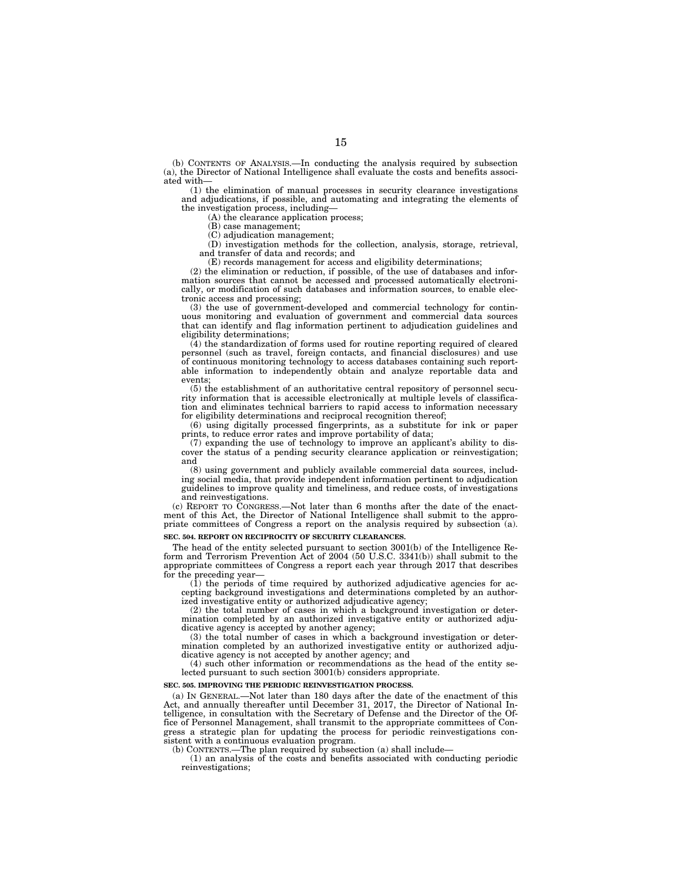(b) CONTENTS OF ANALYSIS.—In conducting the analysis required by subsection (a), the Director of National Intelligence shall evaluate the costs and benefits associated with—

(1) the elimination of manual processes in security clearance investigations and adjudications, if possible, and automating and integrating the elements of the investigation process, including—

(A) the clearance application process;

(B) case management;

(C) adjudication management;

(D) investigation methods for the collection, analysis, storage, retrieval, and transfer of data and records; and

(E) records management for access and eligibility determinations;

(2) the elimination or reduction, if possible, of the use of databases and information sources that cannot be accessed and processed automatically electronically, or modification of such databases and information sources, to enable electronic access and processing;

(3) the use of government-developed and commercial technology for continuous monitoring and evaluation of government and commercial data sources that can identify and flag information pertinent to adjudication guidelines and eligibility determinations;

(4) the standardization of forms used for routine reporting required of cleared personnel (such as travel, foreign contacts, and financial disclosures) and use of continuous monitoring technology to access databases containing such reportable information to independently obtain and analyze reportable data and events;

(5) the establishment of an authoritative central repository of personnel security information that is accessible electronically at multiple levels of classification and eliminates technical barriers to rapid access to information necessary for eligibility determinations and reciprocal recognition thereof;

(6) using digitally processed fingerprints, as a substitute for ink or paper prints, to reduce error rates and improve portability of data;

(7) expanding the use of technology to improve an applicant's ability to discover the status of a pending security clearance application or reinvestigation; and

(8) using government and publicly available commercial data sources, including social media, that provide independent information pertinent to adjudication guidelines to improve quality and timeliness, and reduce costs, of investigations and reinvestigations.

(c) REPORT TO CONGRESS.—Not later than 6 months after the date of the enactment of this Act, the Director of National Intelligence shall submit to the appropriate committees of Congress a report on the analysis required by subsection (a).

**SEC. 504. REPORT ON RECIPROCITY OF SECURITY CLEARANCES.**

The head of the entity selected pursuant to section 3001(b) of the Intelligence Reform and Terrorism Prevention Act of 2004 (50 U.S.C. 3341(b)) shall submit to the appropriate committees of Congress a report each year through 2017 that describes for the preceding year—

(1) the periods of time required by authorized adjudicative agencies for accepting background investigations and determinations completed by an authorized investigative entity or authorized adjudicative agency;

(2) the total number of cases in which a background investigation or determination completed by an authorized investigative entity or authorized adjudicative agency is accepted by another agency;

(3) the total number of cases in which a background investigation or determination completed by an authorized investigative entity or authorized adjudicative agency is not accepted by another agency; and

(4) such other information or recommendations as the head of the entity selected pursuant to such section 3001(b) considers appropriate.

**SEC. 505. IMPROVING THE PERIODIC REINVESTIGATION PROCESS.**

(a) IN GENERAL.—Not later than 180 days after the date of the enactment of this Act, and annually thereafter until December 31, 2017, the Director of National Intelligence, in consultation with the Secretary of Defense and the Director of the Office of Personnel Management, shall transmit to the appropriate committees of Congress a strategic plan for updating the process for periodic reinvestigations consistent with a continuous evaluation program.

(b) CONTENTS.—The plan required by subsection (a) shall include—

(1) an analysis of the costs and benefits associated with conducting periodic reinvestigations;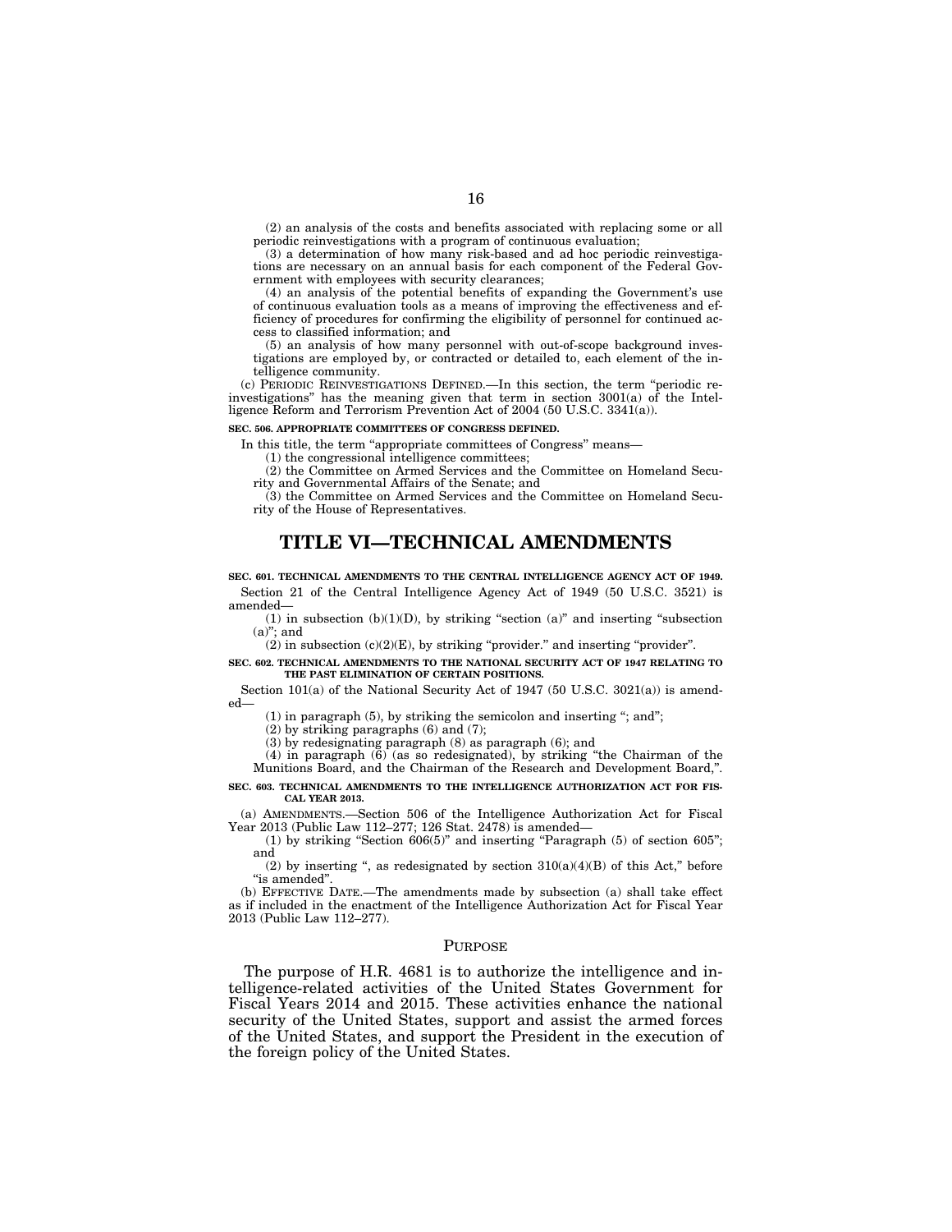(2) an analysis of the costs and benefits associated with replacing some or all periodic reinvestigations with a program of continuous evaluation;

(3) a determination of how many risk-based and ad hoc periodic reinvestigations are necessary on an annual basis for each component of the Federal Government with employees with security clearances;

(4) an analysis of the potential benefits of expanding the Government's use of continuous evaluation tools as a means of improving the effectiveness and efficiency of procedures for confirming the eligibility of personnel for continued access to classified information; and

(5) an analysis of how many personnel with out-of-scope background investigations are employed by, or contracted or detailed to, each element of the intelligence community.

(c) PERIODIC REINVESTIGATIONS DEFINED.—In this section, the term "periodic reinvestigations" has the meaning given that term in section 3001(a) of the Intelligence Reform and Terrorism Prevention Act of 2004 (50 U.S.C. 3341(a)).

**SEC. 506. APPROPRIATE COMMITTEES OF CONGRESS DEFINED.**

In this title, the term "appropriate committees of Congress" means—

(1) the congressional intelligence committees;

(2) the Committee on Armed Services and the Committee on Homeland Security and Governmental Affairs of the Senate; and

(3) the Committee on Armed Services and the Committee on Homeland Security of the House of Representatives.

# TITLE VI—TECHNICAL AMENDMENTS

**SEC. 601. TECHNICAL AMENDMENTS TO THE CENTRAL INTELLIGENCE AGENCY ACT OF 1949.**

Section 21 of the Central Intelligence Agency Act of 1949 (50 U.S.C. 3521) is amended—

(1) in subsection (b)(1)(D), by striking "section (a)" and inserting "subsection (a)"; and

(2) in subsection (c)(2)(E), by striking "provider." and inserting "provider".

**SEC. 602. TECHNICAL AMENDMENTS TO THE NATIONAL SECURITY ACT OF 1947 RELATING TO THE PAST ELIMINATION OF CERTAIN POSITIONS.**

Section 101(a) of the National Security Act of 1947 (50 U.S.C. 3021(a)) is amended—

(1) in paragraph (5), by striking the semicolon and inserting "; and";

(2) by striking paragraphs (6) and (7);

(3) by redesignating paragraph (8) as paragraph (6); and

(4) in paragraph (6) (as so redesignated), by striking "the Chairman of the Munitions Board, and the Chairman of the Research and Development Board,".

**SEC. 603. TECHNICAL AMENDMENTS TO THE INTELLIGENCE AUTHORIZATION ACT FOR FISCAL YEAR 2013.**

(a) AMENDMENTS.—Section 506 of the Intelligence Authorization Act for Fiscal Year 2013 (Public Law 112–277; 126 Stat. 2478) is amended—

(1) by striking "Section 606(5)" and inserting "Paragraph (5) of section 605"; and

(2) by inserting ", as redesignated by section 310(a)(4)(B) of this Act," before "is amended".

(b) EFFECTIVE DATE.—The amendments made by subsection (a) shall take effect as if included in the enactment of the Intelligence Authorization Act for Fiscal Year 2013 (Public Law 112–277).

## PURPOSE

The purpose of H.R. 4681 is to authorize the intelligence and intelligence-related activities of the United States Government for Fiscal Years 2014 and 2015. These activities enhance the national security of the United States, support and assist the armed forces of the United States, and support the President in the execution of the foreign policy of the United States.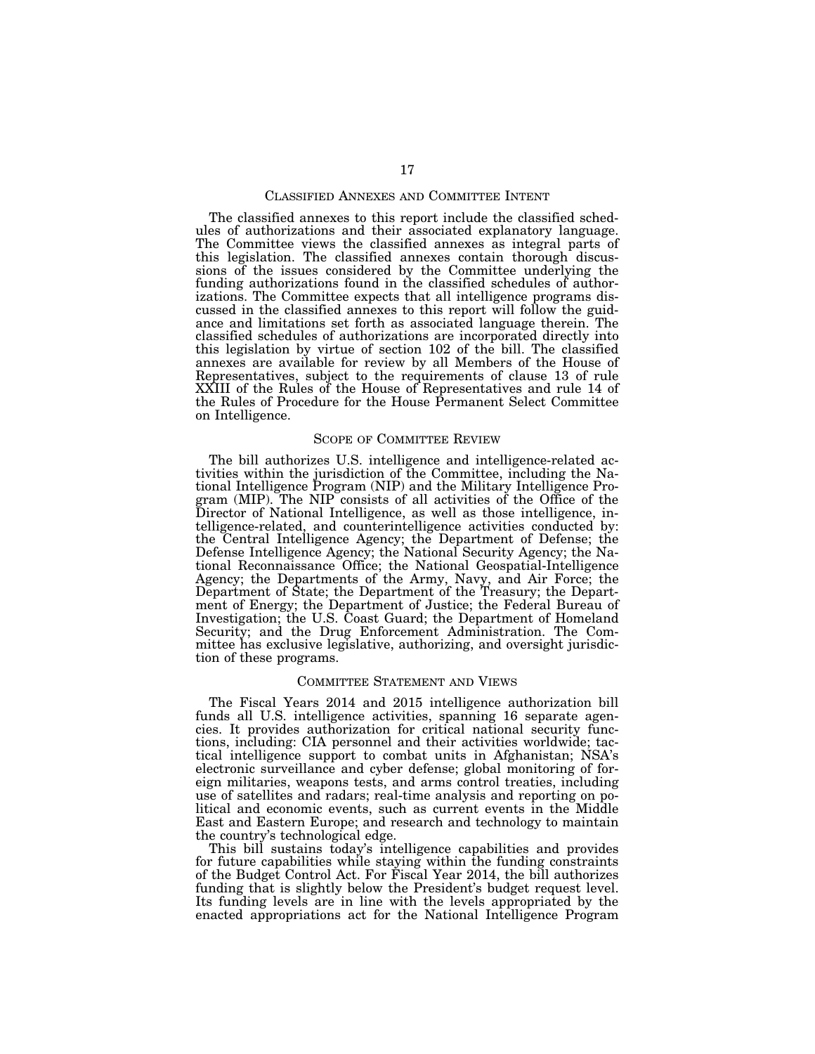## Classified Annexes and Committee Intent

The classified annexes to this report include the classified schedules of authorizations and their associated explanatory language. The Committee views the classified annexes as integral parts of this legislation. The classified annexes contain thorough discussions of the issues considered by the Committee underlying the funding authorizations found in the classified schedules of authorizations. The Committee expects that all intelligence programs discussed in the classified annexes to this report will follow the guidance and limitations set forth as associated language therein. The classified schedules of authorizations are incorporated directly into this legislation by virtue of section 102 of the bill. The classified annexes are available for review by all Members of the House of Representatives, subject to the requirements of clause 13 of rule XXIII of the Rules of the House of Representatives and rule 14 of the Rules of Procedure for the House Permanent Select Committee on Intelligence.

## Scope of Committee Review

The bill authorizes U.S. intelligence and intelligence-related activities within the jurisdiction of the Committee, including the National Intelligence Program (NIP) and the Military Intelligence Program (MIP). The NIP consists of all activities of the Office of the Director of National Intelligence, as well as those intelligence, intelligence-related, and counterintelligence activities conducted by: the Central Intelligence Agency; the Department of Defense; the Defense Intelligence Agency; the National Security Agency; the National Reconnaissance Office; the National Geospatial-Intelligence Agency; the Departments of the Army, Navy, and Air Force; the Department of State; the Department of the Treasury; the Department of Energy; the Department of Justice; the Federal Bureau of Investigation; the U.S. Coast Guard; the Department of Homeland Security; and the Drug Enforcement Administration. The Committee has exclusive legislative, authorizing, and oversight jurisdiction of these programs.

## Committee Statement and Views

The Fiscal Years 2014 and 2015 intelligence authorization bill funds all U.S. intelligence activities, spanning 16 separate agencies. It provides authorization for critical national security functions, including: CIA personnel and their activities worldwide; tactical intelligence support to combat units in Afghanistan; NSA's electronic surveillance and cyber defense; global monitoring of foreign militaries, weapons tests, and arms control treaties, including use of satellites and radars; real-time analysis and reporting on political and economic events, such as current events in the Middle East and Eastern Europe; and research and technology to maintain the country's technological edge.

This bill sustains today's intelligence capabilities and provides for future capabilities while staying within the funding constraints of the Budget Control Act. For Fiscal Year 2014, the bill authorizes funding that is slightly below the President's budget request level. Its funding levels are in line with the levels appropriated by the enacted appropriations act for the National Intelligence Program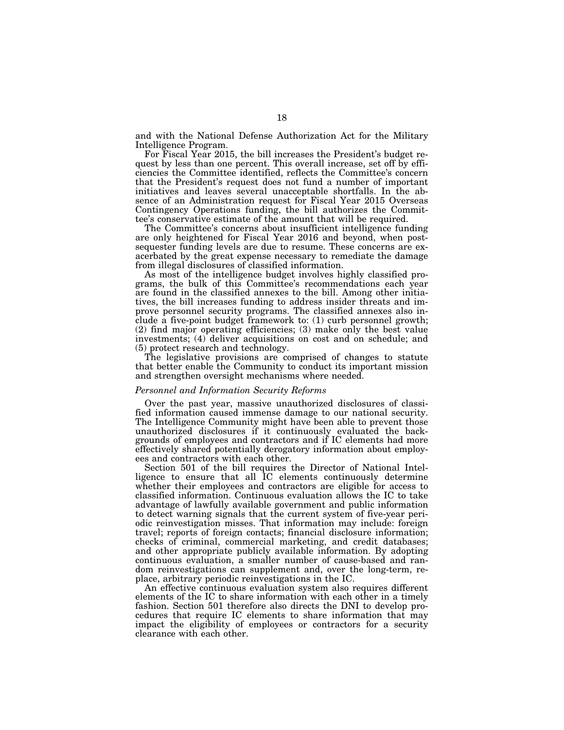and with the National Defense Authorization Act for the Military Intelligence Program.

For Fiscal Year 2015, the bill increases the President's budget request by less than one percent. This overall increase, set off by efficiencies the Committee identified, reflects the Committee's concern that the President's request does not fund a number of important initiatives and leaves several unacceptable shortfalls. In the absence of an Administration request for Fiscal Year 2015 Overseas Contingency Operations funding, the bill authorizes the Committee's conservative estimate of the amount that will be required.

The Committee's concerns about insufficient intelligence funding are only heightened for Fiscal Year 2016 and beyond, when post-sequester funding levels are due to resume. These concerns are exacerbated by the great expense necessary to remediate the damage from illegal disclosures of classified information.

As most of the intelligence budget involves highly classified programs, the bulk of this Committee's recommendations each year are found in the classified annexes to the bill. Among other initiatives, the bill increases funding to address insider threats and improve personnel security programs. The classified annexes also include a five-point budget framework to: (1) curb personnel growth; (2) find major operating efficiencies; (3) make only the best value investments; (4) deliver acquisitions on cost and on schedule; and (5) protect research and technology.

The legislative provisions are comprised of changes to statute that better enable the Community to conduct its important mission and strengthen oversight mechanisms where needed.

*Personnel and Information Security Reforms*

Over the past year, massive unauthorized disclosures of classified information caused immense damage to our national security. The Intelligence Community might have been able to prevent those unauthorized disclosures if it continuously evaluated the backgrounds of employees and contractors and if IC elements had more effectively shared potentially derogatory information about employees and contractors with each other.

Section 501 of the bill requires the Director of National Intelligence to ensure that all IC elements continuously determine whether their employees and contractors are eligible for access to classified information. Continuous evaluation allows the IC to take advantage of lawfully available government and public information to detect warning signals that the current system of five-year periodic reinvestigation misses. That information may include: foreign travel; reports of foreign contacts; financial disclosure information; checks of criminal, commercial marketing, and credit databases; and other appropriate publicly available information. By adopting continuous evaluation, a smaller number of cause-based and random reinvestigations can supplement and, over the long-term, replace, arbitrary periodic reinvestigations in the IC.

An effective continuous evaluation system also requires different elements of the IC to share information with each other in a timely fashion. Section 501 therefore also directs the DNI to develop procedures that require IC elements to share information that may impact the eligibility of employees or contractors for a security clearance with each other.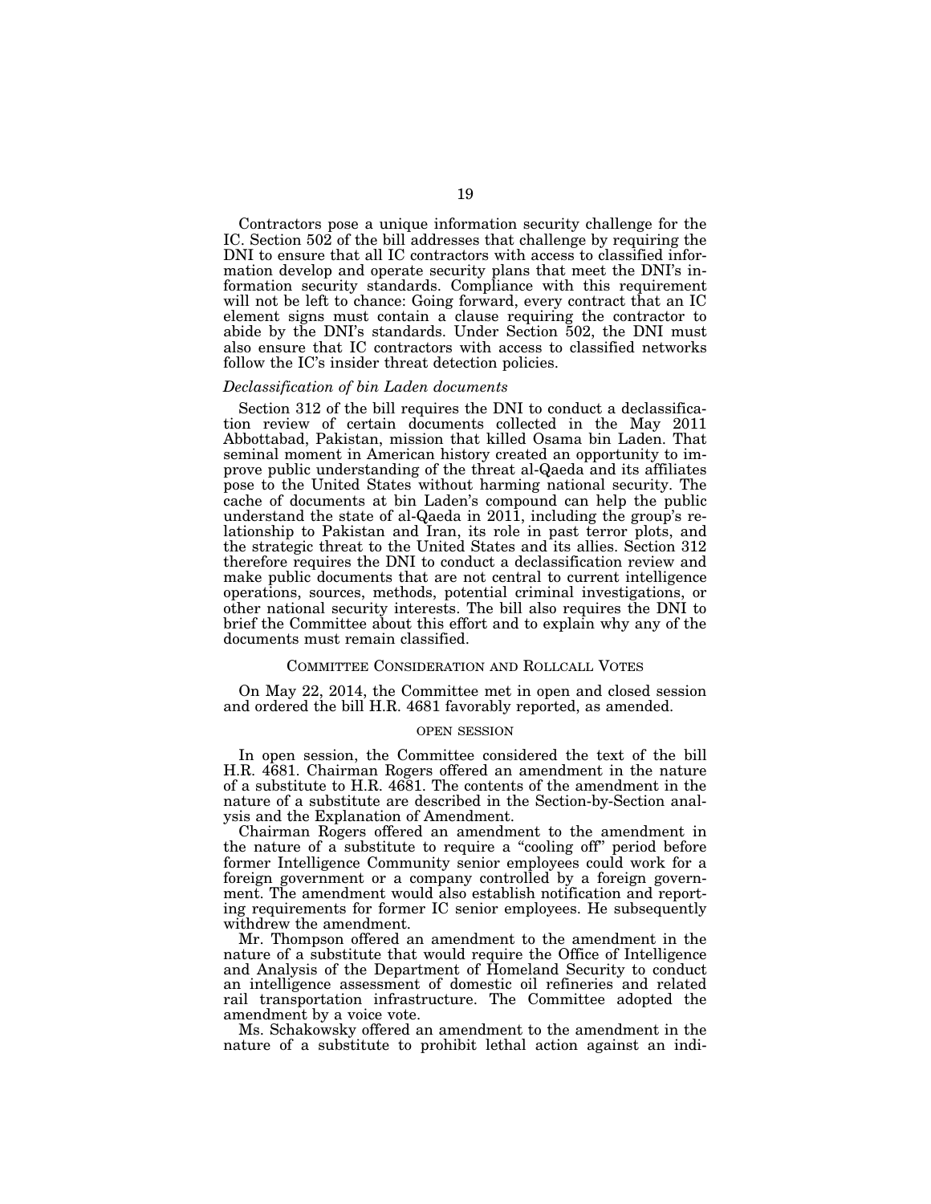Contractors pose a unique information security challenge for the IC. Section 502 of the bill addresses that challenge by requiring the DNI to ensure that all IC contractors with access to classified information develop and operate security plans that meet the DNI's information security standards. Compliance with this requirement will not be left to chance: Going forward, every contract that an IC element signs must contain a clause requiring the contractor to abide by the DNI's standards. Under Section 502, the DNI must also ensure that IC contractors with access to classified networks follow the IC's insider threat detection policies.

### *Declassification of bin Laden documents*

Section 312 of the bill requires the DNI to conduct a declassification review of certain documents collected in the May 2011 Abbottabad, Pakistan, mission that killed Osama bin Laden. That seminal moment in American history created an opportunity to improve public understanding of the threat al-Qaeda and its affiliates pose to the United States without harming national security. The cache of documents at bin Laden's compound can help the public understand the state of al-Qaeda in 2011, including the group's relationship to Pakistan and Iran, its role in past terror plots, and the strategic threat to the United States and its allies. Section 312 therefore requires the DNI to conduct a declassification review and make public documents that are not central to current intelligence operations, sources, methods, potential criminal investigations, or other national security interests. The bill also requires the DNI to brief the Committee about this effort and to explain why any of the documents must remain classified.

## COMMITTEE CONSIDERATION AND ROLLCALL VOTES

On May 22, 2014, the Committee met in open and closed session and ordered the bill H.R. 4681 favorably reported, as amended.

### OPEN SESSION

In open session, the Committee considered the text of the bill H.R. 4681. Chairman Rogers offered an amendment in the nature of a substitute to H.R. 4681. The contents of the amendment in the nature of a substitute are described in the Section-by-Section analysis and the Explanation of Amendment.

Chairman Rogers offered an amendment to the amendment in the nature of a substitute to require a "cooling off" period before former Intelligence Community senior employees could work for a foreign government or a company controlled by a foreign government. The amendment would also establish notification and reporting requirements for former IC senior employees. He subsequently withdrew the amendment.

Mr. Thompson offered an amendment to the amendment in the nature of a substitute that would require the Office of Intelligence and Analysis of the Department of Homeland Security to conduct an intelligence assessment of domestic oil refineries and related rail transportation infrastructure. The Committee adopted the amendment by a voice vote.

Ms. Schakowsky offered an amendment to the amendment in the nature of a substitute to prohibit lethal action against an indi-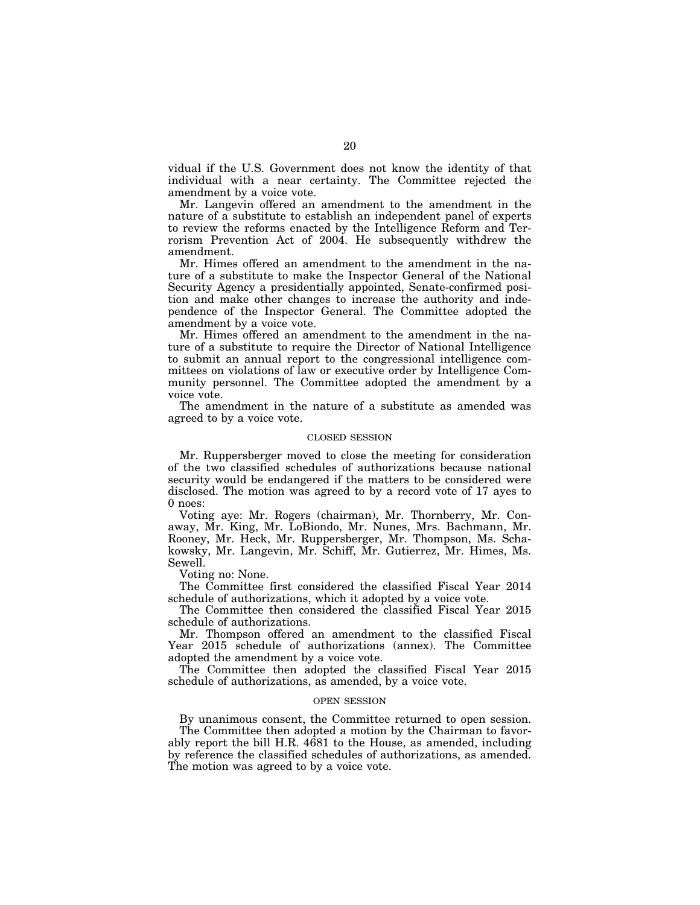vidual if the U.S. Government does not know the identity of that individual with a near certainty. The Committee rejected the amendment by a voice vote.

Mr. Langevin offered an amendment to the amendment in the nature of a substitute to establish an independent panel of experts to review the reforms enacted by the Intelligence Reform and Terrorism Prevention Act of 2004. He subsequently withdrew the amendment.

Mr. Himes offered an amendment to the amendment in the nature of a substitute to make the Inspector General of the National Security Agency a presidentially appointed, Senate-confirmed position and make other changes to increase the authority and independence of the Inspector General. The Committee adopted the amendment by a voice vote.

Mr. Himes offered an amendment to the amendment in the nature of a substitute to require the Director of National Intelligence to submit an annual report to the congressional intelligence committees on violations of law or executive order by Intelligence Community personnel. The Committee adopted the amendment by a voice vote.

The amendment in the nature of a substitute as amended was agreed to by a voice vote.

CLOSED SESSION

Mr. Ruppersberger moved to close the meeting for consideration of the two classified schedules of authorizations because national security would be endangered if the matters to be considered were disclosed. The motion was agreed to by a record vote of 17 ayes to 0 noes:

Voting aye: Mr. Rogers (chairman), Mr. Thornberry, Mr. Conaway, Mr. King, Mr. LoBiondo, Mr. Nunes, Mrs. Bachmann, Mr. Rooney, Mr. Heck, Mr. Ruppersberger, Mr. Thompson, Ms. Schakowsky, Mr. Langevin, Mr. Schiff, Mr. Gutierrez, Mr. Himes, Ms. Sewell.

Voting no: None.

The Committee first considered the classified Fiscal Year 2014 schedule of authorizations, which it adopted by a voice vote.

The Committee then considered the classified Fiscal Year 2015 schedule of authorizations.

Mr. Thompson offered an amendment to the classified Fiscal Year 2015 schedule of authorizations (annex). The Committee adopted the amendment by a voice vote.

The Committee then adopted the classified Fiscal Year 2015 schedule of authorizations, as amended, by a voice vote.

OPEN SESSION

By unanimous consent, the Committee returned to open session.

The Committee then adopted a motion by the Chairman to favorably report the bill H.R. 4681 to the House, as amended, including by reference the classified schedules of authorizations, as amended. The motion was agreed to by a voice vote.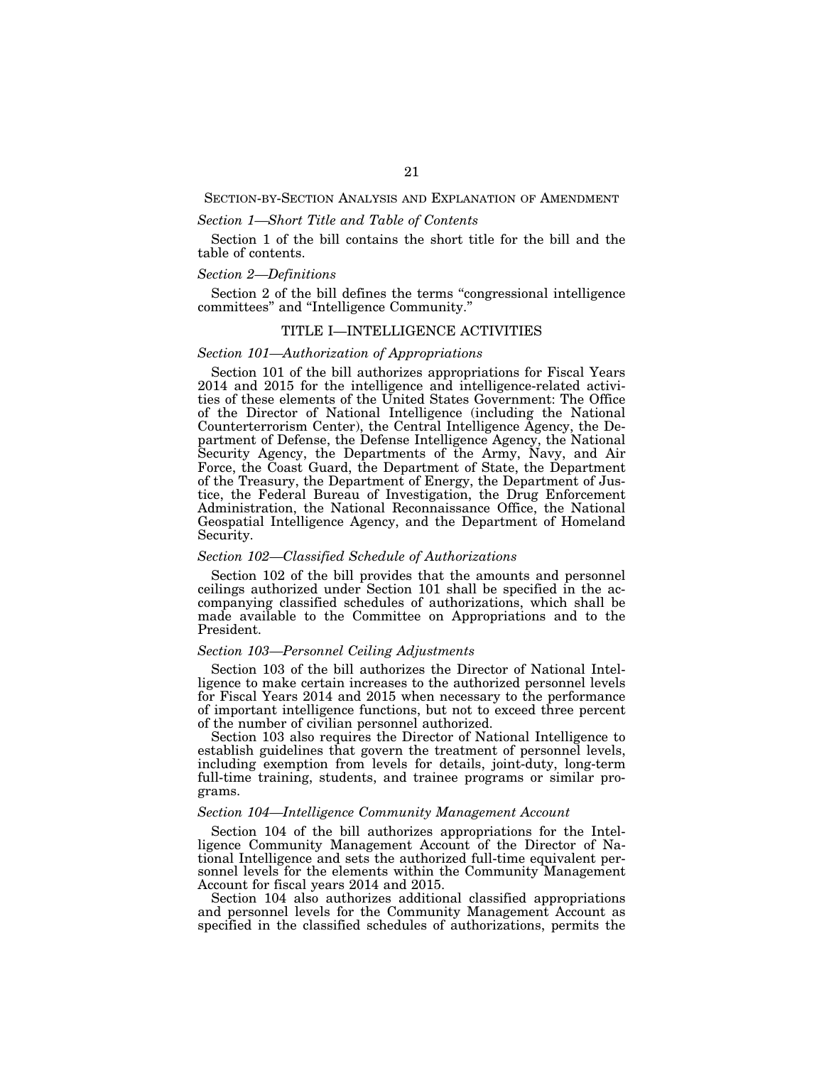## Section-by-Section Analysis and Explanation of Amendment

*Section 1—Short Title and Table of Contents*

Section 1 of the bill contains the short title for the bill and the table of contents.

*Section 2—Definitions*

Section 2 of the bill defines the terms "congressional intelligence committees" and "Intelligence Community."

### TITLE I—INTELLIGENCE ACTIVITIES

*Section 101—Authorization of Appropriations*

Section 101 of the bill authorizes appropriations for Fiscal Years 2014 and 2015 for the intelligence and intelligence-related activities of these elements of the United States Government: The Office of the Director of National Intelligence (including the National Counterterrorism Center), the Central Intelligence Agency, the Department of Defense, the Defense Intelligence Agency, the National Security Agency, the Departments of the Army, Navy, and Air Force, the Coast Guard, the Department of State, the Department of the Treasury, the Department of Energy, the Department of Justice, the Federal Bureau of Investigation, the Drug Enforcement Administration, the National Reconnaissance Office, the National Geospatial Intelligence Agency, and the Department of Homeland Security.

*Section 102—Classified Schedule of Authorizations*

Section 102 of the bill provides that the amounts and personnel ceilings authorized under Section 101 shall be specified in the accompanying classified schedules of authorizations, which shall be made available to the Committee on Appropriations and to the President.

*Section 103—Personnel Ceiling Adjustments*

Section 103 of the bill authorizes the Director of National Intelligence to make certain increases to the authorized personnel levels for Fiscal Years 2014 and 2015 when necessary to the performance of important intelligence functions, but not to exceed three percent of the number of civilian personnel authorized.

Section 103 also requires the Director of National Intelligence to establish guidelines that govern the treatment of personnel levels, including exemption from levels for details, joint-duty, long-term full-time training, students, and trainee programs or similar programs.

*Section 104—Intelligence Community Management Account*

Section 104 of the bill authorizes appropriations for the Intelligence Community Management Account of the Director of National Intelligence and sets the authorized full-time equivalent personnel levels for the elements within the Community Management Account for fiscal years 2014 and 2015.

Section 104 also authorizes additional classified appropriations and personnel levels for the Community Management Account as specified in the classified schedules of authorizations, permits the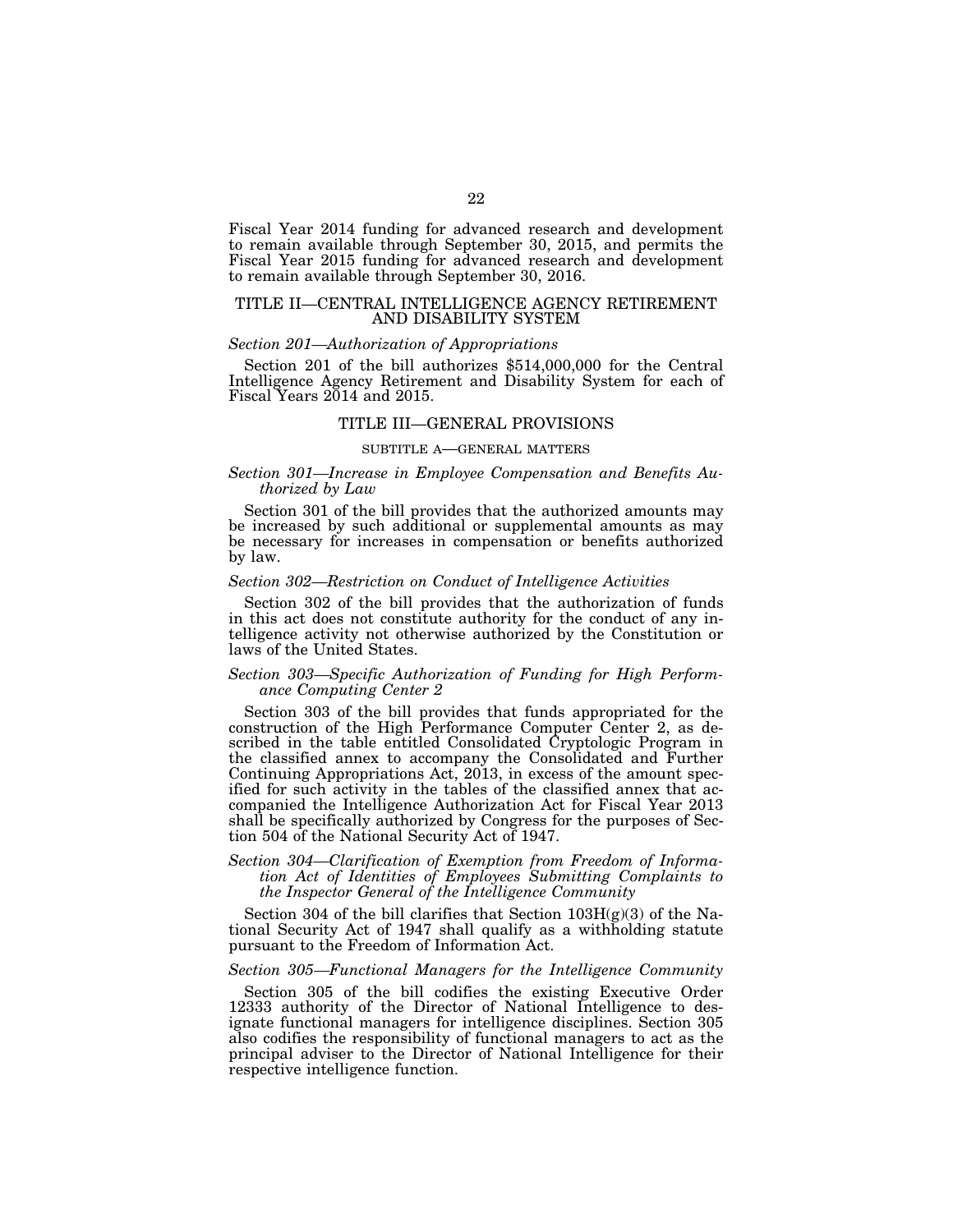Fiscal Year 2014 funding for advanced research and development to remain available through September 30, 2015, and permits the Fiscal Year 2015 funding for advanced research and development to remain available through September 30, 2016.

## TITLE II—CENTRAL INTELLIGENCE AGENCY RETIREMENT AND DISABILITY SYSTEM

### *Section 201—Authorization of Appropriations*

Section 201 of the bill authorizes $514,000,000 for the Central Intelligence Agency Retirement and Disability System for each of Fiscal Years 2014 and 2015.

## TITLE III—GENERAL PROVISIONS

### SUBTITLE A—GENERAL MATTERS

### *Section 301—Increase in Employee Compensation and Benefits Authorized by Law*

Section 301 of the bill provides that the authorized amounts may be increased by such additional or supplemental amounts as may be necessary for increases in compensation or benefits authorized by law.

### *Section 302—Restriction on Conduct of Intelligence Activities*

Section 302 of the bill provides that the authorization of funds in this act does not constitute authority for the conduct of any intelligence activity not otherwise authorized by the Constitution or laws of the United States.

### *Section 303—Specific Authorization of Funding for High Performance Computing Center 2*

Section 303 of the bill provides that funds appropriated for the construction of the High Performance Computer Center 2, as described in the table entitled Consolidated Cryptologic Program in the classified annex to accompany the Consolidated and Further Continuing Appropriations Act, 2013, in excess of the amount specified for such activity in the tables of the classified annex that accompanied the Intelligence Authorization Act for Fiscal Year 2013 shall be specifically authorized by Congress for the purposes of Section 504 of the National Security Act of 1947.

### *Section 304—Clarification of Exemption from Freedom of Information Act of Identities of Employees Submitting Complaints to the Inspector General of the Intelligence Community*

Section 304 of the bill clarifies that Section 103H(g)(3) of the National Security Act of 1947 shall qualify as a withholding statute pursuant to the Freedom of Information Act.

### *Section 305—Functional Managers for the Intelligence Community*

Section 305 of the bill codifies the existing Executive Order 12333 authority of the Director of National Intelligence to designate functional managers for intelligence disciplines. Section 305 also codifies the responsibility of functional managers to act as the principal adviser to the Director of National Intelligence for their respective intelligence function.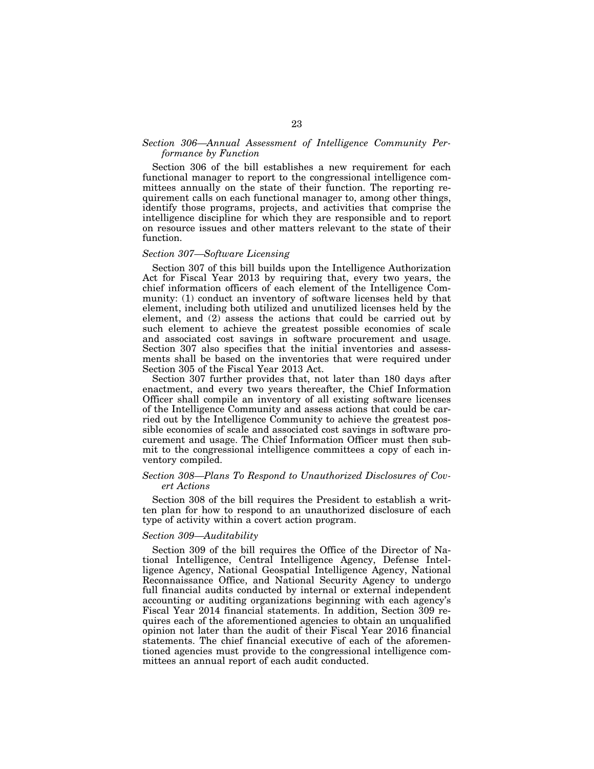*Section 306—Annual Assessment of Intelligence Community Performance by Function*

Section 306 of the bill establishes a new requirement for each functional manager to report to the congressional intelligence committees annually on the state of their function. The reporting requirement calls on each functional manager to, among other things, identify those programs, projects, and activities that comprise the intelligence discipline for which they are responsible and to report on resource issues and other matters relevant to the state of their function.

*Section 307—Software Licensing*

Section 307 of this bill builds upon the Intelligence Authorization Act for Fiscal Year 2013 by requiring that, every two years, the chief information officers of each element of the Intelligence Community: (1) conduct an inventory of software licenses held by that element, including both utilized and unutilized licenses held by the element, and (2) assess the actions that could be carried out by such element to achieve the greatest possible economies of scale and associated cost savings in software procurement and usage. Section 307 also specifies that the initial inventories and assessments shall be based on the inventories that were required under Section 305 of the Fiscal Year 2013 Act.

Section 307 further provides that, not later than 180 days after enactment, and every two years thereafter, the Chief Information Officer shall compile an inventory of all existing software licenses of the Intelligence Community and assess actions that could be carried out by the Intelligence Community to achieve the greatest possible economies of scale and associated cost savings in software procurement and usage. The Chief Information Officer must then submit to the congressional intelligence committees a copy of each inventory compiled.

*Section 308—Plans To Respond to Unauthorized Disclosures of Covert Actions*

Section 308 of the bill requires the President to establish a written plan for how to respond to an unauthorized disclosure of each type of activity within a covert action program.

*Section 309—Auditability*

Section 309 of the bill requires the Office of the Director of National Intelligence, Central Intelligence Agency, Defense Intelligence Agency, National Geospatial Intelligence Agency, National Reconnaissance Office, and National Security Agency to undergo full financial audits conducted by internal or external independent accounting or auditing organizations beginning with each agency's Fiscal Year 2014 financial statements. In addition, Section 309 requires each of the aforementioned agencies to obtain an unqualified opinion not later than the audit of their Fiscal Year 2016 financial statements. The chief financial executive of each of the aforementioned agencies must provide to the congressional intelligence committees an annual report of each audit conducted.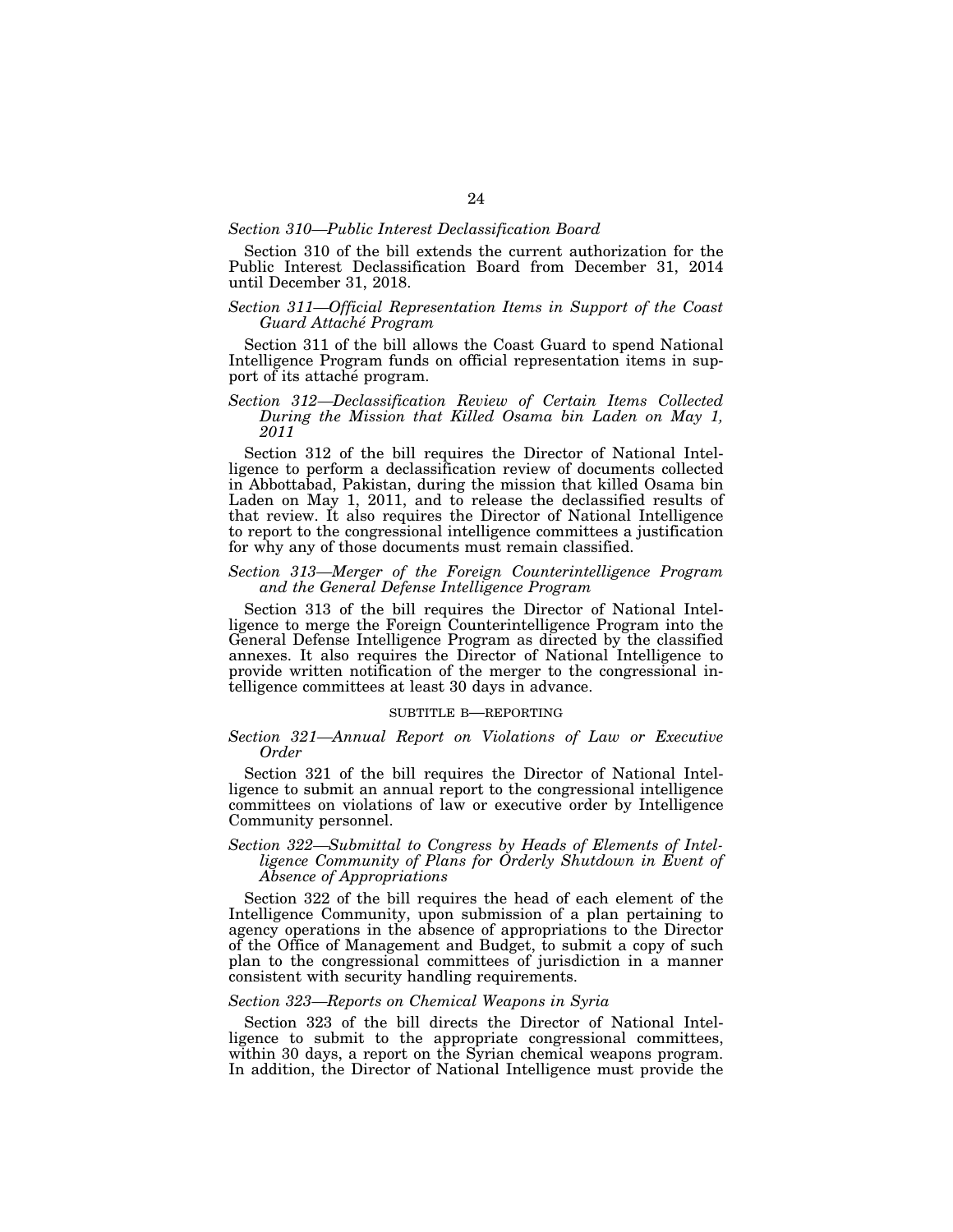*Section 310—Public Interest Declassification Board*

Section 310 of the bill extends the current authorization for the Public Interest Declassification Board from December 31, 2014 until December 31, 2018.

*Section 311—Official Representation Items in Support of the Coast Guard Attaché Program*

Section 311 of the bill allows the Coast Guard to spend National Intelligence Program funds on official representation items in support of its attaché program.

*Section 312—Declassification Review of Certain Items Collected During the Mission that Killed Osama bin Laden on May 1, 2011*

Section 312 of the bill requires the Director of National Intelligence to perform a declassification review of documents collected in Abbottabad, Pakistan, during the mission that killed Osama bin Laden on May 1, 2011, and to release the declassified results of that review. It also requires the Director of National Intelligence to report to the congressional intelligence committees a justification for why any of those documents must remain classified.

*Section 313—Merger of the Foreign Counterintelligence Program and the General Defense Intelligence Program*

Section 313 of the bill requires the Director of National Intelligence to merge the Foreign Counterintelligence Program into the General Defense Intelligence Program as directed by the classified annexes. It also requires the Director of National Intelligence to provide written notification of the merger to the congressional intelligence committees at least 30 days in advance.

SUBTITLE B—REPORTING

*Section 321—Annual Report on Violations of Law or Executive Order*

Section 321 of the bill requires the Director of National Intelligence to submit an annual report to the congressional intelligence committees on violations of law or executive order by Intelligence Community personnel.

*Section 322—Submittal to Congress by Heads of Elements of Intelligence Community of Plans for Orderly Shutdown in Event of Absence of Appropriations*

Section 322 of the bill requires the head of each element of the Intelligence Community, upon submission of a plan pertaining to agency operations in the absence of appropriations to the Director of the Office of Management and Budget, to submit a copy of such plan to the congressional committees of jurisdiction in a manner consistent with security handling requirements.

*Section 323—Reports on Chemical Weapons in Syria*

Section 323 of the bill directs the Director of National Intelligence to submit to the appropriate congressional committees, within 30 days, a report on the Syrian chemical weapons program. In addition, the Director of National Intelligence must provide the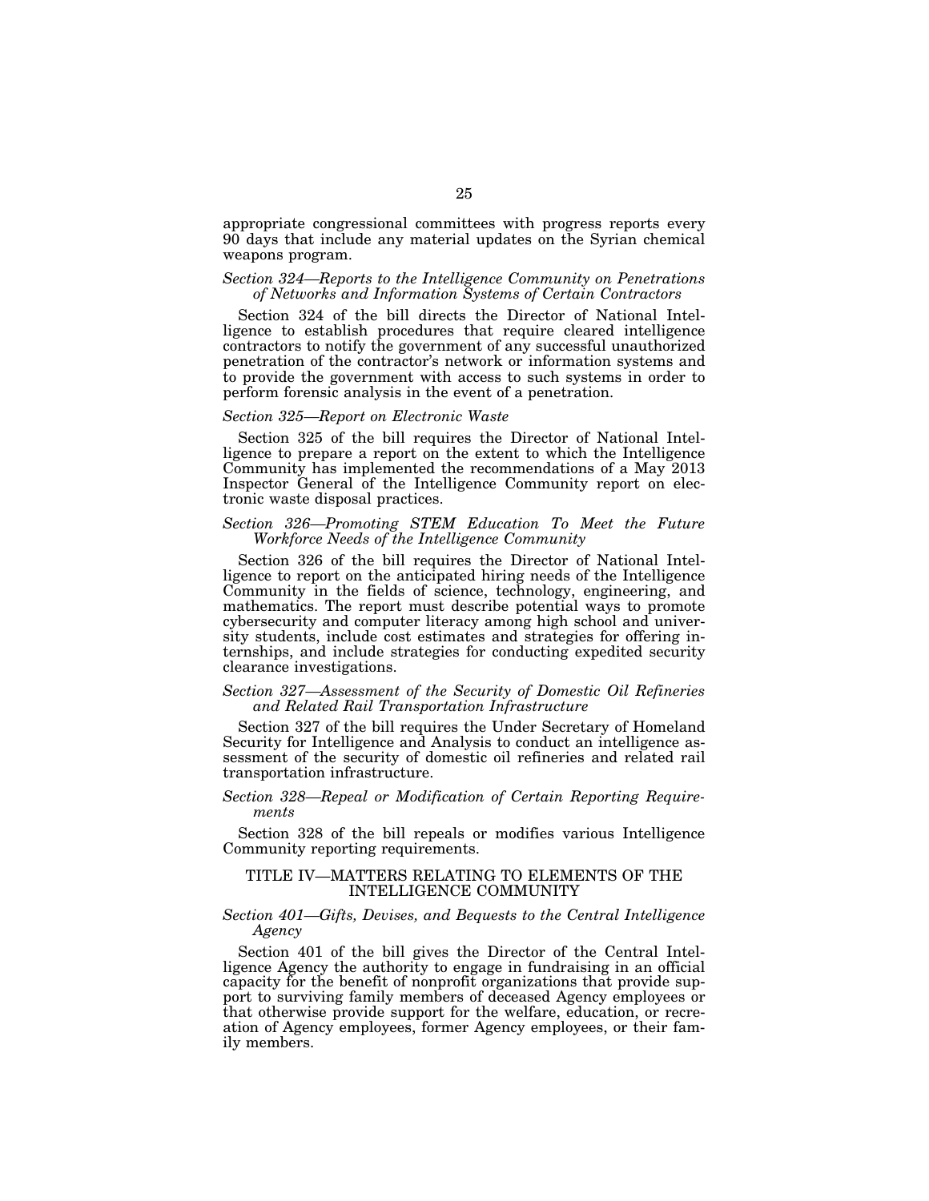appropriate congressional committees with progress reports every 90 days that include any material updates on the Syrian chemical weapons program.

*Section 324—Reports to the Intelligence Community on Penetrations of Networks and Information Systems of Certain Contractors*

Section 324 of the bill directs the Director of National Intelligence to establish procedures that require cleared intelligence contractors to notify the government of any successful unauthorized penetration of the contractor's network or information systems and to provide the government with access to such systems in order to perform forensic analysis in the event of a penetration.

*Section 325—Report on Electronic Waste*

Section 325 of the bill requires the Director of National Intelligence to prepare a report on the extent to which the Intelligence Community has implemented the recommendations of a May 2013 Inspector General of the Intelligence Community report on electronic waste disposal practices.

*Section 326—Promoting STEM Education To Meet the Future Workforce Needs of the Intelligence Community*

Section 326 of the bill requires the Director of National Intelligence to report on the anticipated hiring needs of the Intelligence Community in the fields of science, technology, engineering, and mathematics. The report must describe potential ways to promote cybersecurity and computer literacy among high school and university students, include cost estimates and strategies for offering internships, and include strategies for conducting expedited security clearance investigations.

*Section 327—Assessment of the Security of Domestic Oil Refineries and Related Rail Transportation Infrastructure*

Section 327 of the bill requires the Under Secretary of Homeland Security for Intelligence and Analysis to conduct an intelligence assessment of the security of domestic oil refineries and related rail transportation infrastructure.

*Section 328—Repeal or Modification of Certain Reporting Requirements*

Section 328 of the bill repeals or modifies various Intelligence Community reporting requirements.

## TITLE IV—MATTERS RELATING TO ELEMENTS OF THE INTELLIGENCE COMMUNITY

*Section 401—Gifts, Devises, and Bequests to the Central Intelligence Agency*

Section 401 of the bill gives the Director of the Central Intelligence Agency the authority to engage in fundraising in an official capacity for the benefit of nonprofit organizations that provide support to surviving family members of deceased Agency employees or that otherwise provide support for the welfare, education, or recreation of Agency employees, former Agency employees, or their family members.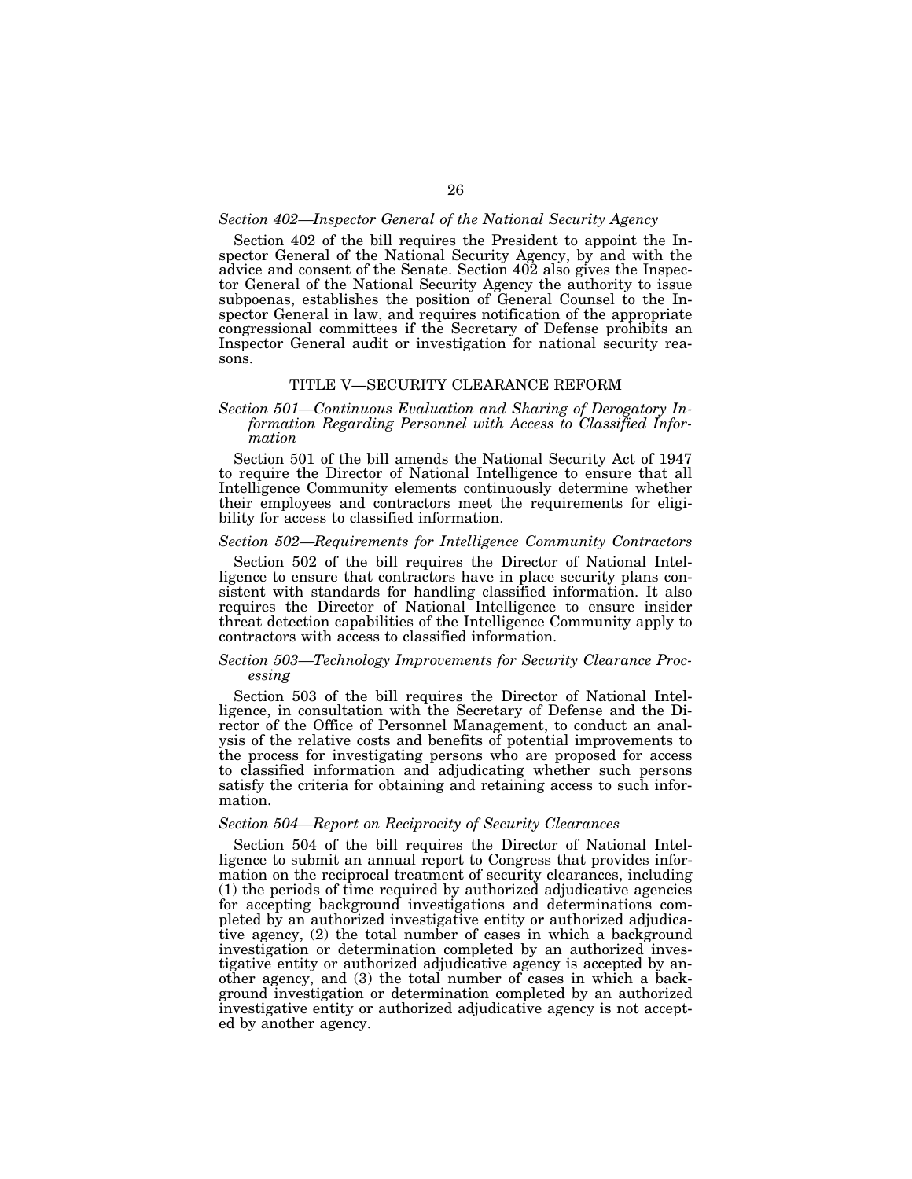*Section 402—Inspector General of the National Security Agency*

Section 402 of the bill requires the President to appoint the Inspector General of the National Security Agency, by and with the advice and consent of the Senate. Section 402 also gives the Inspector General of the National Security Agency the authority to issue subpoenas, establishes the position of General Counsel to the Inspector General in law, and requires notification of the appropriate congressional committees if the Secretary of Defense prohibits an Inspector General audit or investigation for national security reasons.

## TITLE V—SECURITY CLEARANCE REFORM

*Section 501—Continuous Evaluation and Sharing of Derogatory Information Regarding Personnel with Access to Classified Information*

Section 501 of the bill amends the National Security Act of 1947 to require the Director of National Intelligence to ensure that all Intelligence Community elements continuously determine whether their employees and contractors meet the requirements for eligibility for access to classified information.

*Section 502—Requirements for Intelligence Community Contractors*

Section 502 of the bill requires the Director of National Intelligence to ensure that contractors have in place security plans consistent with standards for handling classified information. It also requires the Director of National Intelligence to ensure insider threat detection capabilities of the Intelligence Community apply to contractors with access to classified information.

*Section 503—Technology Improvements for Security Clearance Processing*

Section 503 of the bill requires the Director of National Intelligence, in consultation with the Secretary of Defense and the Director of the Office of Personnel Management, to conduct an analysis of the relative costs and benefits of potential improvements to the process for investigating persons who are proposed for access to classified information and adjudicating whether such persons satisfy the criteria for obtaining and retaining access to such information.

*Section 504—Report on Reciprocity of Security Clearances*

Section 504 of the bill requires the Director of National Intelligence to submit an annual report to Congress that provides information on the reciprocal treatment of security clearances, including (1) the periods of time required by authorized adjudicative agencies for accepting background investigations and determinations completed by an authorized investigative entity or authorized adjudicative agency, (2) the total number of cases in which a background investigation or determination completed by an authorized investigative entity or authorized adjudicative agency is accepted by another agency, and (3) the total number of cases in which a background investigation or determination completed by an authorized investigative entity or authorized adjudicative agency is not accepted by another agency.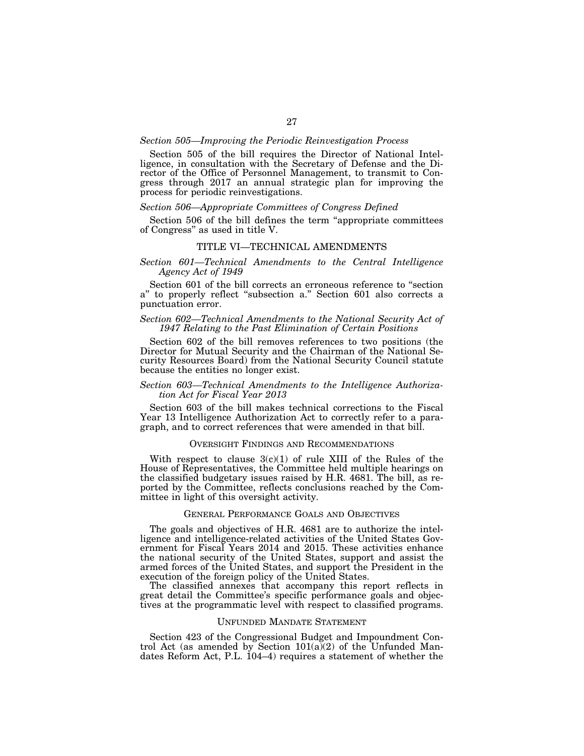*Section 505—Improving the Periodic Reinvestigation Process*

Section 505 of the bill requires the Director of National Intelligence, in consultation with the Secretary of Defense and the Director of the Office of Personnel Management, to transmit to Congress through 2017 an annual strategic plan for improving the process for periodic reinvestigations.

*Section 506—Appropriate Committees of Congress Defined*

Section 506 of the bill defines the term "appropriate committees of Congress" as used in title V.

## TITLE VI—TECHNICAL AMENDMENTS

*Section 601—Technical Amendments to the Central Intelligence Agency Act of 1949*

Section 601 of the bill corrects an erroneous reference to "section a" to properly reflect "subsection a." Section 601 also corrects a punctuation error.

*Section 602—Technical Amendments to the National Security Act of 1947 Relating to the Past Elimination of Certain Positions*

Section 602 of the bill removes references to two positions (the Director for Mutual Security and the Chairman of the National Security Resources Board) from the National Security Council statute because the entities no longer exist.

*Section 603—Technical Amendments to the Intelligence Authorization Act for Fiscal Year 2013*

Section 603 of the bill makes technical corrections to the Fiscal Year 13 Intelligence Authorization Act to correctly refer to a paragraph, and to correct references that were amended in that bill.

## OVERSIGHT FINDINGS AND RECOMMENDATIONS

With respect to clause 3(c)(1) of rule XIII of the Rules of the House of Representatives, the Committee held multiple hearings on the classified budgetary issues raised by H.R. 4681. The bill, as reported by the Committee, reflects conclusions reached by the Committee in light of this oversight activity.

## GENERAL PERFORMANCE GOALS AND OBJECTIVES

The goals and objectives of H.R. 4681 are to authorize the intelligence and intelligence-related activities of the United States Government for Fiscal Years 2014 and 2015. These activities enhance the national security of the United States, support and assist the armed forces of the United States, and support the President in the execution of the foreign policy of the United States.

The classified annexes that accompany this report reflects in great detail the Committee's specific performance goals and objectives at the programmatic level with respect to classified programs.

## UNFUNDED MANDATE STATEMENT

Section 423 of the Congressional Budget and Impoundment Control Act (as amended by Section 101(a)(2) of the Unfunded Mandates Reform Act, P.L. 104–4) requires a statement of whether the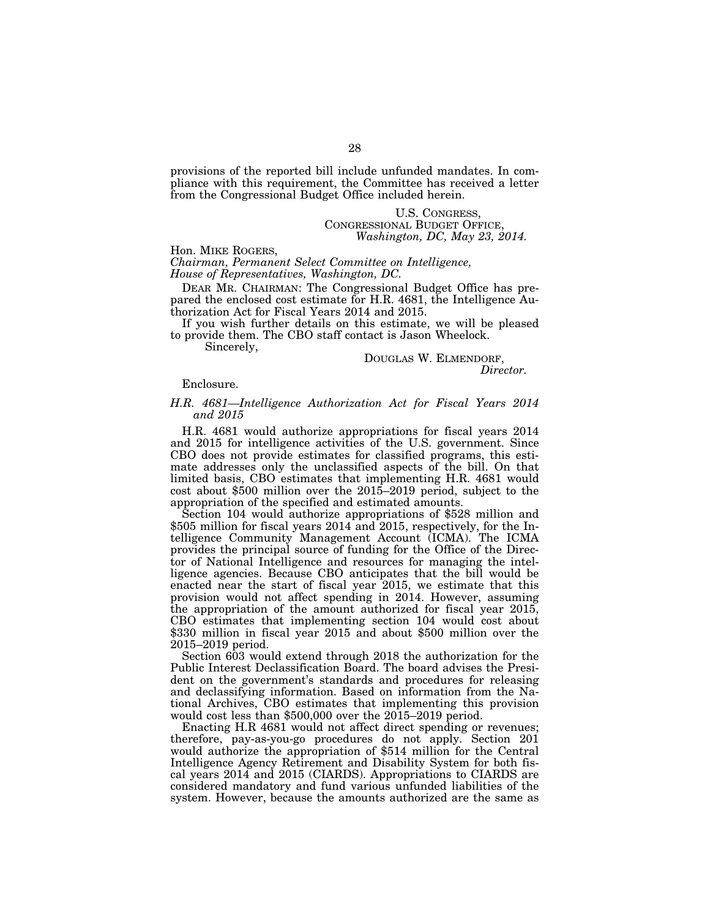provisions of the reported bill include unfunded mandates. In compliance with this requirement, the Committee has received a letter from the Congressional Budget Office included herein.

U.S. CONGRESS,
CONGRESSIONAL BUDGET OFFICE,
*Washington, DC, May 23, 2014.*

Hon. MIKE ROGERS,
*Chairman, Permanent Select Committee on Intelligence, House of Representatives, Washington, DC.*

DEAR MR. CHAIRMAN: The Congressional Budget Office has prepared the enclosed cost estimate for H.R. 4681, the Intelligence Authorization Act for Fiscal Years 2014 and 2015.

If you wish further details on this estimate, we will be pleased to provide them. The CBO staff contact is Jason Wheelock.

Sincerely,

DOUGLAS W. ELMENDORF,
*Director.*

Enclosure.

*H.R. 4681—Intelligence Authorization Act for Fiscal Years 2014 and 2015*

H.R. 4681 would authorize appropriations for fiscal years 2014 and 2015 for intelligence activities of the U.S. government. Since CBO does not provide estimates for classified programs, this estimate addresses only the unclassified aspects of the bill. On that limited basis, CBO estimates that implementing H.R. 4681 would cost about $500 million over the 2015–2019 period, subject to the appropriation of the specified and estimated amounts.

Section 104 would authorize appropriations of $528 million and $505 million for fiscal years 2014 and 2015, respectively, for the Intelligence Community Management Account (ICMA). The ICMA provides the principal source of funding for the Office of the Director of National Intelligence and resources for managing the intelligence agencies. Because CBO anticipates that the bill would be enacted near the start of fiscal year 2015, we estimate that this provision would not affect spending in 2014. However, assuming the appropriation of the amount authorized for fiscal year 2015, CBO estimates that implementing section 104 would cost about $330 million in fiscal year 2015 and about $500 million over the 2015–2019 period.

Section 603 would extend through 2018 the authorization for the Public Interest Declassification Board. The board advises the President on the government's standards and procedures for releasing and declassifying information. Based on information from the National Archives, CBO estimates that implementing this provision would cost less than $500,000 over the 2015–2019 period.

Enacting H.R 4681 would not affect direct spending or revenues; therefore, pay-as-you-go procedures do not apply. Section 201 would authorize the appropriation of $514 million for the Central Intelligence Agency Retirement and Disability System for both fiscal years 2014 and 2015 (CIARDS). Appropriations to CIARDS are considered mandatory and fund various unfunded liabilities of the system. However, because the amounts authorized are the same as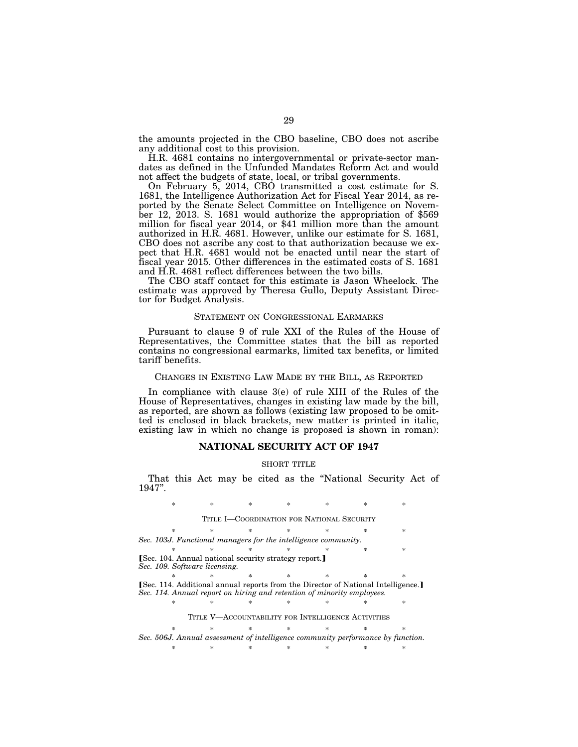the amounts projected in the CBO baseline, CBO does not ascribe any additional cost to this provision.

H.R. 4681 contains no intergovernmental or private-sector mandates as defined in the Unfunded Mandates Reform Act and would not affect the budgets of state, local, or tribal governments.

On February 5, 2014, CBO transmitted a cost estimate for S. 1681, the Intelligence Authorization Act for Fiscal Year 2014, as reported by the Senate Select Committee on Intelligence on November 12, 2013. S. 1681 would authorize the appropriation of $569 million for fiscal year 2014, or $41 million more than the amount authorized in H.R. 4681. However, unlike our estimate for S. 1681, CBO does not ascribe any cost to that authorization because we expect that H.R. 4681 would not be enacted until near the start of fiscal year 2015. Other differences in the estimated costs of S. 1681 and H.R. 4681 reflect differences between the two bills.

The CBO staff contact for this estimate is Jason Wheelock. The estimate was approved by Theresa Gullo, Deputy Assistant Director for Budget Analysis.

## STATEMENT ON CONGRESSIONAL EARMARKS

Pursuant to clause 9 of rule XXI of the Rules of the House of Representatives, the Committee states that the bill as reported contains no congressional earmarks, limited tax benefits, or limited tariff benefits.

## CHANGES IN EXISTING LAW MADE BY THE BILL, AS REPORTED

In compliance with clause 3(e) of rule XIII of the Rules of the House of Representatives, changes in existing law made by the bill, as reported, are shown as follows (existing law proposed to be omitted is enclosed in black brackets, new matter is printed in italic, existing law in which no change is proposed is shown in roman):

## NATIONAL SECURITY ACT OF 1947

SHORT TITLE

That this Act may be cited as the "National Security Act of 1947".

\* \* \* \* \* \* \*

TITLE I—COORDINATION FOR NATIONAL SECURITY

\* \* \* \* \* \* \*

*Sec. 103J. Functional managers for the intelligence community.*

\* \* \* \* \* \* \*

[Sec. 104. Annual national security strategy report.]
*Sec. 109. Software licensing.*

\* \* \* \* \* \* \*

[Sec. 114. Additional annual reports from the Director of National Intelligence.]
*Sec. 114. Annual report on hiring and retention of minority employees.*

\* \* \* \* \* \* \*

TITLE V—ACCOUNTABILITY FOR INTELLIGENCE ACTIVITIES

\* \* \* \* \* \* \*

*Sec. 506J. Annual assessment of intelligence community performance by function.*

\* \* \* \* \* \* \*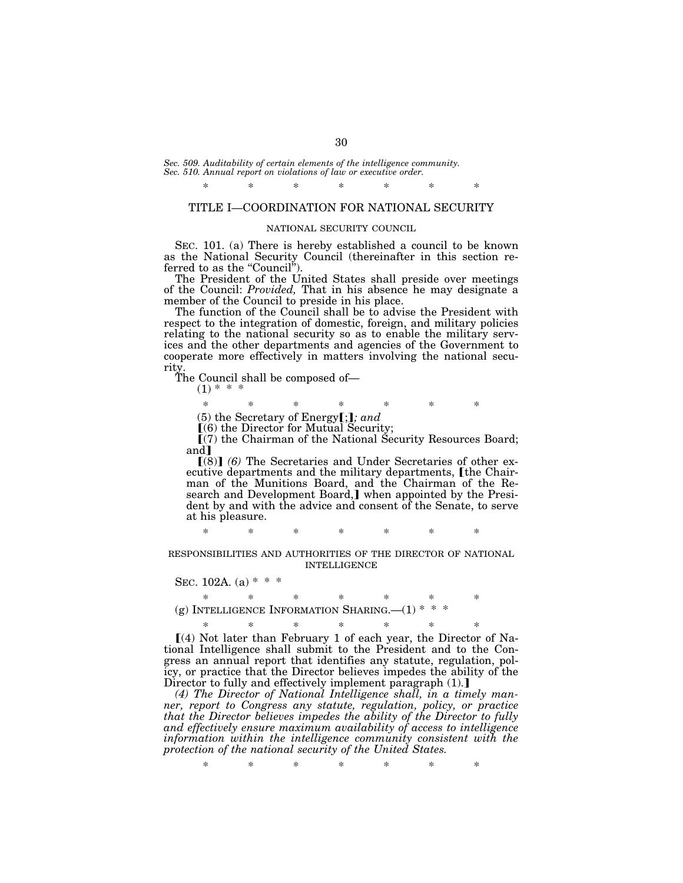*Sec. 509. Auditability of certain elements of the intelligence community.*
*Sec. 510. Annual report on violations of law or executive order.*

\* \* \* \* \* \* \*

## TITLE I—COORDINATION FOR NATIONAL SECURITY

### NATIONAL SECURITY COUNCIL

SEC. 101. (a) There is hereby established a council to be known as the National Security Council (thereinafter in this section referred to as the "Council").

The President of the United States shall preside over meetings of the Council: *Provided,* That in his absence he may designate a member of the Council to preside in his place.

The function of the Council shall be to advise the President with respect to the integration of domestic, foreign, and military policies relating to the national security so as to enable the military services and the other departments and agencies of the Government to cooperate more effectively in matters involving the national security.

The Council shall be composed of—

(1) \* \* \*

\* \* \* \* \* \* \*

(5) the Secretary of Energy【;】*; and*

【(6) the Director for Mutual Security;

【(7) the Chairman of the National Security Resources Board; and】

【(8)】 *(6)* The Secretaries and Under Secretaries of other executive departments and the military departments, 【the Chairman of the Munitions Board, and the Chairman of the Research and Development Board,】 when appointed by the President by and with the advice and consent of the Senate, to serve at his pleasure.

\* \* \* \* \* \* \*

### RESPONSIBILITIES AND AUTHORITIES OF THE DIRECTOR OF NATIONAL INTELLIGENCE

SEC. 102A. (a) \* \* \*

\* \* \* \* \* \* \*

(g) INTELLIGENCE INFORMATION SHARING.—(1) \* \* \*

\* \* \* \* \* \* \*

【(4) Not later than February 1 of each year, the Director of National Intelligence shall submit to the President and to the Congress an annual report that identifies any statute, regulation, policy, or practice that the Director believes impedes the ability of the Director to fully and effectively implement paragraph (1).】

*(4) The Director of National Intelligence shall, in a timely manner, report to Congress any statute, regulation, policy, or practice that the Director believes impedes the ability of the Director to fully and effectively ensure maximum availability of access to intelligence information within the intelligence community consistent with the protection of the national security of the United States.*

\* \* \* \* \* \* \*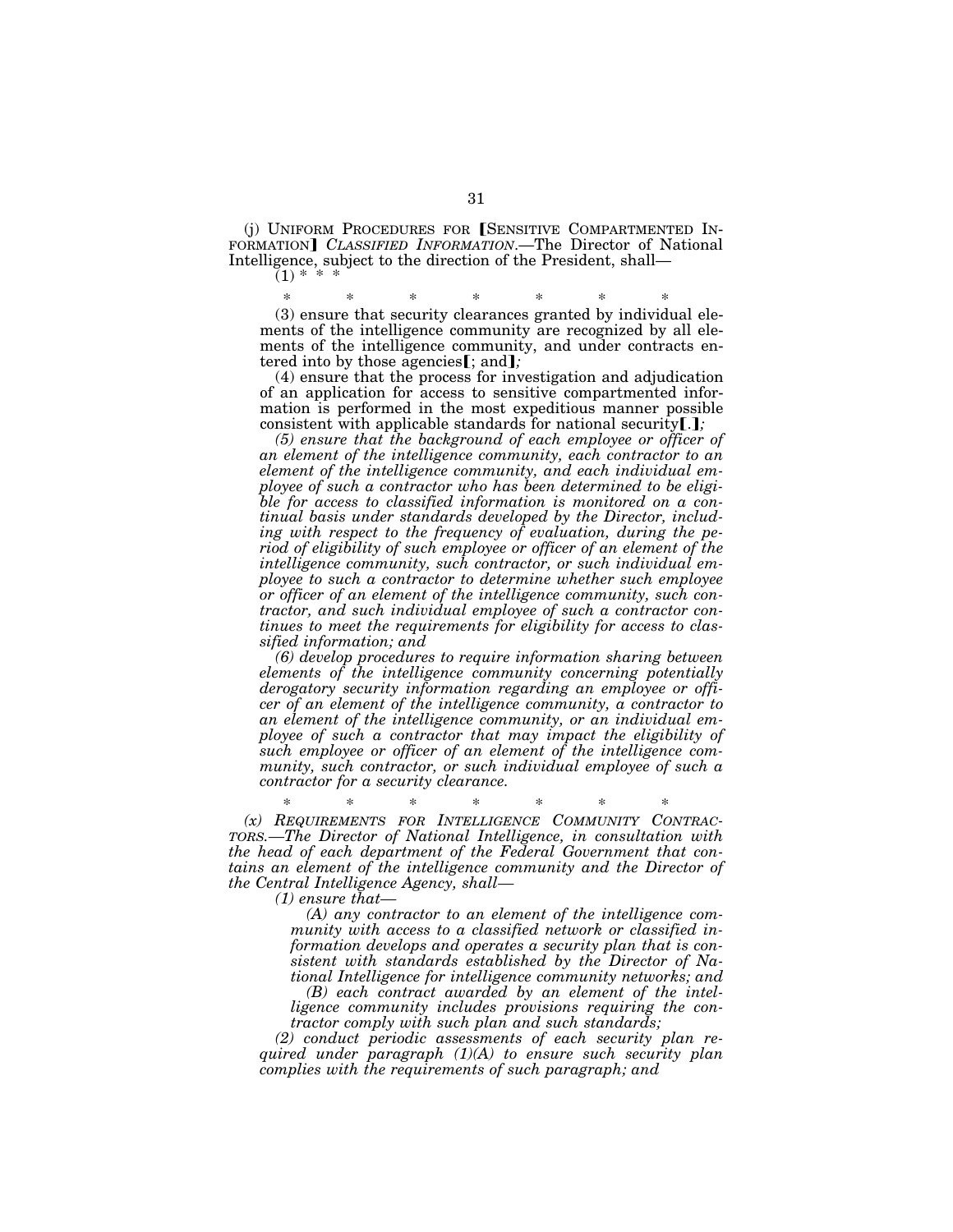(j) UNIFORM PROCEDURES FOR ⟦SENSITIVE COMPARTMENTED INFORMATION⟧ *CLASSIFIED INFORMATION*.—The Director of National Intelligence, subject to the direction of the President, shall—

(1) * * *

\* \* \* \* \* \* \*

(3) ensure that security clearances granted by individual elements of the intelligence community are recognized by all elements of the intelligence community, and under contracts entered into by those agencies⟦; and⟧*;*

(4) ensure that the process for investigation and adjudication of an application for access to sensitive compartmented information is performed in the most expeditious manner possible consistent with applicable standards for national security⟦.⟧*;*

*(5) ensure that the background of each employee or officer of an element of the intelligence community, each contractor to an element of the intelligence community, and each individual employee of such a contractor who has been determined to be eligible for access to classified information is monitored on a continual basis under standards developed by the Director, including with respect to the frequency of evaluation, during the period of eligibility of such employee or officer of an element of the intelligence community, such contractor, or such individual employee to such a contractor to determine whether such employee or officer of an element of the intelligence community, such contractor, and such individual employee of such a contractor continues to meet the requirements for eligibility for access to classified information; and*

*(6) develop procedures to require information sharing between elements of the intelligence community concerning potentially derogatory security information regarding an employee or officer of an element of the intelligence community, a contractor to an element of the intelligence community, or an individual employee of such a contractor that may impact the eligibility of such employee or officer of an element of the intelligence community, such contractor, or such individual employee of such a contractor for a security clearance.*

\* \* \* \* \* \* \*

*(x) REQUIREMENTS FOR INTELLIGENCE COMMUNITY CONTRACTORS.—The Director of National Intelligence, in consultation with the head of each department of the Federal Government that contains an element of the intelligence community and the Director of the Central Intelligence Agency, shall—*

*(1) ensure that—*

*(A) any contractor to an element of the intelligence community with access to a classified network or classified information develops and operates a security plan that is consistent with standards established by the Director of National Intelligence for intelligence community networks; and*

*(B) each contract awarded by an element of the intelligence community includes provisions requiring the contractor comply with such plan and such standards;*

*(2) conduct periodic assessments of each security plan required under paragraph (1)(A) to ensure such security plan complies with the requirements of such paragraph; and*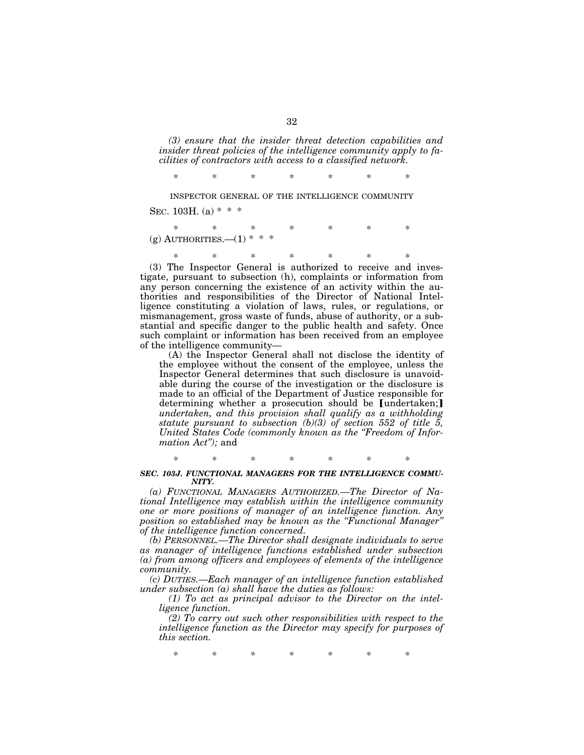*(3) ensure that the insider threat detection capabilities and insider threat policies of the intelligence community apply to facilities of contractors with access to a classified network.*

\* \* \* \* \* \* \*

INSPECTOR GENERAL OF THE INTELLIGENCE COMMUNITY

SEC. 103H. (a) \* \* \*

\* \* \* \* \* \* \*

(g) AUTHORITIES.—(1) \* \* \*

\* \* \* \* \* \* \*

(3) The Inspector General is authorized to receive and investigate, pursuant to subsection (h), complaints or information from any person concerning the existence of an activity within the authorities and responsibilities of the Director of National Intelligence constituting a violation of laws, rules, or regulations, or mismanagement, gross waste of funds, abuse of authority, or a substantial and specific danger to the public health and safety. Once such complaint or information has been received from an employee of the intelligence community—

(A) the Inspector General shall not disclose the identity of the employee without the consent of the employee, unless the Inspector General determines that such disclosure is unavoidable during the course of the investigation or the disclosure is made to an official of the Department of Justice responsible for determining whether a prosecution should be [undertaken;] *undertaken, and this provision shall qualify as a withholding statute pursuant to subsection (b)(3) of section 552 of title 5, United States Code (commonly known as the "Freedom of Information Act");* and

\* \* \* \* \* \* \*

***SEC. 103J. FUNCTIONAL MANAGERS FOR THE INTELLIGENCE COMMUNITY.***

*(a) FUNCTIONAL MANAGERS AUTHORIZED.—The Director of National Intelligence may establish within the intelligence community one or more positions of manager of an intelligence function. Any position so established may be known as the "Functional Manager" of the intelligence function concerned.*

*(b) PERSONNEL.—The Director shall designate individuals to serve as manager of intelligence functions established under subsection (a) from among officers and employees of elements of the intelligence community.*

*(c) DUTIES.—Each manager of an intelligence function established under subsection (a) shall have the duties as follows:*

*(1) To act as principal advisor to the Director on the intelligence function.*

*(2) To carry out such other responsibilities with respect to the intelligence function as the Director may specify for purposes of this section.*

\* \* \* \* \* \* \*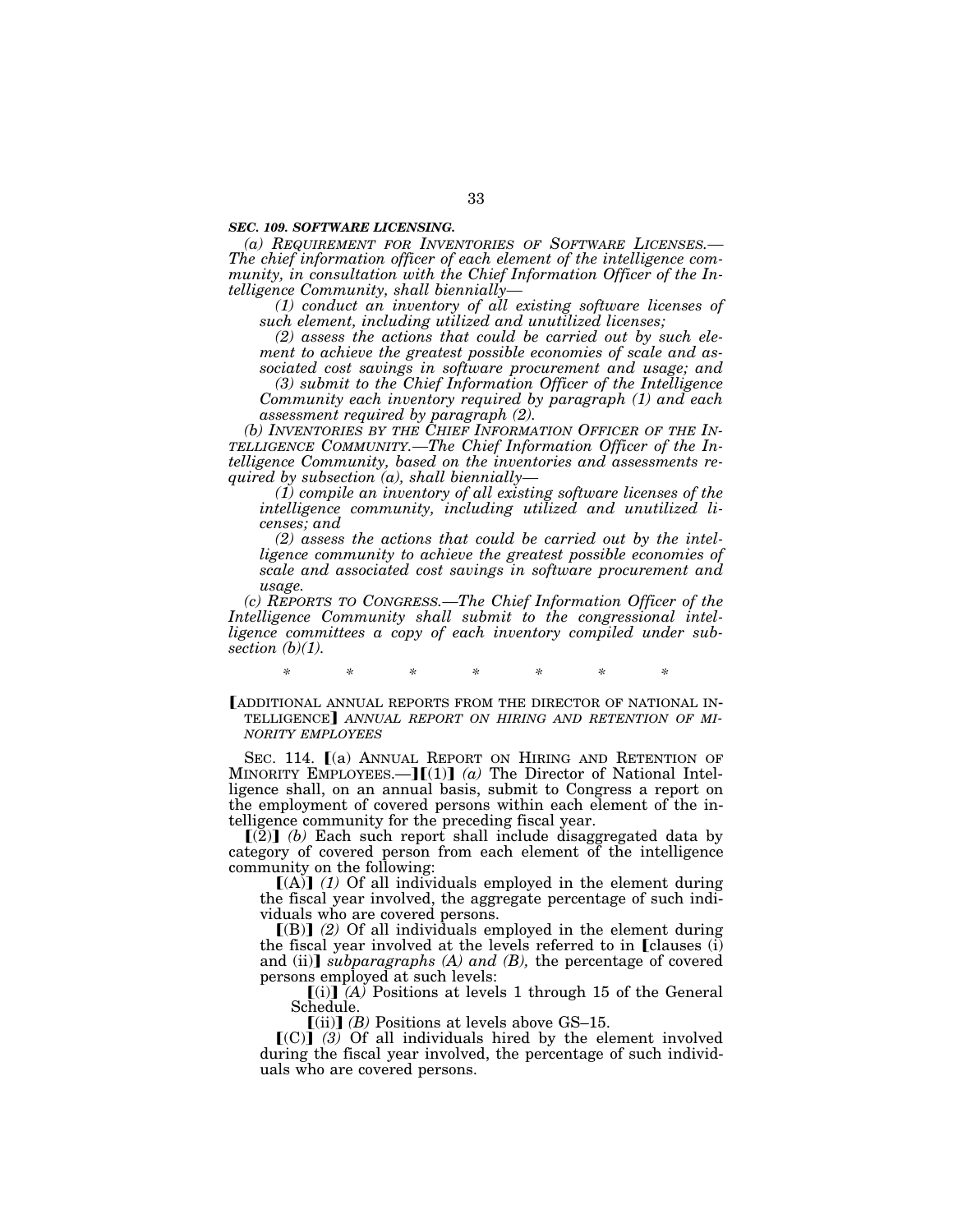***SEC. 109. SOFTWARE LICENSING.***

*(a) REQUIREMENT FOR INVENTORIES OF SOFTWARE LICENSES.—The chief information officer of each element of the intelligence community, in consultation with the Chief Information Officer of the Intelligence Community, shall biennially—*

*(1) conduct an inventory of all existing software licenses of such element, including utilized and unutilized licenses;*

*(2) assess the actions that could be carried out by such element to achieve the greatest possible economies of scale and associated cost savings in software procurement and usage; and*

*(3) submit to the Chief Information Officer of the Intelligence Community each inventory required by paragraph (1) and each assessment required by paragraph (2).*

*(b) INVENTORIES BY THE CHIEF INFORMATION OFFICER OF THE INTELLIGENCE COMMUNITY.—The Chief Information Officer of the Intelligence Community, based on the inventories and assessments required by subsection (a), shall biennially—*

*(1) compile an inventory of all existing software licenses of the intelligence community, including utilized and unutilized licenses; and*

*(2) assess the actions that could be carried out by the intelligence community to achieve the greatest possible economies of scale and associated cost savings in software procurement and usage.*

*(c) REPORTS TO CONGRESS.—The Chief Information Officer of the Intelligence Community shall submit to the congressional intelligence committees a copy of each inventory compiled under subsection (b)(1).*

\* \* \* \* \* \* \*

【ADDITIONAL ANNUAL REPORTS FROM THE DIRECTOR OF NATIONAL INTELLIGENCE】 *ANNUAL REPORT ON HIRING AND RETENTION OF MINORITY EMPLOYEES*

SEC. 114. 【(a) ANNUAL REPORT ON HIRING AND RETENTION OF MINORITY EMPLOYEES.—】【(1)】 *(a)* The Director of National Intelligence shall, on an annual basis, submit to Congress a report on the employment of covered persons within each element of the intelligence community for the preceding fiscal year.

【(2)】 *(b)* Each such report shall include disaggregated data by category of covered person from each element of the intelligence community on the following:

【(A)】 *(1)* Of all individuals employed in the element during the fiscal year involved, the aggregate percentage of such individuals who are covered persons.

【(B)】 *(2)* Of all individuals employed in the element during the fiscal year involved at the levels referred to in 【clauses (i) and (ii)】 *subparagraphs (A) and (B),* the percentage of covered persons employed at such levels:

【(i)】 *(A)* Positions at levels 1 through 15 of the General Schedule.

【(ii)】 *(B)* Positions at levels above GS–15.

【(C)】 *(3)* Of all individuals hired by the element involved during the fiscal year involved, the percentage of such individuals who are covered persons.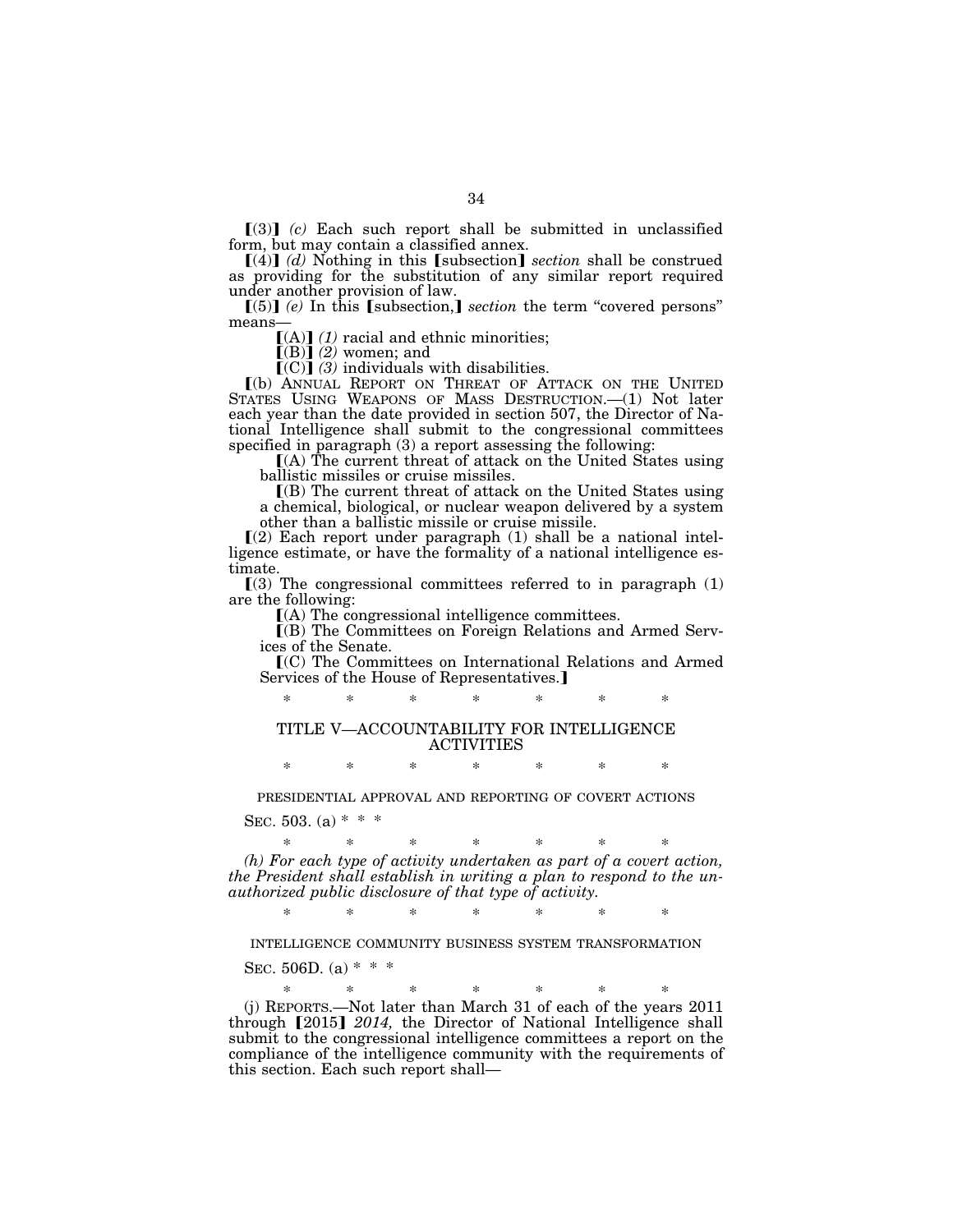⟦(3)⟧ *(c)* Each such report shall be submitted in unclassified form, but may contain a classified annex.

⟦(4)⟧ *(d)* Nothing in this ⟦subsection⟧ *section* shall be construed as providing for the substitution of any similar report required under another provision of law.

⟦(5)⟧ *(e)* In this ⟦subsection,⟧ *section* the term "covered persons" means—

> ⟦(A)⟧ *(1)* racial and ethnic minorities;
>
> ⟦(B)⟧ *(2)* women; and
>
> ⟦(C)⟧ *(3)* individuals with disabilities.

⟦(b) ANNUAL REPORT ON THREAT OF ATTACK ON THE UNITED STATES USING WEAPONS OF MASS DESTRUCTION.—(1) Not later each year than the date provided in section 507, the Director of National Intelligence shall submit to the congressional committees specified in paragraph (3) a report assessing the following:

> ⟦(A) The current threat of attack on the United States using ballistic missiles or cruise missiles.
>
> ⟦(B) The current threat of attack on the United States using a chemical, biological, or nuclear weapon delivered by a system other than a ballistic missile or cruise missile.

⟦(2) Each report under paragraph (1) shall be a national intelligence estimate, or have the formality of a national intelligence estimate.

⟦(3) The congressional committees referred to in paragraph (1) are the following:

> ⟦(A) The congressional intelligence committees.
>
> ⟦(B) The Committees on Foreign Relations and Armed Services of the Senate.
>
> ⟦(C) The Committees on International Relations and Armed Services of the House of Representatives.⟧

\* \* \* \* \* \* \*

## TITLE V—ACCOUNTABILITY FOR INTELLIGENCE ACTIVITIES

\* \* \* \* \* \* \*

### PRESIDENTIAL APPROVAL AND REPORTING OF COVERT ACTIONS

SEC. 503. (a) \* \* \*

\* \* \* \* \* \* \*

*(h) For each type of activity undertaken as part of a covert action, the President shall establish in writing a plan to respond to the unauthorized public disclosure of that type of activity.*

\* \* \* \* \* \* \*

### INTELLIGENCE COMMUNITY BUSINESS SYSTEM TRANSFORMATION

SEC. 506D. (a) \* \* \*

\* \* \* \* \* \* \*

(j) REPORTS.—Not later than March 31 of each of the years 2011 through ⟦2015⟧ *2014,* the Director of National Intelligence shall submit to the congressional intelligence committees a report on the compliance of the intelligence community with the requirements of this section. Each such report shall—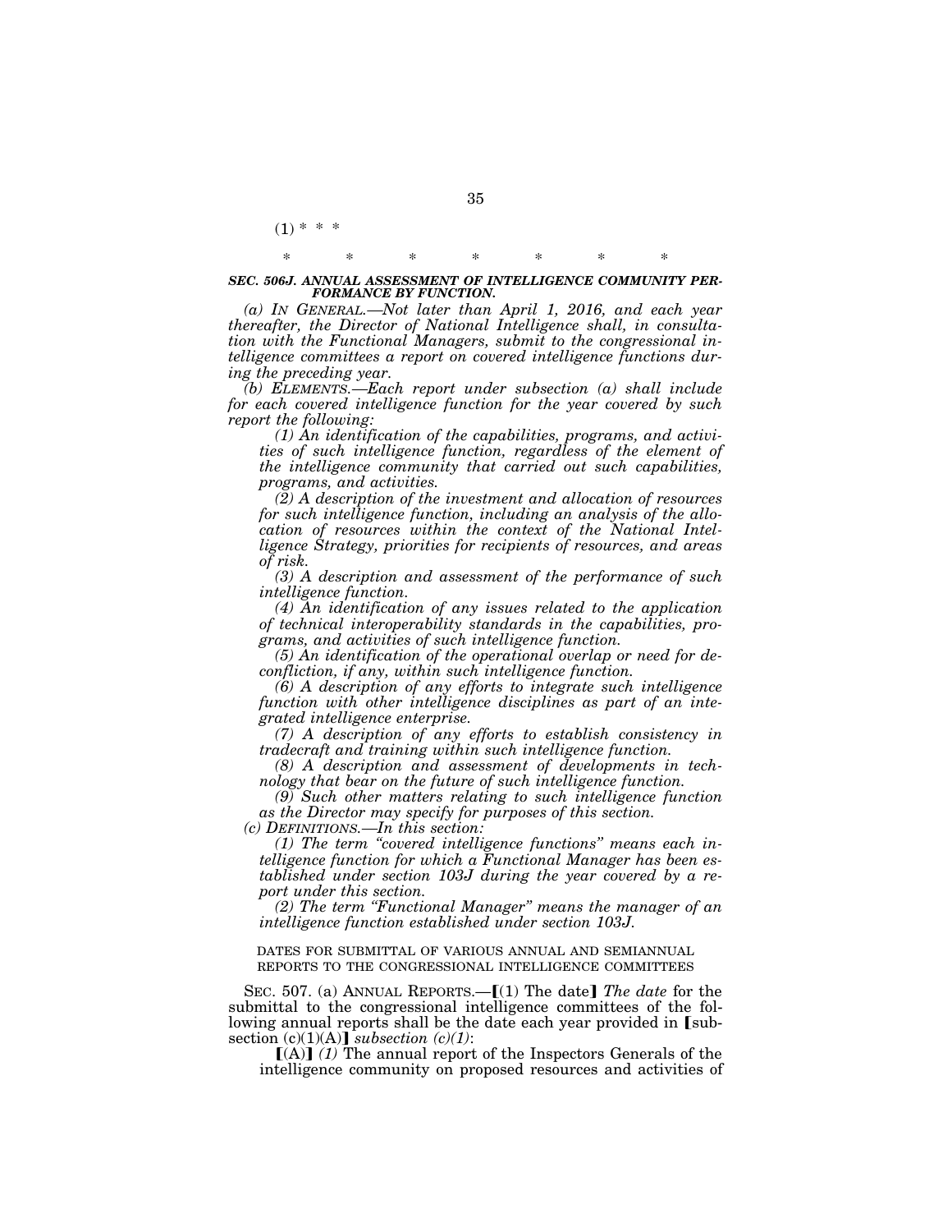(1) * * *

\*          \*          \*          \*          \*          \*          \*

***SEC. 506J. ANNUAL ASSESSMENT OF INTELLIGENCE COMMUNITY PERFORMANCE BY FUNCTION.***

*(a) IN GENERAL.—Not later than April 1, 2016, and each year thereafter, the Director of National Intelligence shall, in consultation with the Functional Managers, submit to the congressional intelligence committees a report on covered intelligence functions during the preceding year.*

*(b) ELEMENTS.—Each report under subsection (a) shall include for each covered intelligence function for the year covered by such report the following:*

*(1) An identification of the capabilities, programs, and activities of such intelligence function, regardless of the element of the intelligence community that carried out such capabilities, programs, and activities.*

*(2) A description of the investment and allocation of resources for such intelligence function, including an analysis of the allocation of resources within the context of the National Intelligence Strategy, priorities for recipients of resources, and areas of risk.*

*(3) A description and assessment of the performance of such intelligence function.*

*(4) An identification of any issues related to the application of technical interoperability standards in the capabilities, programs, and activities of such intelligence function.*

*(5) An identification of the operational overlap or need for deconfliction, if any, within such intelligence function.*

*(6) A description of any efforts to integrate such intelligence function with other intelligence disciplines as part of an integrated intelligence enterprise.*

*(7) A description of any efforts to establish consistency in tradecraft and training within such intelligence function.*

*(8) A description and assessment of developments in technology that bear on the future of such intelligence function.*

*(9) Such other matters relating to such intelligence function as the Director may specify for purposes of this section.*

*(c) DEFINITIONS.—In this section:*

*(1) The term "covered intelligence functions" means each intelligence function for which a Functional Manager has been established under section 103J during the year covered by a report under this section.*

*(2) The term "Functional Manager" means the manager of an intelligence function established under section 103J.*

DATES FOR SUBMITTAL OF VARIOUS ANNUAL AND SEMIANNUAL REPORTS TO THE CONGRESSIONAL INTELLIGENCE COMMITTEES

SEC. 507. (a) ANNUAL REPORTS.—[(1) The date] *The date* for the submittal to the congressional intelligence committees of the following annual reports shall be the date each year provided in [subsection (c)(1)(A)] *subsection (c)(1)*:

[(A)] *(1)* The annual report of the Inspectors Generals of the intelligence community on proposed resources and activities of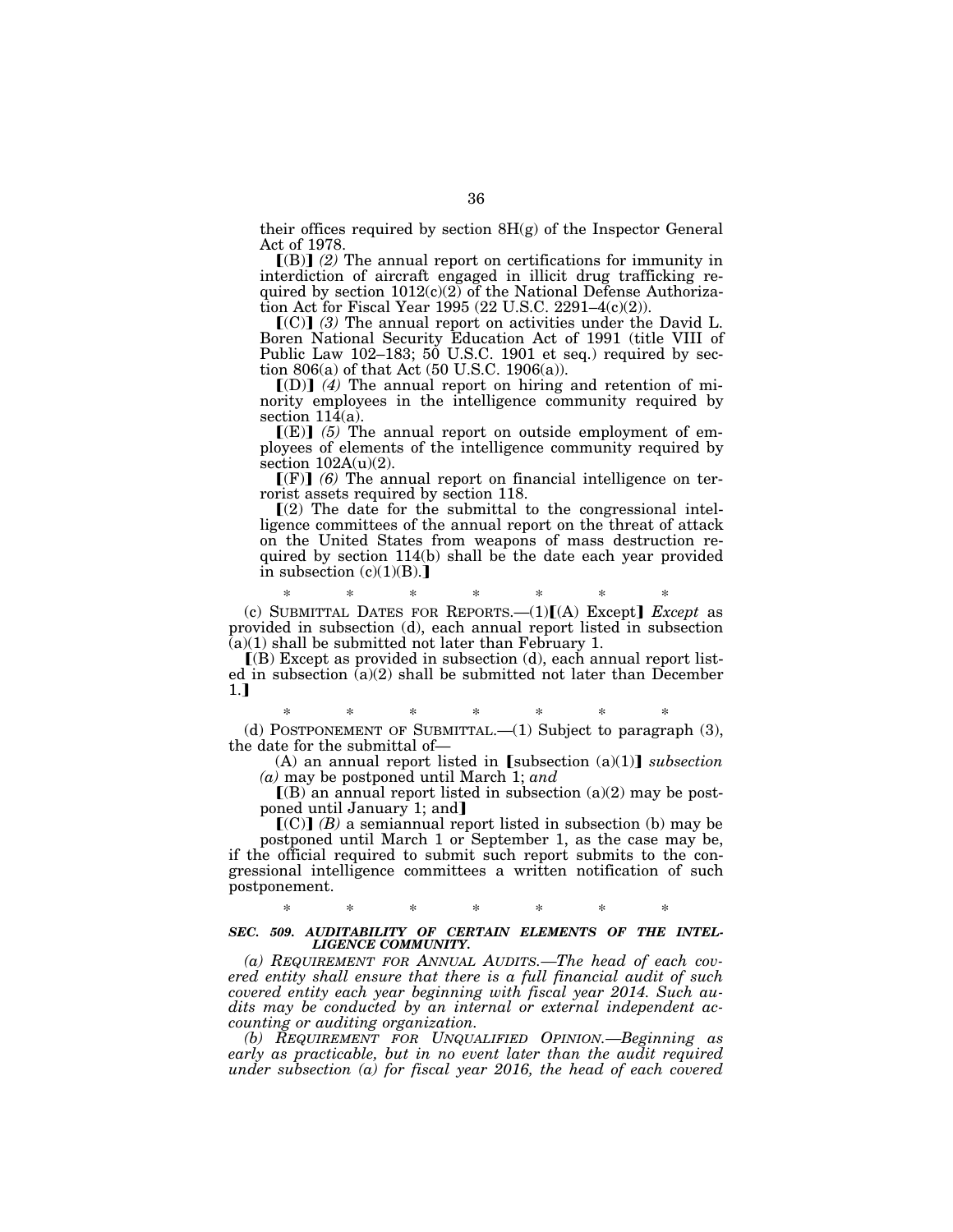their offices required by section 8H(g) of the Inspector General Act of 1978.

【(B)】 *(2)* The annual report on certifications for immunity in interdiction of aircraft engaged in illicit drug trafficking required by section 1012(c)(2) of the National Defense Authorization Act for Fiscal Year 1995 (22 U.S.C. 2291–4(c)(2)).

【(C)】 *(3)* The annual report on activities under the David L. Boren National Security Education Act of 1991 (title VIII of Public Law 102–183; 50 U.S.C. 1901 et seq.) required by section 806(a) of that Act (50 U.S.C. 1906(a)).

【(D)】 *(4)* The annual report on hiring and retention of minority employees in the intelligence community required by section 114(a).

【(E)】 *(5)* The annual report on outside employment of employees of elements of the intelligence community required by section 102A(u)(2).

【(F)】 *(6)* The annual report on financial intelligence on terrorist assets required by section 118.

【(2) The date for the submittal to the congressional intelligence committees of the annual report on the threat of attack on the United States from weapons of mass destruction required by section 114(b) shall be the date each year provided in subsection (c)(1)(B).】

\* \* \* \* \* \* \*

(c) SUBMITTAL DATES FOR REPORTS.—(1)【(A) Except】 *Except* as provided in subsection (d), each annual report listed in subsection (a)(1) shall be submitted not later than February 1.

【(B) Except as provided in subsection (d), each annual report listed in subsection (a)(2) shall be submitted not later than December 1.】

\* \* \* \* \* \* \*

(d) POSTPONEMENT OF SUBMITTAL.—(1) Subject to paragraph (3), the date for the submittal of—

(A) an annual report listed in 【subsection (a)(1)】 *subsection (a)* may be postponed until March 1; *and*

【(B) an annual report listed in subsection (a)(2) may be postponed until January 1; and】

【(C)】 *(B)* a semiannual report listed in subsection (b) may be postponed until March 1 or September 1, as the case may be,

if the official required to submit such report submits to the congressional intelligence committees a written notification of such postponement.

\* \* \* \* \* \* \*

***SEC. 509. AUDITABILITY OF CERTAIN ELEMENTS OF THE INTELLIGENCE COMMUNITY.***

*(a) REQUIREMENT FOR ANNUAL AUDITS.—The head of each covered entity shall ensure that there is a full financial audit of such covered entity each year beginning with fiscal year 2014. Such audits may be conducted by an internal or external independent accounting or auditing organization.*

*(b) REQUIREMENT FOR UNQUALIFIED OPINION.—Beginning as early as practicable, but in no event later than the audit required under subsection (a) for fiscal year 2016, the head of each covered*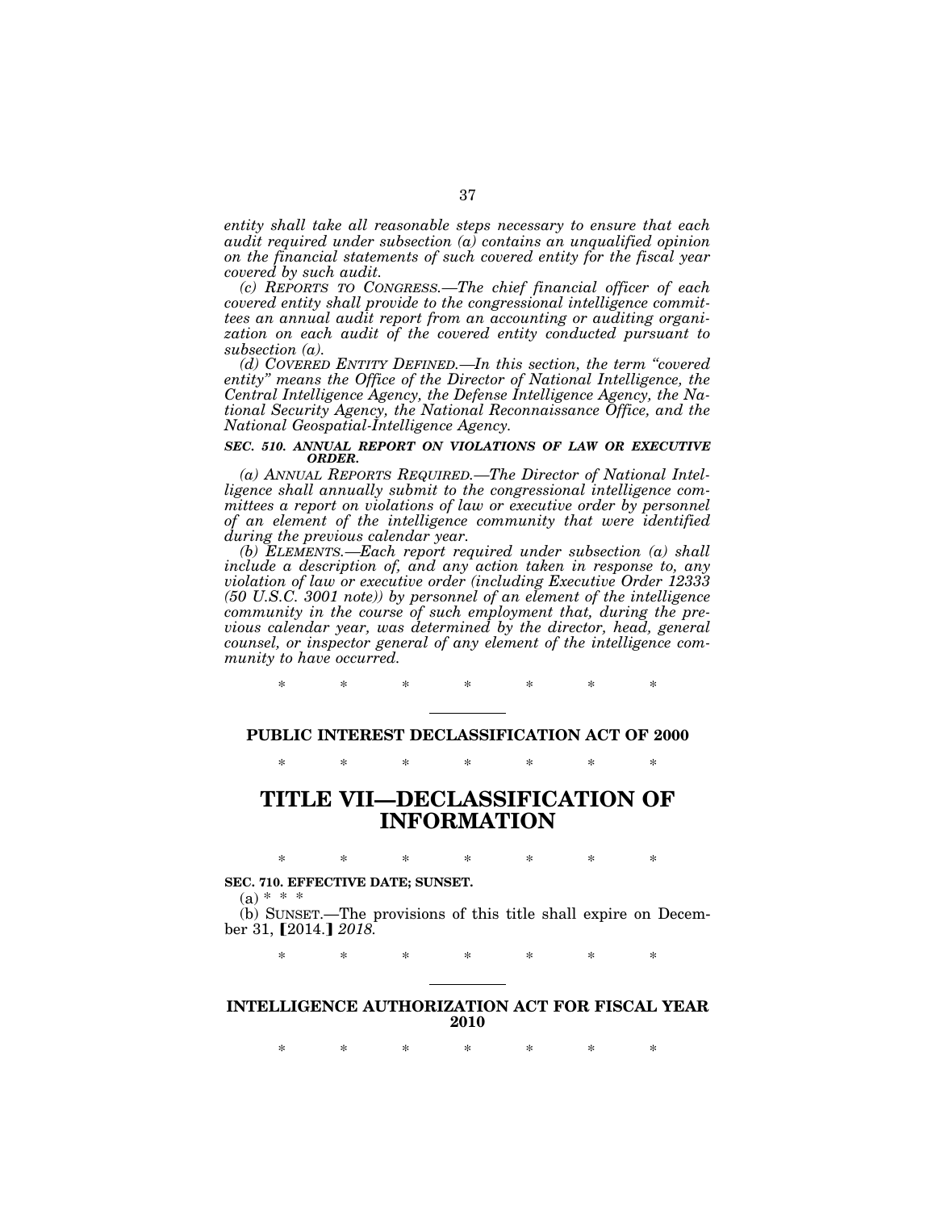*entity shall take all reasonable steps necessary to ensure that each audit required under subsection (a) contains an unqualified opinion on the financial statements of such covered entity for the fiscal year covered by such audit.*

*(c) REPORTS TO CONGRESS.—The chief financial officer of each covered entity shall provide to the congressional intelligence committees an annual audit report from an accounting or auditing organization on each audit of the covered entity conducted pursuant to subsection (a).*

*(d) COVERED ENTITY DEFINED.—In this section, the term "covered entity" means the Office of the Director of National Intelligence, the Central Intelligence Agency, the Defense Intelligence Agency, the National Security Agency, the National Reconnaissance Office, and the National Geospatial-Intelligence Agency.*

***SEC. 510. ANNUAL REPORT ON VIOLATIONS OF LAW OR EXECUTIVE ORDER.***

*(a) ANNUAL REPORTS REQUIRED.—The Director of National Intelligence shall annually submit to the congressional intelligence committees a report on violations of law or executive order by personnel of an element of the intelligence community that were identified during the previous calendar year.*

*(b) ELEMENTS.—Each report required under subsection (a) shall include a description of, and any action taken in response to, any violation of law or executive order (including Executive Order 12333 (50 U.S.C. 3001 note)) by personnel of an element of the intelligence community in the course of such employment that, during the previous calendar year, was determined by the director, head, general counsel, or inspector general of any element of the intelligence community to have occurred.*

\* \* \* \* \* \* \*

---

**PUBLIC INTEREST DECLASSIFICATION ACT OF 2000**

\* \* \* \* \* \* \*

# TITLE VII—DECLASSIFICATION OF INFORMATION

\* \* \* \* \* \* \*

**SEC. 710. EFFECTIVE DATE; SUNSET.**

(a) \* \* \*

(b) SUNSET.—The provisions of this title shall expire on December 31, 【2014.】 *2018.*

\* \* \* \* \* \* \*

---

**INTELLIGENCE AUTHORIZATION ACT FOR FISCAL YEAR 2010**

\* \* \* \* \* \* \*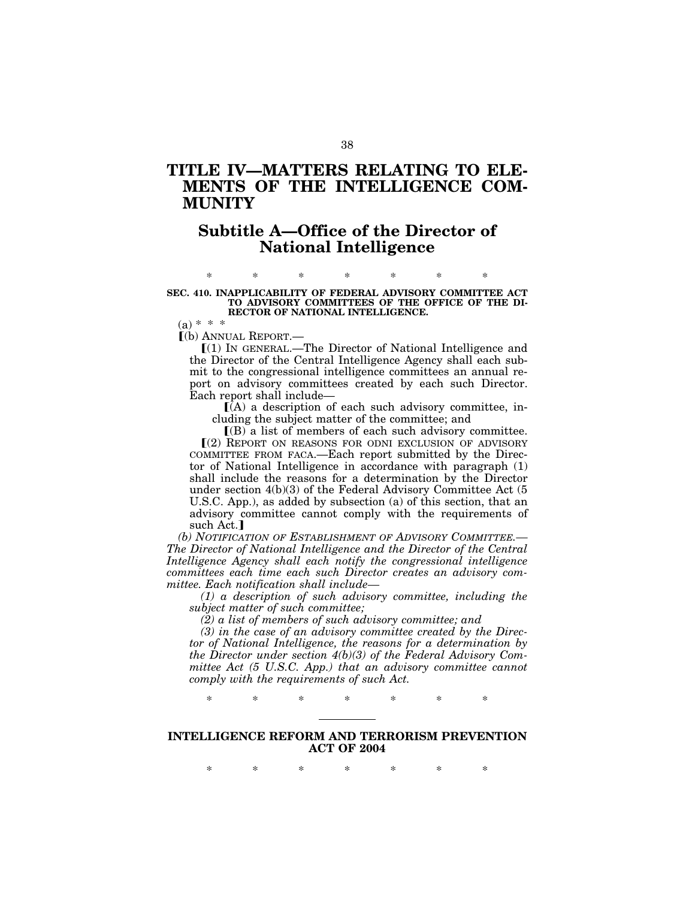# TITLE IV—MATTERS RELATING TO ELEMENTS OF THE INTELLIGENCE COMMUNITY

## Subtitle A—Office of the Director of National Intelligence

\* \* \* \* \* \* \*

**SEC. 410. INAPPLICABILITY OF FEDERAL ADVISORY COMMITTEE ACT TO ADVISORY COMMITTEES OF THE OFFICE OF THE DIRECTOR OF NATIONAL INTELLIGENCE.**

(a) \* \* \*

[(b) ANNUAL REPORT.—

[(1) IN GENERAL.—The Director of National Intelligence and the Director of the Central Intelligence Agency shall each submit to the congressional intelligence committees an annual report on advisory committees created by each such Director. Each report shall include—

[(A) a description of each such advisory committee, including the subject matter of the committee; and

[(B) a list of members of each such advisory committee.

[(2) REPORT ON REASONS FOR ODNI EXCLUSION OF ADVISORY COMMITTEE FROM FACA.—Each report submitted by the Director of National Intelligence in accordance with paragraph (1) shall include the reasons for a determination by the Director under section 4(b)(3) of the Federal Advisory Committee Act (5 U.S.C. App.), as added by subsection (a) of this section, that an advisory committee cannot comply with the requirements of such Act.]

*(b) NOTIFICATION OF ESTABLISHMENT OF ADVISORY COMMITTEE.—The Director of National Intelligence and the Director of the Central Intelligence Agency shall each notify the congressional intelligence committees each time each such Director creates an advisory committee. Each notification shall include—*

*(1) a description of such advisory committee, including the subject matter of such committee;*

*(2) a list of members of such advisory committee; and*

*(3) in the case of an advisory committee created by the Director of National Intelligence, the reasons for a determination by the Director under section 4(b)(3) of the Federal Advisory Committee Act (5 U.S.C. App.) that an advisory committee cannot comply with the requirements of such Act.*

\* \* \* \* \* \* \*

---

**INTELLIGENCE REFORM AND TERRORISM PREVENTION ACT OF 2004**

\* \* \* \* \* \* \*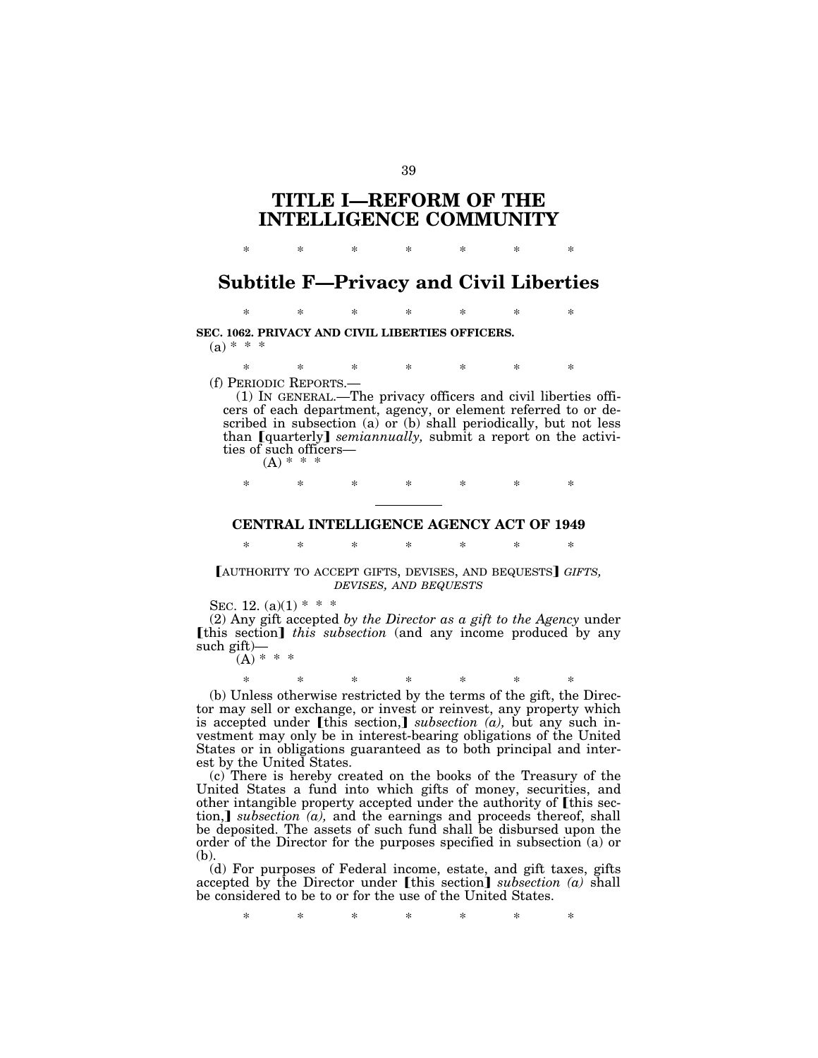# TITLE I—REFORM OF THE INTELLIGENCE COMMUNITY

\* \* \* \* \* \* \*

## Subtitle F—Privacy and Civil Liberties

\* \* \* \* \* \* \*

**SEC. 1062. PRIVACY AND CIVIL LIBERTIES OFFICERS.**

(a) \* \* \*

\* \* \* \* \* \* \*

(f) PERIODIC REPORTS.—

(1) IN GENERAL.—The privacy officers and civil liberties officers of each department, agency, or element referred to or described in subsection (a) or (b) shall periodically, but not less than ⟦quarterly⟧ *semiannually,* submit a report on the activities of such officers—

(A) \* \* \*

\* \* \* \* \* \* \*

---

### CENTRAL INTELLIGENCE AGENCY ACT OF 1949

\* \* \* \* \* \* \*

⟦AUTHORITY TO ACCEPT GIFTS, DEVISES, AND BEQUESTS⟧ *GIFTS, DEVISES, AND BEQUESTS*

SEC. 12. (a)(1) \* \* \*

(2) Any gift accepted *by the Director as a gift to the Agency* under ⟦this section⟧ *this subsection* (and any income produced by any such gift)—

(A) \* \* \*

\* \* \* \* \* \* \*

(b) Unless otherwise restricted by the terms of the gift, the Director may sell or exchange, or invest or reinvest, any property which is accepted under ⟦this section,⟧ *subsection (a),* but any such investment may only be in interest-bearing obligations of the United States or in obligations guaranteed as to both principal and interest by the United States.

(c) There is hereby created on the books of the Treasury of the United States a fund into which gifts of money, securities, and other intangible property accepted under the authority of ⟦this section,⟧ *subsection (a),* and the earnings and proceeds thereof, shall be deposited. The assets of such fund shall be disbursed upon the order of the Director for the purposes specified in subsection (a) or (b).

(d) For purposes of Federal income, estate, and gift taxes, gifts accepted by the Director under ⟦this section⟧ *subsection (a)* shall be considered to be to or for the use of the United States.

\* \* \* \* \* \* \*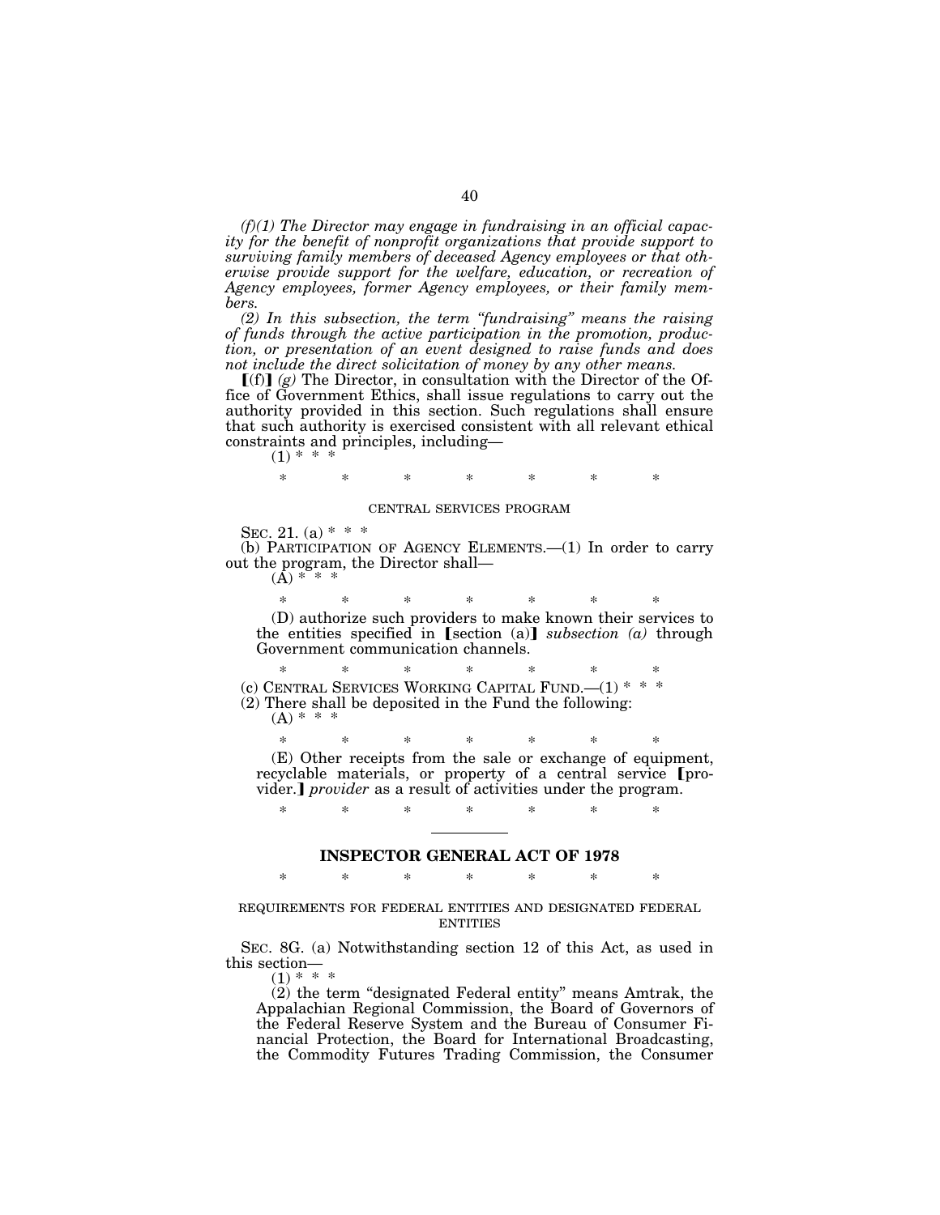*(f)(1) The Director may engage in fundraising in an official capacity for the benefit of nonprofit organizations that provide support to surviving family members of deceased Agency employees or that otherwise provide support for the welfare, education, or recreation of Agency employees, former Agency employees, or their family members.*

*(2) In this subsection, the term "fundraising" means the raising of funds through the active participation in the promotion, production, or presentation of an event designed to raise funds and does not include the direct solicitation of money by any other means.*

【(f)】 *(g)* The Director, in consultation with the Director of the Office of Government Ethics, shall issue regulations to carry out the authority provided in this section. Such regulations shall ensure that such authority is exercised consistent with all relevant ethical constraints and principles, including—

(1) * * *

\* \* \* \* \* \* \*

CENTRAL SERVICES PROGRAM

SEC. 21. (a) * * *

(b) PARTICIPATION OF AGENCY ELEMENTS.—(1) In order to carry out the program, the Director shall—

(A) * * *

\* \* \* \* \* \* \*

(D) authorize such providers to make known their services to the entities specified in 【section (a)】 *subsection (a)* through Government communication channels.

\* \* \* \* \* \* \*

(c) CENTRAL SERVICES WORKING CAPITAL FUND.—(1) * * *

(2) There shall be deposited in the Fund the following:

(A) * * *

\* \* \* \* \* \* \*

(E) Other receipts from the sale or exchange of equipment, recyclable materials, or property of a central service 【provider.】 *provider* as a result of activities under the program.

\* \* \* \* \* \* \*

---

## INSPECTOR GENERAL ACT OF 1978

\* \* \* \* \* \* \*

REQUIREMENTS FOR FEDERAL ENTITIES AND DESIGNATED FEDERAL ENTITIES

SEC. 8G. (a) Notwithstanding section 12 of this Act, as used in this section—

(1) * * *

(2) the term "designated Federal entity" means Amtrak, the Appalachian Regional Commission, the Board of Governors of the Federal Reserve System and the Bureau of Consumer Financial Protection, the Board for International Broadcasting, the Commodity Futures Trading Commission, the Consumer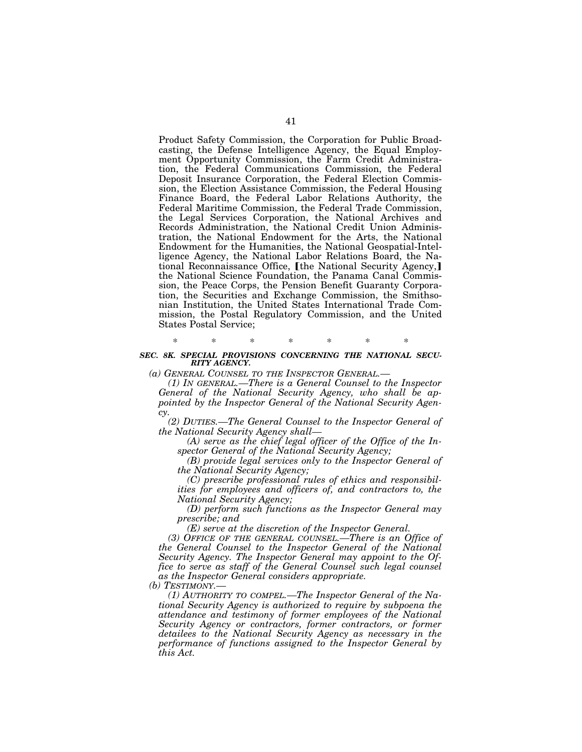Product Safety Commission, the Corporation for Public Broadcasting, the Defense Intelligence Agency, the Equal Employment Opportunity Commission, the Farm Credit Administration, the Federal Communications Commission, the Federal Deposit Insurance Corporation, the Federal Election Commission, the Election Assistance Commission, the Federal Housing Finance Board, the Federal Labor Relations Authority, the Federal Maritime Commission, the Federal Trade Commission, the Legal Services Corporation, the National Archives and Records Administration, the National Credit Union Administration, the National Endowment for the Arts, the National Endowment for the Humanities, the National Geospatial-Intelligence Agency, the National Labor Relations Board, the National Reconnaissance Office, [the National Security Agency,] the National Science Foundation, the Panama Canal Commission, the Peace Corps, the Pension Benefit Guaranty Corporation, the Securities and Exchange Commission, the Smithsonian Institution, the United States International Trade Commission, the Postal Regulatory Commission, and the United States Postal Service;

\* \* \* \* \* \* \*

***SEC. 8K. SPECIAL PROVISIONS CONCERNING THE NATIONAL SECURITY AGENCY.***

*(a) GENERAL COUNSEL TO THE INSPECTOR GENERAL.—*

*(1) IN GENERAL.—There is a General Counsel to the Inspector General of the National Security Agency, who shall be appointed by the Inspector General of the National Security Agency.*

*(2) DUTIES.—The General Counsel to the Inspector General of the National Security Agency shall—*

*(A) serve as the chief legal officer of the Office of the Inspector General of the National Security Agency;*

*(B) provide legal services only to the Inspector General of the National Security Agency;*

*(C) prescribe professional rules of ethics and responsibilities for employees and officers of, and contractors to, the National Security Agency;*

*(D) perform such functions as the Inspector General may prescribe; and*

*(E) serve at the discretion of the Inspector General.*

*(3) OFFICE OF THE GENERAL COUNSEL.—There is an Office of the General Counsel to the Inspector General of the National Security Agency. The Inspector General may appoint to the Office to serve as staff of the General Counsel such legal counsel as the Inspector General considers appropriate.*

*(b) TESTIMONY.—*

*(1) AUTHORITY TO COMPEL.—The Inspector General of the National Security Agency is authorized to require by subpoena the attendance and testimony of former employees of the National Security Agency or contractors, former contractors, or former detailees to the National Security Agency as necessary in the performance of functions assigned to the Inspector General by this Act.*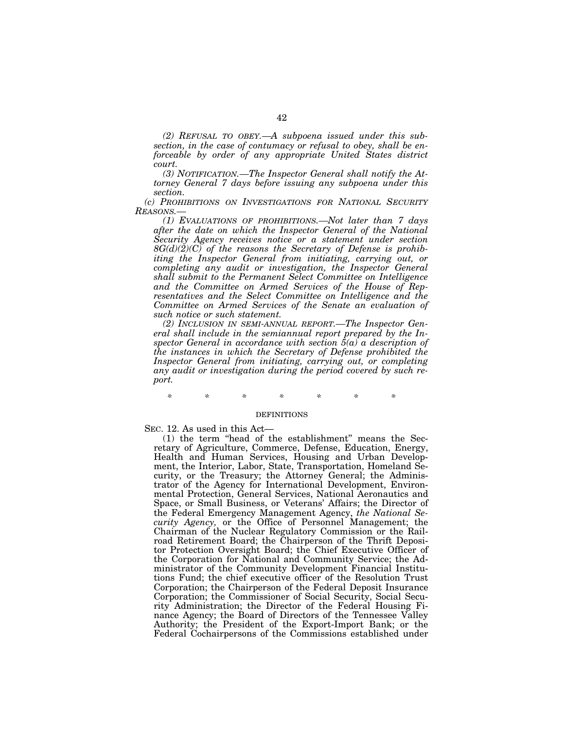*(2) REFUSAL TO OBEY.—A subpoena issued under this subsection, in the case of contumacy or refusal to obey, shall be enforceable by order of any appropriate United States district court.*

*(3) NOTIFICATION.—The Inspector General shall notify the Attorney General 7 days before issuing any subpoena under this section.*

*(c) PROHIBITIONS ON INVESTIGATIONS FOR NATIONAL SECURITY REASONS.—*

*(1) EVALUATIONS OF PROHIBITIONS.—Not later than 7 days after the date on which the Inspector General of the National Security Agency receives notice or a statement under section 8G(d)(2)(C) of the reasons the Secretary of Defense is prohibiting the Inspector General from initiating, carrying out, or completing any audit or investigation, the Inspector General shall submit to the Permanent Select Committee on Intelligence and the Committee on Armed Services of the House of Representatives and the Select Committee on Intelligence and the Committee on Armed Services of the Senate an evaluation of such notice or such statement.*

*(2) INCLUSION IN SEMI-ANNUAL REPORT.—The Inspector General shall include in the semiannual report prepared by the Inspector General in accordance with section 5(a) a description of the instances in which the Secretary of Defense prohibited the Inspector General from initiating, carrying out, or completing any audit or investigation during the period covered by such report.*

\* \* \* \* \* \* \*

DEFINITIONS

SEC. 12. As used in this Act—

(1) the term "head of the establishment" means the Secretary of Agriculture, Commerce, Defense, Education, Energy, Health and Human Services, Housing and Urban Development, the Interior, Labor, State, Transportation, Homeland Security, or the Treasury; the Attorney General; the Administrator of the Agency for International Development, Environmental Protection, General Services, National Aeronautics and Space, or Small Business, or Veterans' Affairs; the Director of the Federal Emergency Management Agency, *the National Security Agency,* or the Office of Personnel Management; the Chairman of the Nuclear Regulatory Commission or the Railroad Retirement Board; the Chairperson of the Thrift Depositor Protection Oversight Board; the Chief Executive Officer of the Corporation for National and Community Service; the Administrator of the Community Development Financial Institutions Fund; the chief executive officer of the Resolution Trust Corporation; the Chairperson of the Federal Deposit Insurance Corporation; the Commissioner of Social Security, Social Security Administration; the Director of the Federal Housing Finance Agency; the Board of Directors of the Tennessee Valley Authority; the President of the Export-Import Bank; or the Federal Cochairpersons of the Commissions established under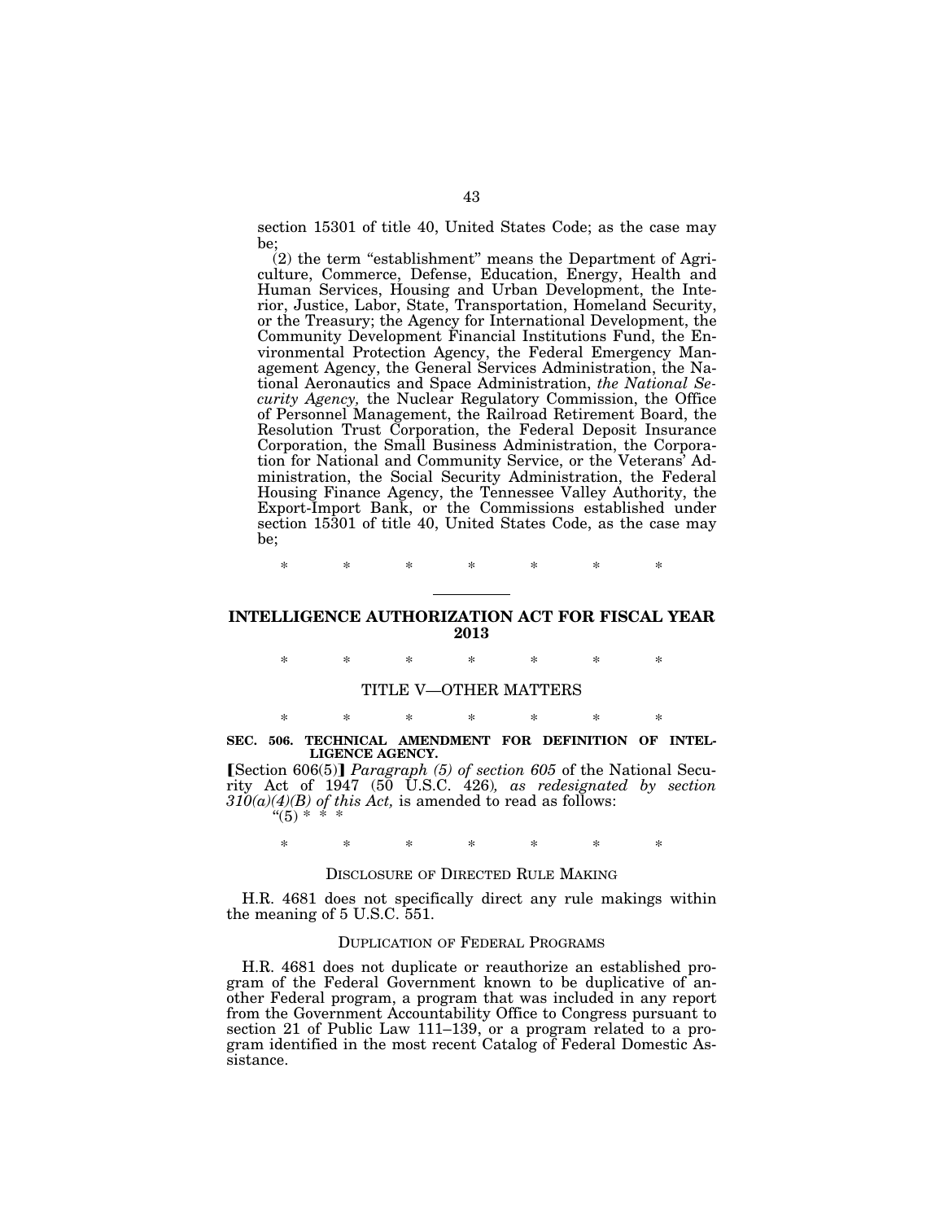section 15301 of title 40, United States Code; as the case may be;

(2) the term "establishment" means the Department of Agriculture, Commerce, Defense, Education, Energy, Health and Human Services, Housing and Urban Development, the Interior, Justice, Labor, State, Transportation, Homeland Security, or the Treasury; the Agency for International Development, the Community Development Financial Institutions Fund, the Environmental Protection Agency, the Federal Emergency Management Agency, the General Services Administration, the National Aeronautics and Space Administration, *the National Security Agency,* the Nuclear Regulatory Commission, the Office of Personnel Management, the Railroad Retirement Board, the Resolution Trust Corporation, the Federal Deposit Insurance Corporation, the Small Business Administration, the Corporation for National and Community Service, or the Veterans' Administration, the Social Security Administration, the Federal Housing Finance Agency, the Tennessee Valley Authority, the Export-Import Bank, or the Commissions established under section 15301 of title 40, United States Code, as the case may be;

\* \* \* \* \* \* \*

## INTELLIGENCE AUTHORIZATION ACT FOR FISCAL YEAR 2013

\* \* \* \* \* \* \*

### TITLE V—OTHER MATTERS

\* \* \* \* \* \* \*

**SEC. 506. TECHNICAL AMENDMENT FOR DEFINITION OF INTELLIGENCE AGENCY.**

[Section 606(5)] *Paragraph (5) of section 605* of the National Security Act of 1947 (50 U.S.C. 426)*, as redesignated by section 310(a)(4)(B) of this Act,* is amended to read as follows:

"(5) \* \* \*

\* \* \* \* \* \* \*

### DISCLOSURE OF DIRECTED RULE MAKING

H.R. 4681 does not specifically direct any rule makings within the meaning of 5 U.S.C. 551.

### DUPLICATION OF FEDERAL PROGRAMS

H.R. 4681 does not duplicate or reauthorize an established program of the Federal Government known to be duplicative of another Federal program, a program that was included in any report from the Government Accountability Office to Congress pursuant to section 21 of Public Law 111–139, or a program related to a program identified in the most recent Catalog of Federal Domestic Assistance.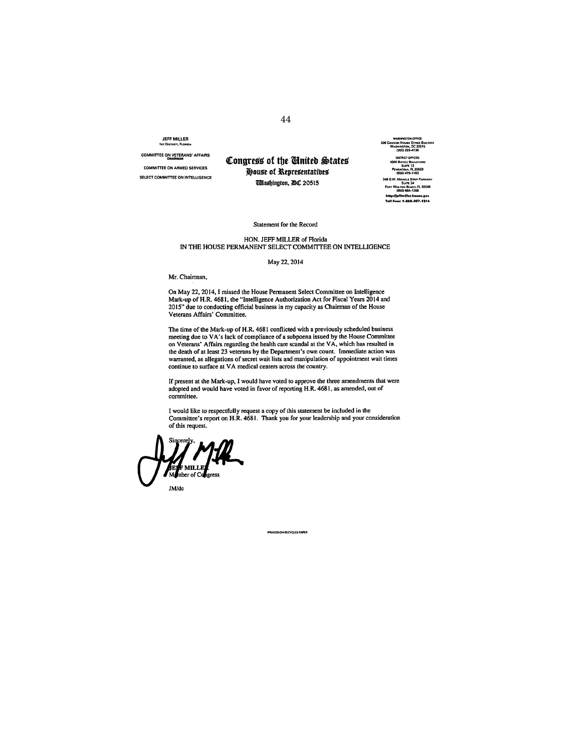JEFF MILLER
1ST DISTRICT, FLORIDA

COMMITTEE ON VETERANS' AFFAIRS
CHAIRMAN

COMMITTEE ON ARMED SERVICES

SELECT COMMITTEE ON INTELLIGENCE

# Congress of the United States
## House of Representatives
### Washington, DC 20515

WASHINGTON OFFICE:
336 CANNON HOUSE OFFICE BUILDING
WASHINGTON, DC 20515
(202) 225-4136

DISTRICT OFFICES:
4300 BAYOU BOULEVARD
SUITE 13
PENSACOLA, FL 32503
(850) 479-1183

348 S.W. MIRACLE STRIP PARKWAY
SUITE 24
FORT WALTON BEACH, FL 32548
(850) 664-1266

http://jeffmiller.house.gov
Toll Free: 1-866-367-1614

Statement for the Record

HON. JEFF MILLER of Florida
IN THE HOUSE PERMANENT SELECT COMMITTEE ON INTELLIGENCE

May 22, 2014

Mr. Chairman,

On May 22, 2014, I missed the House Permanent Select Committee on Intelligence Mark-up of H.R. 4681, the "Intelligence Authorization Act for Fiscal Years 2014 and 2015" due to conducting official business in my capacity as Chairman of the House Veterans Affairs' Committee.

The time of the Mark-up of H.R. 4681 conflicted with a previously scheduled business meeting due to VA's lack of compliance of a subpoena issued by the House Committee on Veterans' Affairs regarding the health care scandal at the VA, which has resulted in the death of at least 23 veterans by the Department's own count. Immediate action was warranted, as allegations of secret wait lists and manipulation of appointment wait times continue to surface at VA medical centers across the country.

If present at the Mark-up, I would have voted to approve the three amendments that were adopted and would have voted in favor of reporting H.R. 4681, as amended, out of committee.

I would like to respectfully request a copy of this statement be included in the Committee's report on H.R. 4681. Thank you for your leadership and your consideration of this request.

Sincerely,

JEFF MILLER
Member of Congress

JM/dc

PRINTED ON RECYCLED PAPER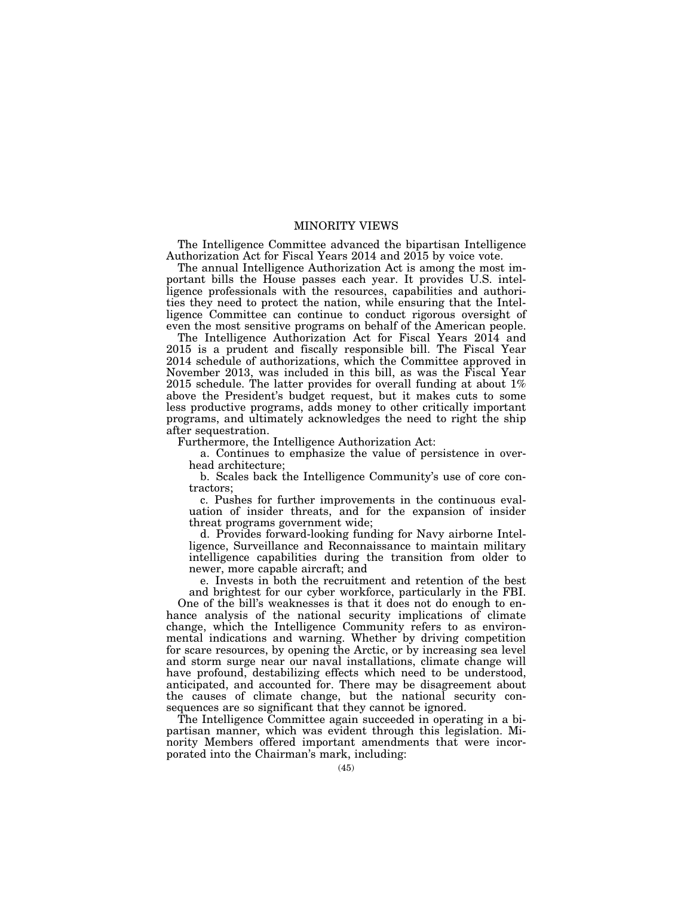# MINORITY VIEWS

The Intelligence Committee advanced the bipartisan Intelligence Authorization Act for Fiscal Years 2014 and 2015 by voice vote.

The annual Intelligence Authorization Act is among the most important bills the House passes each year. It provides U.S. intelligence professionals with the resources, capabilities and authorities they need to protect the nation, while ensuring that the Intelligence Committee can continue to conduct rigorous oversight of even the most sensitive programs on behalf of the American people.

The Intelligence Authorization Act for Fiscal Years 2014 and 2015 is a prudent and fiscally responsible bill. The Fiscal Year 2014 schedule of authorizations, which the Committee approved in November 2013, was included in this bill, as was the Fiscal Year 2015 schedule. The latter provides for overall funding at about 1% above the President's budget request, but it makes cuts to some less productive programs, adds money to other critically important programs, and ultimately acknowledges the need to right the ship after sequestration.

Furthermore, the Intelligence Authorization Act:

a. Continues to emphasize the value of persistence in overhead architecture;

b. Scales back the Intelligence Community's use of core contractors;

c. Pushes for further improvements in the continuous evaluation of insider threats, and for the expansion of insider threat programs government wide;

d. Provides forward-looking funding for Navy airborne Intelligence, Surveillance and Reconnaissance to maintain military intelligence capabilities during the transition from older to newer, more capable aircraft; and

e. Invests in both the recruitment and retention of the best and brightest for our cyber workforce, particularly in the FBI.

One of the bill's weaknesses is that it does not do enough to enhance analysis of the national security implications of climate change, which the Intelligence Community refers to as environmental indications and warning. Whether by driving competition for scare resources, by opening the Arctic, or by increasing sea level and storm surge near our naval installations, climate change will have profound, destabilizing effects which need to be understood, anticipated, and accounted for. There may be disagreement about the causes of climate change, but the national security consequences are so significant that they cannot be ignored.

The Intelligence Committee again succeeded in operating in a bipartisan manner, which was evident through this legislation. Minority Members offered important amendments that were incorporated into the Chairman's mark, including: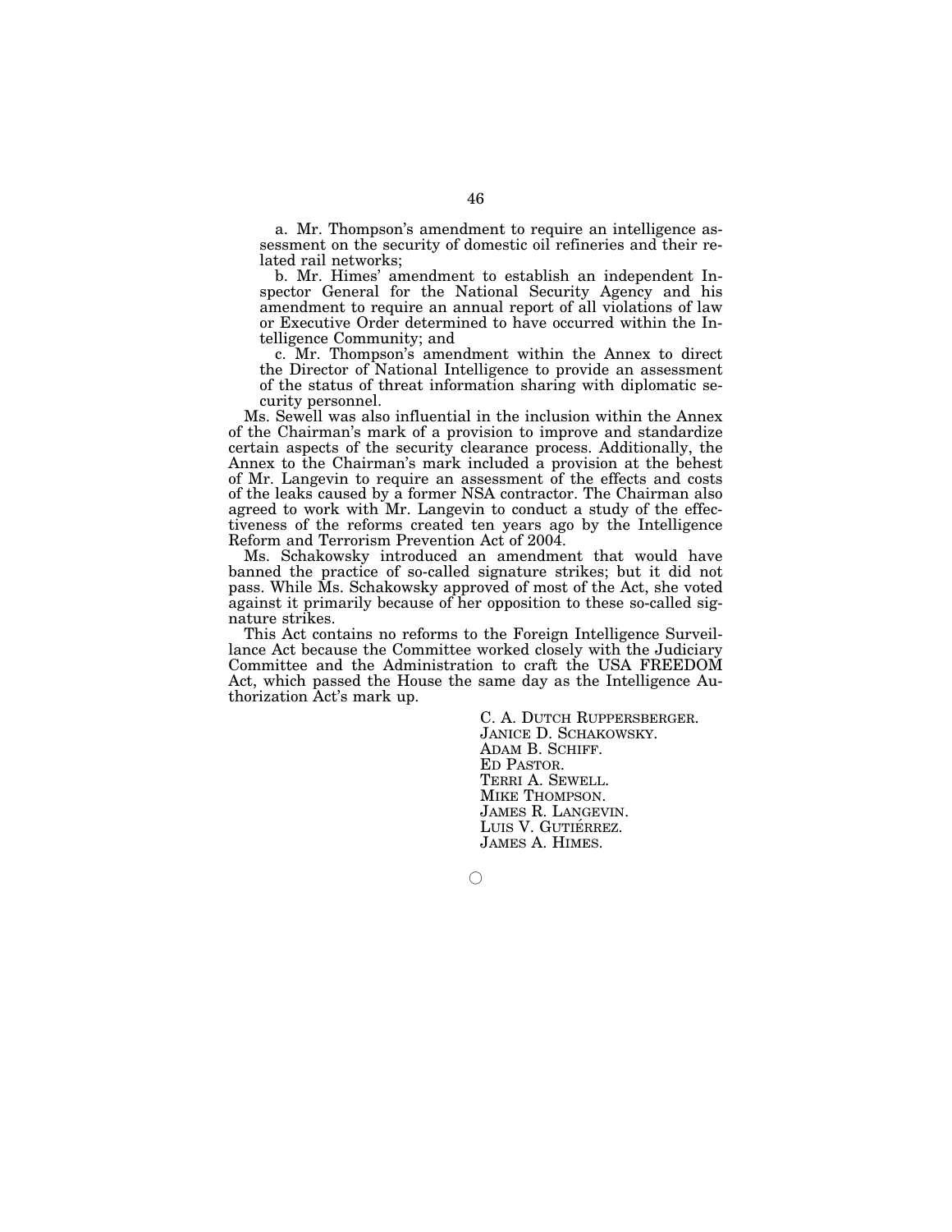a. Mr. Thompson's amendment to require an intelligence assessment on the security of domestic oil refineries and their related rail networks;

b. Mr. Himes' amendment to establish an independent Inspector General for the National Security Agency and his amendment to require an annual report of all violations of law or Executive Order determined to have occurred within the Intelligence Community; and

c. Mr. Thompson's amendment within the Annex to direct the Director of National Intelligence to provide an assessment of the status of threat information sharing with diplomatic security personnel.

Ms. Sewell was also influential in the inclusion within the Annex of the Chairman's mark of a provision to improve and standardize certain aspects of the security clearance process. Additionally, the Annex to the Chairman's mark included a provision at the behest of Mr. Langevin to require an assessment of the effects and costs of the leaks caused by a former NSA contractor. The Chairman also agreed to work with Mr. Langevin to conduct a study of the effectiveness of the reforms created ten years ago by the Intelligence Reform and Terrorism Prevention Act of 2004.

Ms. Schakowsky introduced an amendment that would have banned the practice of so-called signature strikes; but it did not pass. While Ms. Schakowsky approved of most of the Act, she voted against it primarily because of her opposition to these so-called signature strikes.

This Act contains no reforms to the Foreign Intelligence Surveillance Act because the Committee worked closely with the Judiciary Committee and the Administration to craft the USA FREEDOM Act, which passed the House the same day as the Intelligence Authorization Act's mark up.

C. A. DUTCH RUPPERSBERGER.
JANICE D. SCHAKOWSKY.
ADAM B. SCHIFF.
ED PASTOR.
TERRI A. SEWELL.
MIKE THOMPSON.
JAMES R. LANGEVIN.
LUIS V. GUTIÉRREZ.
JAMES A. HIMES.